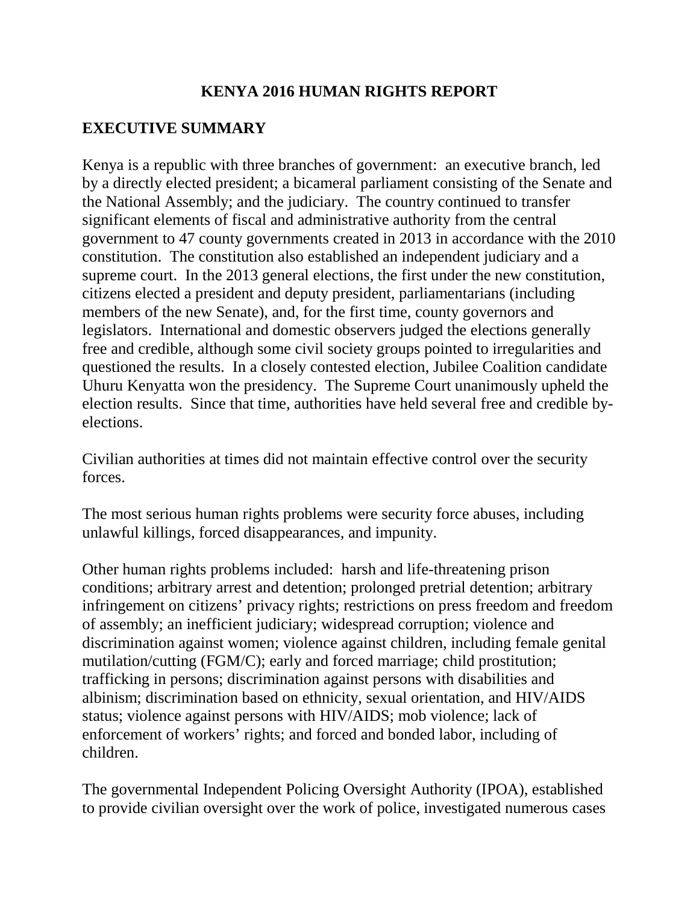# KENYA 2016 HUMAN RIGHTS REPORT

## EXECUTIVE SUMMARY

Kenya is a republic with three branches of government: an executive branch, led by a directly elected president; a bicameral parliament consisting of the Senate and the National Assembly; and the judiciary. The country continued to transfer significant elements of fiscal and administrative authority from the central government to 47 county governments created in 2013 in accordance with the 2010 constitution. The constitution also established an independent judiciary and a supreme court. In the 2013 general elections, the first under the new constitution, citizens elected a president and deputy president, parliamentarians (including members of the new Senate), and, for the first time, county governors and legislators. International and domestic observers judged the elections generally free and credible, although some civil society groups pointed to irregularities and questioned the results. In a closely contested election, Jubilee Coalition candidate Uhuru Kenyatta won the presidency. The Supreme Court unanimously upheld the election results. Since that time, authorities have held several free and credible by-elections.

Civilian authorities at times did not maintain effective control over the security forces.

The most serious human rights problems were security force abuses, including unlawful killings, forced disappearances, and impunity.

Other human rights problems included: harsh and life-threatening prison conditions; arbitrary arrest and detention; prolonged pretrial detention; arbitrary infringement on citizens' privacy rights; restrictions on press freedom and freedom of assembly; an inefficient judiciary; widespread corruption; violence and discrimination against women; violence against children, including female genital mutilation/cutting (FGM/C); early and forced marriage; child prostitution; trafficking in persons; discrimination against persons with disabilities and albinism; discrimination based on ethnicity, sexual orientation, and HIV/AIDS status; violence against persons with HIV/AIDS; mob violence; lack of enforcement of workers' rights; and forced and bonded labor, including of children.

The governmental Independent Policing Oversight Authority (IPOA), established to provide civilian oversight over the work of police, investigated numerous cases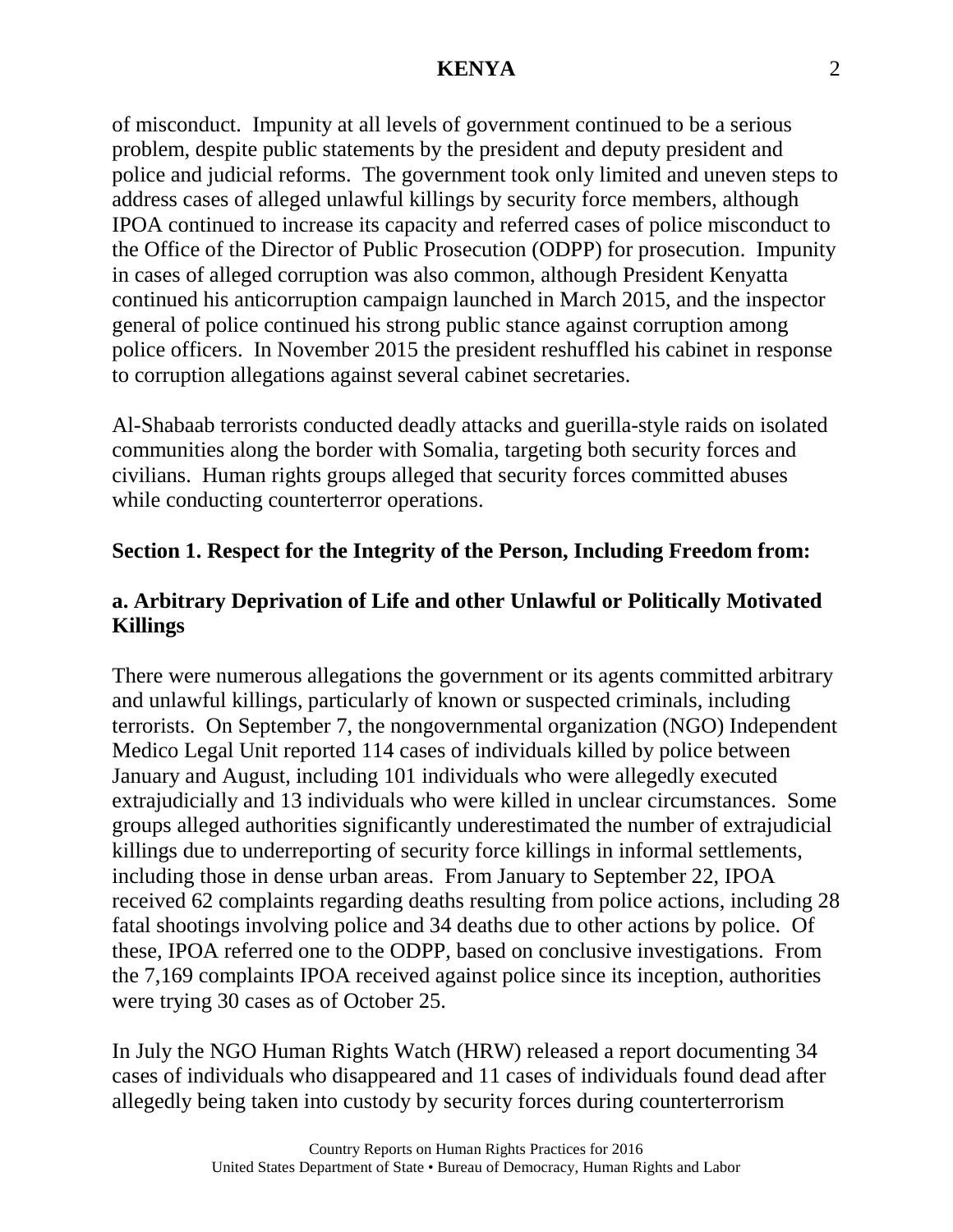of misconduct. Impunity at all levels of government continued to be a serious problem, despite public statements by the president and deputy president and police and judicial reforms. The government took only limited and uneven steps to address cases of alleged unlawful killings by security force members, although IPOA continued to increase its capacity and referred cases of police misconduct to the Office of the Director of Public Prosecution (ODPP) for prosecution. Impunity in cases of alleged corruption was also common, although President Kenyatta continued his anticorruption campaign launched in March 2015, and the inspector general of police continued his strong public stance against corruption among police officers. In November 2015 the president reshuffled his cabinet in response to corruption allegations against several cabinet secretaries.

Al-Shabaab terrorists conducted deadly attacks and guerilla-style raids on isolated communities along the border with Somalia, targeting both security forces and civilians. Human rights groups alleged that security forces committed abuses while conducting counterterror operations.

## Section 1. Respect for the Integrity of the Person, Including Freedom from:

### a. Arbitrary Deprivation of Life and other Unlawful or Politically Motivated Killings

There were numerous allegations the government or its agents committed arbitrary and unlawful killings, particularly of known or suspected criminals, including terrorists. On September 7, the nongovernmental organization (NGO) Independent Medico Legal Unit reported 114 cases of individuals killed by police between January and August, including 101 individuals who were allegedly executed extrajudicially and 13 individuals who were killed in unclear circumstances. Some groups alleged authorities significantly underestimated the number of extrajudicial killings due to underreporting of security force killings in informal settlements, including those in dense urban areas. From January to September 22, IPOA received 62 complaints regarding deaths resulting from police actions, including 28 fatal shootings involving police and 34 deaths due to other actions by police. Of these, IPOA referred one to the ODPP, based on conclusive investigations. From the 7,169 complaints IPOA received against police since its inception, authorities were trying 30 cases as of October 25.

In July the NGO Human Rights Watch (HRW) released a report documenting 34 cases of individuals who disappeared and 11 cases of individuals found dead after allegedly being taken into custody by security forces during counterterrorism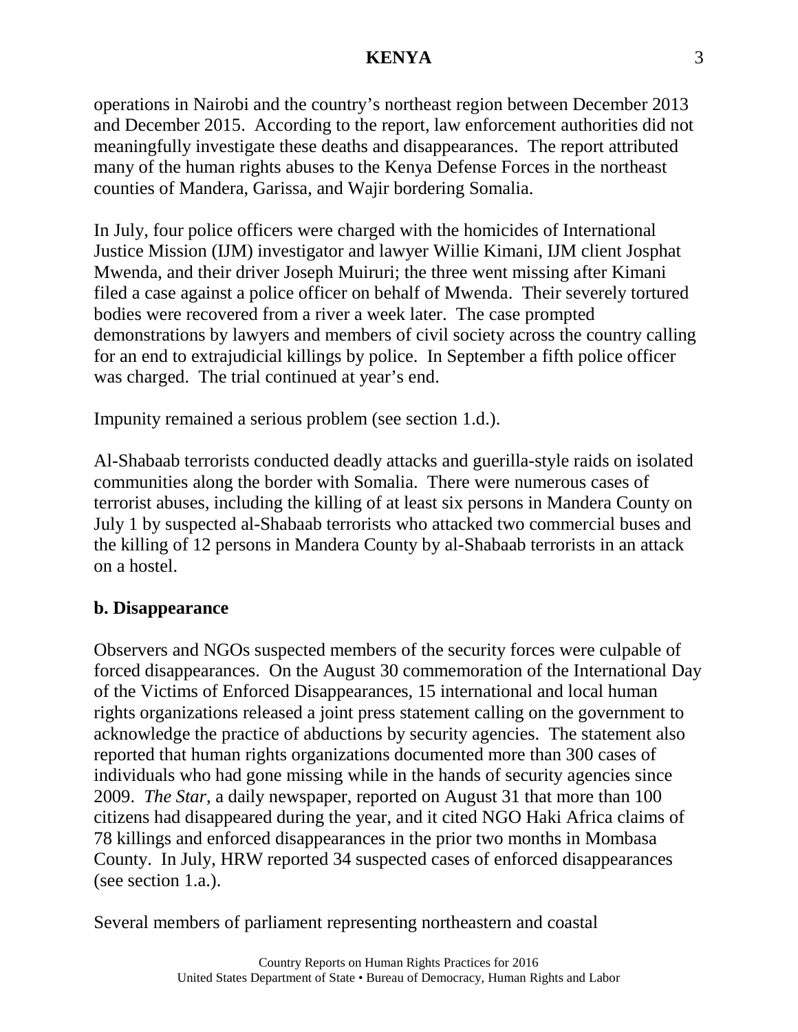operations in Nairobi and the country's northeast region between December 2013 and December 2015. According to the report, law enforcement authorities did not meaningfully investigate these deaths and disappearances. The report attributed many of the human rights abuses to the Kenya Defense Forces in the northeast counties of Mandera, Garissa, and Wajir bordering Somalia.

In July, four police officers were charged with the homicides of International Justice Mission (IJM) investigator and lawyer Willie Kimani, IJM client Josphat Mwenda, and their driver Joseph Muiruri; the three went missing after Kimani filed a case against a police officer on behalf of Mwenda. Their severely tortured bodies were recovered from a river a week later. The case prompted demonstrations by lawyers and members of civil society across the country calling for an end to extrajudicial killings by police. In September a fifth police officer was charged. The trial continued at year's end.

Impunity remained a serious problem (see section 1.d.).

Al-Shabaab terrorists conducted deadly attacks and guerilla-style raids on isolated communities along the border with Somalia. There were numerous cases of terrorist abuses, including the killing of at least six persons in Mandera County on July 1 by suspected al-Shabaab terrorists who attacked two commercial buses and the killing of 12 persons in Mandera County by al-Shabaab terrorists in an attack on a hostel.

## b. Disappearance

Observers and NGOs suspected members of the security forces were culpable of forced disappearances. On the August 30 commemoration of the International Day of the Victims of Enforced Disappearances, 15 international and local human rights organizations released a joint press statement calling on the government to acknowledge the practice of abductions by security agencies. The statement also reported that human rights organizations documented more than 300 cases of individuals who had gone missing while in the hands of security agencies since 2009. *The Star*, a daily newspaper, reported on August 31 that more than 100 citizens had disappeared during the year, and it cited NGO Haki Africa claims of 78 killings and enforced disappearances in the prior two months in Mombasa County. In July, HRW reported 34 suspected cases of enforced disappearances (see section 1.a.).

Several members of parliament representing northeastern and coastal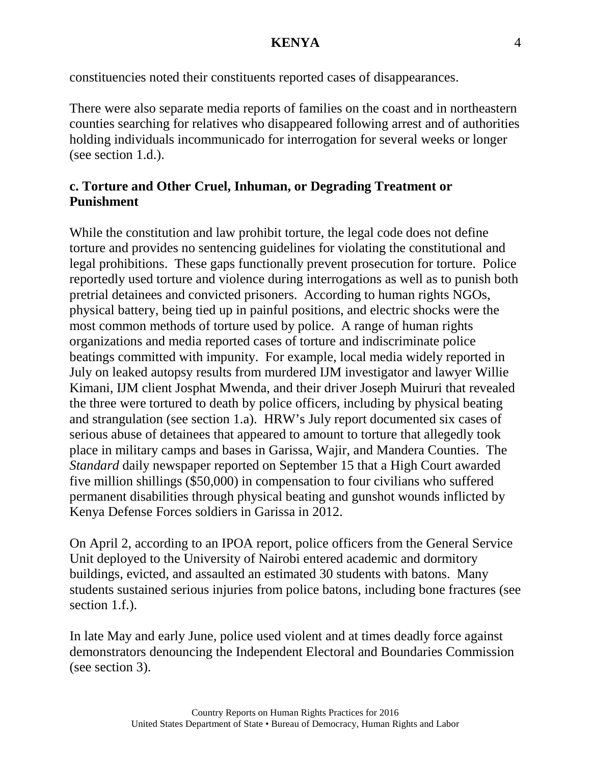constituencies noted their constituents reported cases of disappearances.

There were also separate media reports of families on the coast and in northeastern counties searching for relatives who disappeared following arrest and of authorities holding individuals incommunicado for interrogation for several weeks or longer (see section 1.d.).

### c. Torture and Other Cruel, Inhuman, or Degrading Treatment or Punishment

While the constitution and law prohibit torture, the legal code does not define torture and provides no sentencing guidelines for violating the constitutional and legal prohibitions. These gaps functionally prevent prosecution for torture. Police reportedly used torture and violence during interrogations as well as to punish both pretrial detainees and convicted prisoners. According to human rights NGOs, physical battery, being tied up in painful positions, and electric shocks were the most common methods of torture used by police. A range of human rights organizations and media reported cases of torture and indiscriminate police beatings committed with impunity. For example, local media widely reported in July on leaked autopsy results from murdered IJM investigator and lawyer Willie Kimani, IJM client Josphat Mwenda, and their driver Joseph Muiruri that revealed the three were tortured to death by police officers, including by physical beating and strangulation (see section 1.a). HRW's July report documented six cases of serious abuse of detainees that appeared to amount to torture that allegedly took place in military camps and bases in Garissa, Wajir, and Mandera Counties. The *Standard* daily newspaper reported on September 15 that a High Court awarded five million shillings ($50,000) in compensation to four civilians who suffered permanent disabilities through physical beating and gunshot wounds inflicted by Kenya Defense Forces soldiers in Garissa in 2012.

On April 2, according to an IPOA report, police officers from the General Service Unit deployed to the University of Nairobi entered academic and dormitory buildings, evicted, and assaulted an estimated 30 students with batons. Many students sustained serious injuries from police batons, including bone fractures (see section 1.f.).

In late May and early June, police used violent and at times deadly force against demonstrators denouncing the Independent Electoral and Boundaries Commission (see section 3).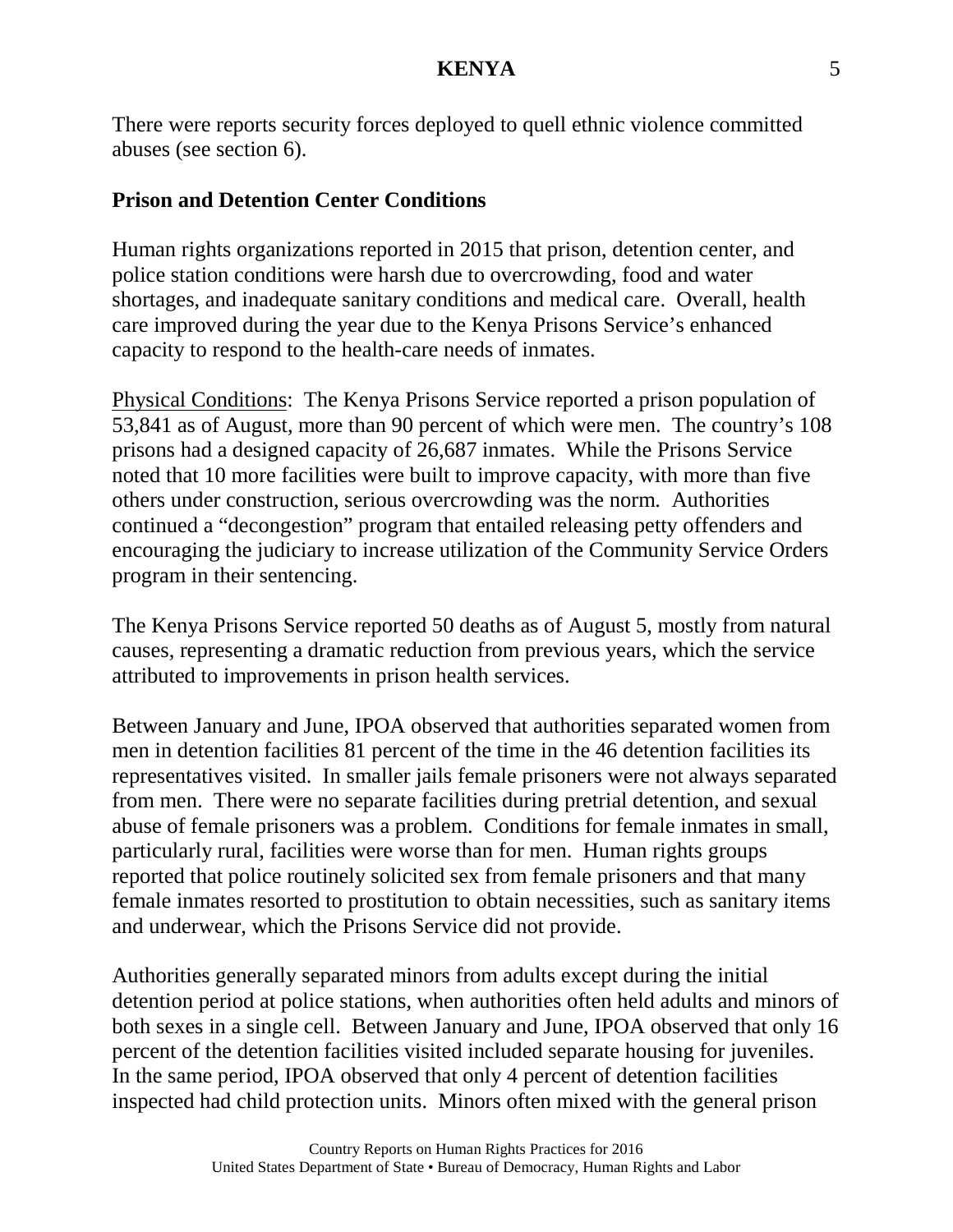There were reports security forces deployed to quell ethnic violence committed abuses (see section 6).

**Prison and Detention Center Conditions**

Human rights organizations reported in 2015 that prison, detention center, and police station conditions were harsh due to overcrowding, food and water shortages, and inadequate sanitary conditions and medical care. Overall, health care improved during the year due to the Kenya Prisons Service's enhanced capacity to respond to the health-care needs of inmates.

Physical Conditions: The Kenya Prisons Service reported a prison population of 53,841 as of August, more than 90 percent of which were men. The country's 108 prisons had a designed capacity of 26,687 inmates. While the Prisons Service noted that 10 more facilities were built to improve capacity, with more than five others under construction, serious overcrowding was the norm. Authorities continued a "decongestion" program that entailed releasing petty offenders and encouraging the judiciary to increase utilization of the Community Service Orders program in their sentencing.

The Kenya Prisons Service reported 50 deaths as of August 5, mostly from natural causes, representing a dramatic reduction from previous years, which the service attributed to improvements in prison health services.

Between January and June, IPOA observed that authorities separated women from men in detention facilities 81 percent of the time in the 46 detention facilities its representatives visited. In smaller jails female prisoners were not always separated from men. There were no separate facilities during pretrial detention, and sexual abuse of female prisoners was a problem. Conditions for female inmates in small, particularly rural, facilities were worse than for men. Human rights groups reported that police routinely solicited sex from female prisoners and that many female inmates resorted to prostitution to obtain necessities, such as sanitary items and underwear, which the Prisons Service did not provide.

Authorities generally separated minors from adults except during the initial detention period at police stations, when authorities often held adults and minors of both sexes in a single cell. Between January and June, IPOA observed that only 16 percent of the detention facilities visited included separate housing for juveniles. In the same period, IPOA observed that only 4 percent of detention facilities inspected had child protection units. Minors often mixed with the general prison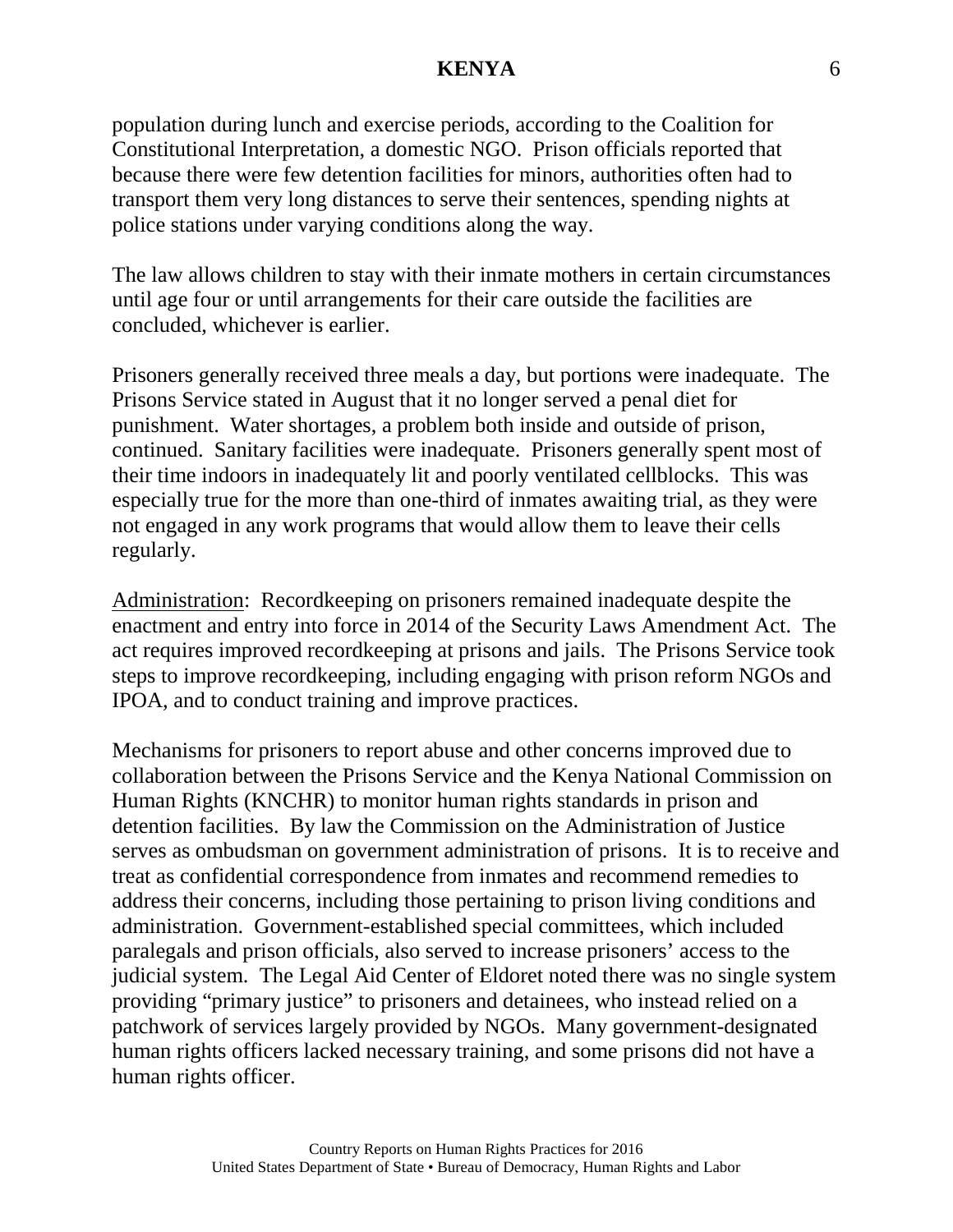population during lunch and exercise periods, according to the Coalition for Constitutional Interpretation, a domestic NGO. Prison officials reported that because there were few detention facilities for minors, authorities often had to transport them very long distances to serve their sentences, spending nights at police stations under varying conditions along the way.

The law allows children to stay with their inmate mothers in certain circumstances until age four or until arrangements for their care outside the facilities are concluded, whichever is earlier.

Prisoners generally received three meals a day, but portions were inadequate. The Prisons Service stated in August that it no longer served a penal diet for punishment. Water shortages, a problem both inside and outside of prison, continued. Sanitary facilities were inadequate. Prisoners generally spent most of their time indoors in inadequately lit and poorly ventilated cellblocks. This was especially true for the more than one-third of inmates awaiting trial, as they were not engaged in any work programs that would allow them to leave their cells regularly.

Administration: Recordkeeping on prisoners remained inadequate despite the enactment and entry into force in 2014 of the Security Laws Amendment Act. The act requires improved recordkeeping at prisons and jails. The Prisons Service took steps to improve recordkeeping, including engaging with prison reform NGOs and IPOA, and to conduct training and improve practices.

Mechanisms for prisoners to report abuse and other concerns improved due to collaboration between the Prisons Service and the Kenya National Commission on Human Rights (KNCHR) to monitor human rights standards in prison and detention facilities. By law the Commission on the Administration of Justice serves as ombudsman on government administration of prisons. It is to receive and treat as confidential correspondence from inmates and recommend remedies to address their concerns, including those pertaining to prison living conditions and administration. Government-established special committees, which included paralegals and prison officials, also served to increase prisoners' access to the judicial system. The Legal Aid Center of Eldoret noted there was no single system providing "primary justice" to prisoners and detainees, who instead relied on a patchwork of services largely provided by NGOs. Many government-designated human rights officers lacked necessary training, and some prisons did not have a human rights officer.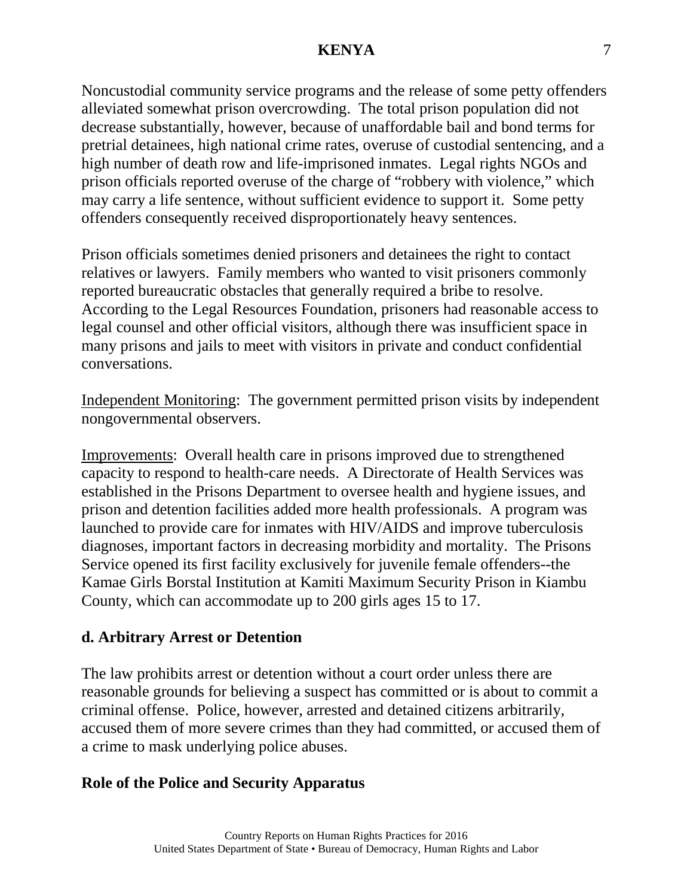Noncustodial community service programs and the release of some petty offenders alleviated somewhat prison overcrowding. The total prison population did not decrease substantially, however, because of unaffordable bail and bond terms for pretrial detainees, high national crime rates, overuse of custodial sentencing, and a high number of death row and life-imprisoned inmates. Legal rights NGOs and prison officials reported overuse of the charge of "robbery with violence," which may carry a life sentence, without sufficient evidence to support it. Some petty offenders consequently received disproportionately heavy sentences.

Prison officials sometimes denied prisoners and detainees the right to contact relatives or lawyers. Family members who wanted to visit prisoners commonly reported bureaucratic obstacles that generally required a bribe to resolve. According to the Legal Resources Foundation, prisoners had reasonable access to legal counsel and other official visitors, although there was insufficient space in many prisons and jails to meet with visitors in private and conduct confidential conversations.

Independent Monitoring: The government permitted prison visits by independent nongovernmental observers.

Improvements: Overall health care in prisons improved due to strengthened capacity to respond to health-care needs. A Directorate of Health Services was established in the Prisons Department to oversee health and hygiene issues, and prison and detention facilities added more health professionals. A program was launched to provide care for inmates with HIV/AIDS and improve tuberculosis diagnoses, important factors in decreasing morbidity and mortality. The Prisons Service opened its first facility exclusively for juvenile female offenders--the Kamae Girls Borstal Institution at Kamiti Maximum Security Prison in Kiambu County, which can accommodate up to 200 girls ages 15 to 17.

## d. Arbitrary Arrest or Detention

The law prohibits arrest or detention without a court order unless there are reasonable grounds for believing a suspect has committed or is about to commit a criminal offense. Police, however, arrested and detained citizens arbitrarily, accused them of more severe crimes than they had committed, or accused them of a crime to mask underlying police abuses.

### Role of the Police and Security Apparatus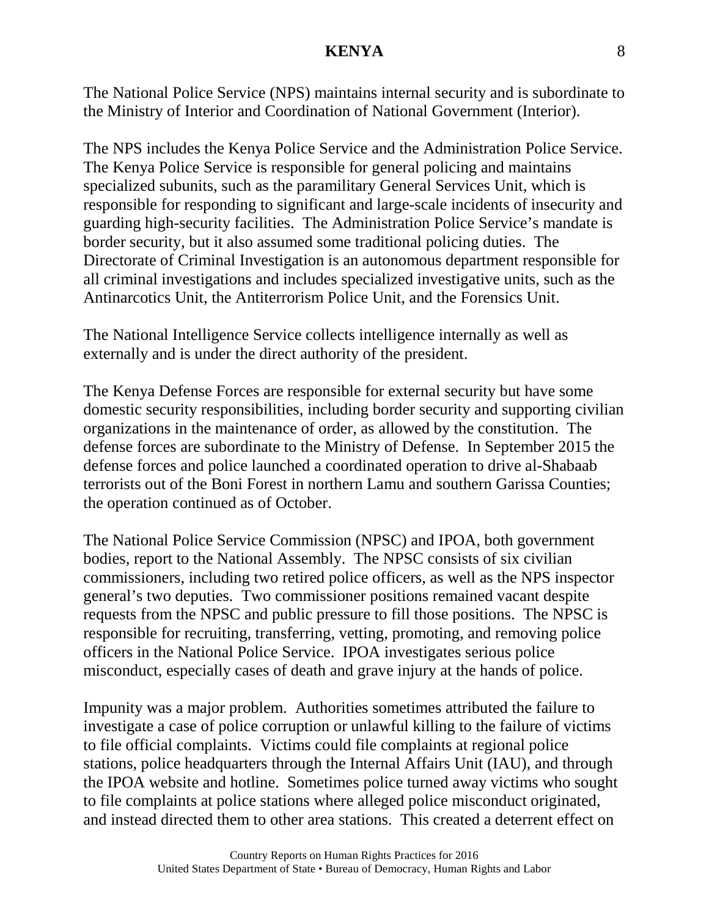The National Police Service (NPS) maintains internal security and is subordinate to the Ministry of Interior and Coordination of National Government (Interior).

The NPS includes the Kenya Police Service and the Administration Police Service. The Kenya Police Service is responsible for general policing and maintains specialized subunits, such as the paramilitary General Services Unit, which is responsible for responding to significant and large-scale incidents of insecurity and guarding high-security facilities. The Administration Police Service's mandate is border security, but it also assumed some traditional policing duties. The Directorate of Criminal Investigation is an autonomous department responsible for all criminal investigations and includes specialized investigative units, such as the Antinarcotics Unit, the Antiterrorism Police Unit, and the Forensics Unit.

The National Intelligence Service collects intelligence internally as well as externally and is under the direct authority of the president.

The Kenya Defense Forces are responsible for external security but have some domestic security responsibilities, including border security and supporting civilian organizations in the maintenance of order, as allowed by the constitution. The defense forces are subordinate to the Ministry of Defense. In September 2015 the defense forces and police launched a coordinated operation to drive al-Shabaab terrorists out of the Boni Forest in northern Lamu and southern Garissa Counties; the operation continued as of October.

The National Police Service Commission (NPSC) and IPOA, both government bodies, report to the National Assembly. The NPSC consists of six civilian commissioners, including two retired police officers, as well as the NPS inspector general's two deputies. Two commissioner positions remained vacant despite requests from the NPSC and public pressure to fill those positions. The NPSC is responsible for recruiting, transferring, vetting, promoting, and removing police officers in the National Police Service. IPOA investigates serious police misconduct, especially cases of death and grave injury at the hands of police.

Impunity was a major problem. Authorities sometimes attributed the failure to investigate a case of police corruption or unlawful killing to the failure of victims to file official complaints. Victims could file complaints at regional police stations, police headquarters through the Internal Affairs Unit (IAU), and through the IPOA website and hotline. Sometimes police turned away victims who sought to file complaints at police stations where alleged police misconduct originated, and instead directed them to other area stations. This created a deterrent effect on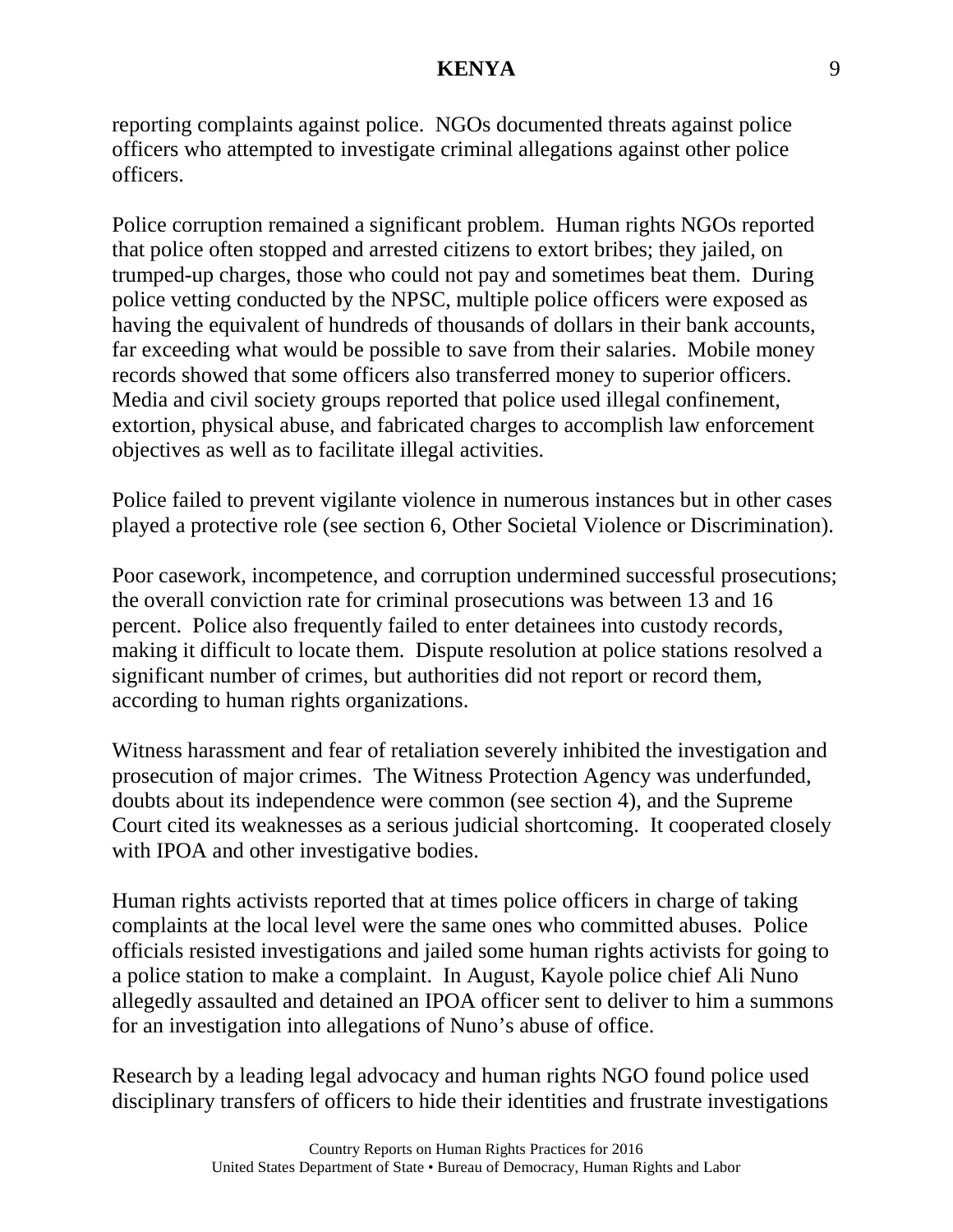reporting complaints against police. NGOs documented threats against police officers who attempted to investigate criminal allegations against other police officers.

Police corruption remained a significant problem. Human rights NGOs reported that police often stopped and arrested citizens to extort bribes; they jailed, on trumped-up charges, those who could not pay and sometimes beat them. During police vetting conducted by the NPSC, multiple police officers were exposed as having the equivalent of hundreds of thousands of dollars in their bank accounts, far exceeding what would be possible to save from their salaries. Mobile money records showed that some officers also transferred money to superior officers. Media and civil society groups reported that police used illegal confinement, extortion, physical abuse, and fabricated charges to accomplish law enforcement objectives as well as to facilitate illegal activities.

Police failed to prevent vigilante violence in numerous instances but in other cases played a protective role (see section 6, Other Societal Violence or Discrimination).

Poor casework, incompetence, and corruption undermined successful prosecutions; the overall conviction rate for criminal prosecutions was between 13 and 16 percent. Police also frequently failed to enter detainees into custody records, making it difficult to locate them. Dispute resolution at police stations resolved a significant number of crimes, but authorities did not report or record them, according to human rights organizations.

Witness harassment and fear of retaliation severely inhibited the investigation and prosecution of major crimes. The Witness Protection Agency was underfunded, doubts about its independence were common (see section 4), and the Supreme Court cited its weaknesses as a serious judicial shortcoming. It cooperated closely with IPOA and other investigative bodies.

Human rights activists reported that at times police officers in charge of taking complaints at the local level were the same ones who committed abuses. Police officials resisted investigations and jailed some human rights activists for going to a police station to make a complaint. In August, Kayole police chief Ali Nuno allegedly assaulted and detained an IPOA officer sent to deliver to him a summons for an investigation into allegations of Nuno's abuse of office.

Research by a leading legal advocacy and human rights NGO found police used disciplinary transfers of officers to hide their identities and frustrate investigations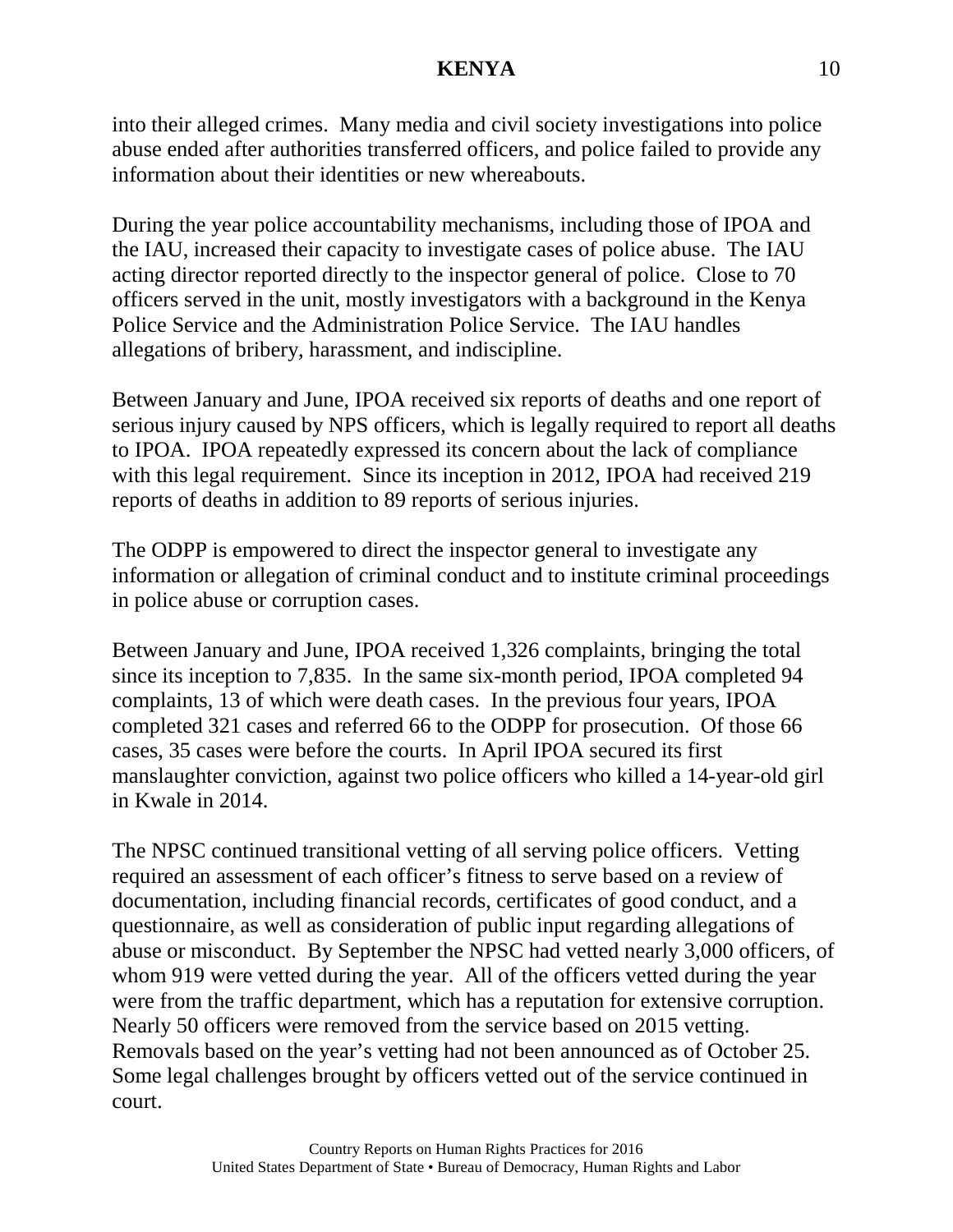into their alleged crimes. Many media and civil society investigations into police abuse ended after authorities transferred officers, and police failed to provide any information about their identities or new whereabouts.

During the year police accountability mechanisms, including those of IPOA and the IAU, increased their capacity to investigate cases of police abuse. The IAU acting director reported directly to the inspector general of police. Close to 70 officers served in the unit, mostly investigators with a background in the Kenya Police Service and the Administration Police Service. The IAU handles allegations of bribery, harassment, and indiscipline.

Between January and June, IPOA received six reports of deaths and one report of serious injury caused by NPS officers, which is legally required to report all deaths to IPOA. IPOA repeatedly expressed its concern about the lack of compliance with this legal requirement. Since its inception in 2012, IPOA had received 219 reports of deaths in addition to 89 reports of serious injuries.

The ODPP is empowered to direct the inspector general to investigate any information or allegation of criminal conduct and to institute criminal proceedings in police abuse or corruption cases.

Between January and June, IPOA received 1,326 complaints, bringing the total since its inception to 7,835. In the same six-month period, IPOA completed 94 complaints, 13 of which were death cases. In the previous four years, IPOA completed 321 cases and referred 66 to the ODPP for prosecution. Of those 66 cases, 35 cases were before the courts. In April IPOA secured its first manslaughter conviction, against two police officers who killed a 14-year-old girl in Kwale in 2014.

The NPSC continued transitional vetting of all serving police officers. Vetting required an assessment of each officer's fitness to serve based on a review of documentation, including financial records, certificates of good conduct, and a questionnaire, as well as consideration of public input regarding allegations of abuse or misconduct. By September the NPSC had vetted nearly 3,000 officers, of whom 919 were vetted during the year. All of the officers vetted during the year were from the traffic department, which has a reputation for extensive corruption. Nearly 50 officers were removed from the service based on 2015 vetting. Removals based on the year's vetting had not been announced as of October 25. Some legal challenges brought by officers vetted out of the service continued in court.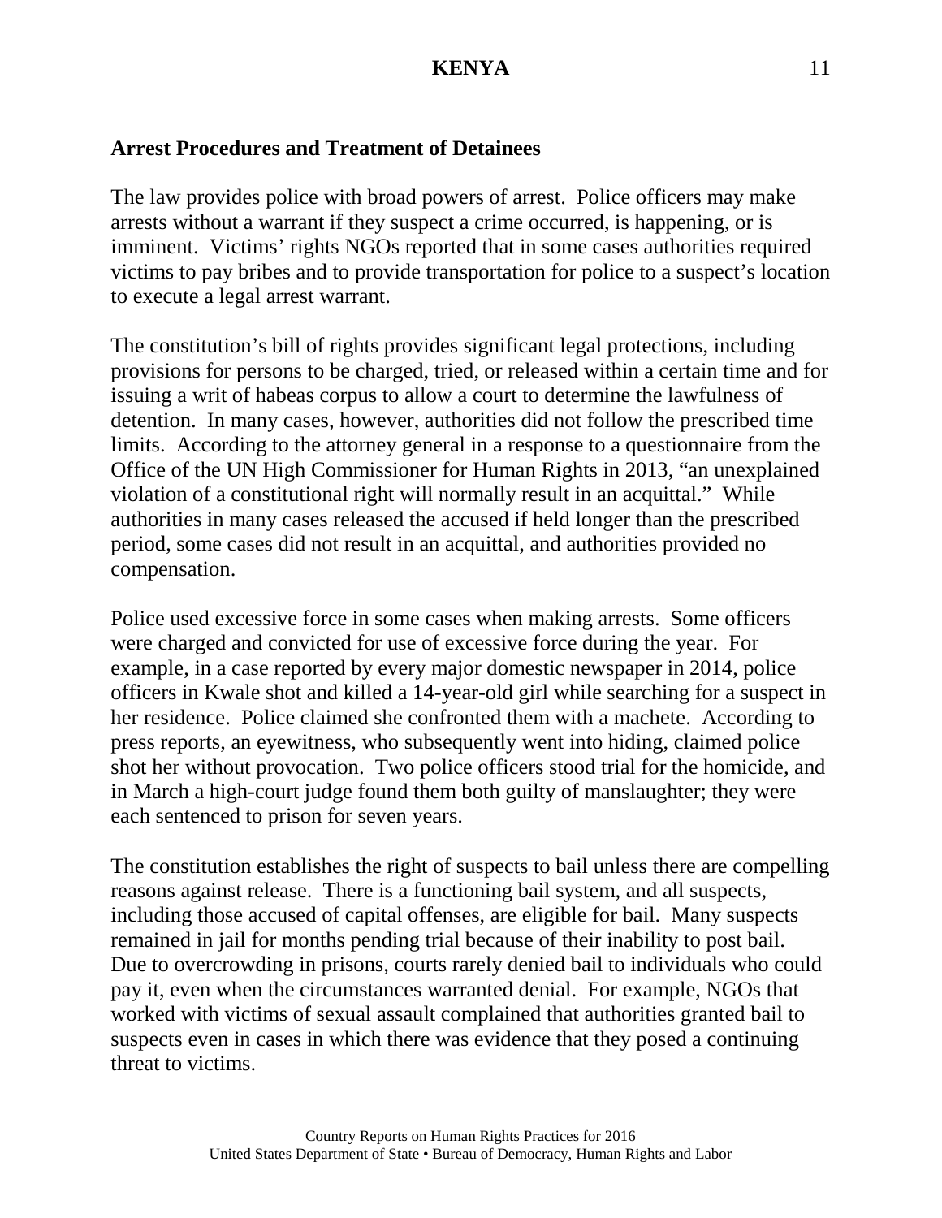**Arrest Procedures and Treatment of Detainees**

The law provides police with broad powers of arrest. Police officers may make arrests without a warrant if they suspect a crime occurred, is happening, or is imminent. Victims' rights NGOs reported that in some cases authorities required victims to pay bribes and to provide transportation for police to a suspect's location to execute a legal arrest warrant.

The constitution's bill of rights provides significant legal protections, including provisions for persons to be charged, tried, or released within a certain time and for issuing a writ of habeas corpus to allow a court to determine the lawfulness of detention. In many cases, however, authorities did not follow the prescribed time limits. According to the attorney general in a response to a questionnaire from the Office of the UN High Commissioner for Human Rights in 2013, "an unexplained violation of a constitutional right will normally result in an acquittal." While authorities in many cases released the accused if held longer than the prescribed period, some cases did not result in an acquittal, and authorities provided no compensation.

Police used excessive force in some cases when making arrests. Some officers were charged and convicted for use of excessive force during the year. For example, in a case reported by every major domestic newspaper in 2014, police officers in Kwale shot and killed a 14-year-old girl while searching for a suspect in her residence. Police claimed she confronted them with a machete. According to press reports, an eyewitness, who subsequently went into hiding, claimed police shot her without provocation. Two police officers stood trial for the homicide, and in March a high-court judge found them both guilty of manslaughter; they were each sentenced to prison for seven years.

The constitution establishes the right of suspects to bail unless there are compelling reasons against release. There is a functioning bail system, and all suspects, including those accused of capital offenses, are eligible for bail. Many suspects remained in jail for months pending trial because of their inability to post bail. Due to overcrowding in prisons, courts rarely denied bail to individuals who could pay it, even when the circumstances warranted denial. For example, NGOs that worked with victims of sexual assault complained that authorities granted bail to suspects even in cases in which there was evidence that they posed a continuing threat to victims.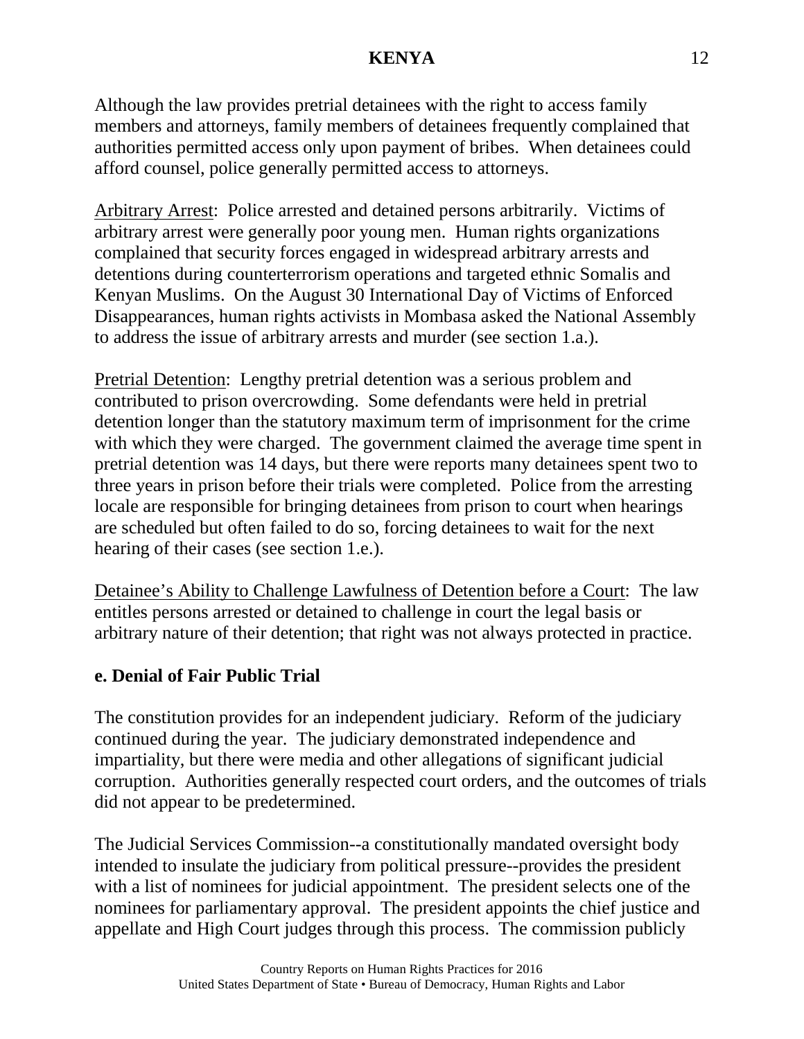Although the law provides pretrial detainees with the right to access family members and attorneys, family members of detainees frequently complained that authorities permitted access only upon payment of bribes. When detainees could afford counsel, police generally permitted access to attorneys.

Arbitrary Arrest: Police arrested and detained persons arbitrarily. Victims of arbitrary arrest were generally poor young men. Human rights organizations complained that security forces engaged in widespread arbitrary arrests and detentions during counterterrorism operations and targeted ethnic Somalis and Kenyan Muslims. On the August 30 International Day of Victims of Enforced Disappearances, human rights activists in Mombasa asked the National Assembly to address the issue of arbitrary arrests and murder (see section 1.a.).

Pretrial Detention: Lengthy pretrial detention was a serious problem and contributed to prison overcrowding. Some defendants were held in pretrial detention longer than the statutory maximum term of imprisonment for the crime with which they were charged. The government claimed the average time spent in pretrial detention was 14 days, but there were reports many detainees spent two to three years in prison before their trials were completed. Police from the arresting locale are responsible for bringing detainees from prison to court when hearings are scheduled but often failed to do so, forcing detainees to wait for the next hearing of their cases (see section 1.e.).

Detainee's Ability to Challenge Lawfulness of Detention before a Court: The law entitles persons arrested or detained to challenge in court the legal basis or arbitrary nature of their detention; that right was not always protected in practice.

## e. Denial of Fair Public Trial

The constitution provides for an independent judiciary. Reform of the judiciary continued during the year. The judiciary demonstrated independence and impartiality, but there were media and other allegations of significant judicial corruption. Authorities generally respected court orders, and the outcomes of trials did not appear to be predetermined.

The Judicial Services Commission--a constitutionally mandated oversight body intended to insulate the judiciary from political pressure--provides the president with a list of nominees for judicial appointment. The president selects one of the nominees for parliamentary approval. The president appoints the chief justice and appellate and High Court judges through this process. The commission publicly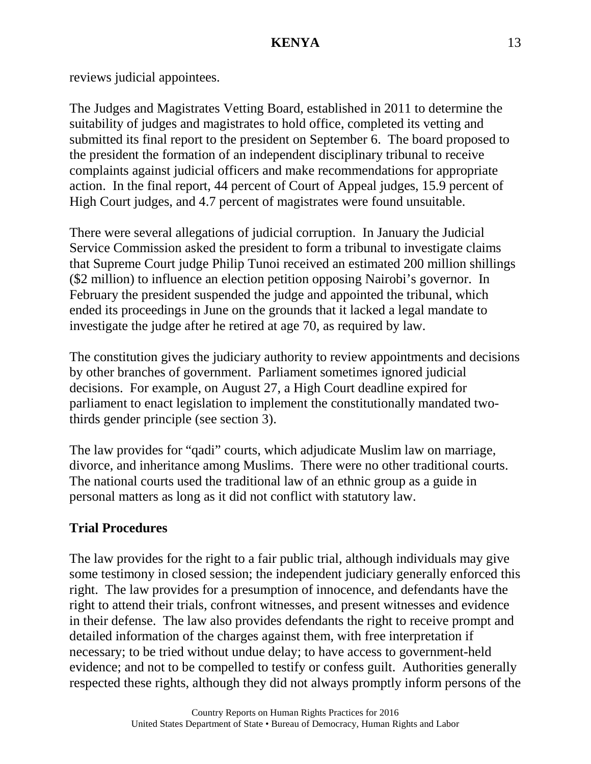reviews judicial appointees.

The Judges and Magistrates Vetting Board, established in 2011 to determine the suitability of judges and magistrates to hold office, completed its vetting and submitted its final report to the president on September 6. The board proposed to the president the formation of an independent disciplinary tribunal to receive complaints against judicial officers and make recommendations for appropriate action. In the final report, 44 percent of Court of Appeal judges, 15.9 percent of High Court judges, and 4.7 percent of magistrates were found unsuitable.

There were several allegations of judicial corruption. In January the Judicial Service Commission asked the president to form a tribunal to investigate claims that Supreme Court judge Philip Tunoi received an estimated 200 million shillings ($2 million) to influence an election petition opposing Nairobi's governor. In February the president suspended the judge and appointed the tribunal, which ended its proceedings in June on the grounds that it lacked a legal mandate to investigate the judge after he retired at age 70, as required by law.

The constitution gives the judiciary authority to review appointments and decisions by other branches of government. Parliament sometimes ignored judicial decisions. For example, on August 27, a High Court deadline expired for parliament to enact legislation to implement the constitutionally mandated two-thirds gender principle (see section 3).

The law provides for "qadi" courts, which adjudicate Muslim law on marriage, divorce, and inheritance among Muslims. There were no other traditional courts. The national courts used the traditional law of an ethnic group as a guide in personal matters as long as it did not conflict with statutory law.

**Trial Procedures**

The law provides for the right to a fair public trial, although individuals may give some testimony in closed session; the independent judiciary generally enforced this right. The law provides for a presumption of innocence, and defendants have the right to attend their trials, confront witnesses, and present witnesses and evidence in their defense. The law also provides defendants the right to receive prompt and detailed information of the charges against them, with free interpretation if necessary; to be tried without undue delay; to have access to government-held evidence; and not to be compelled to testify or confess guilt. Authorities generally respected these rights, although they did not always promptly inform persons of the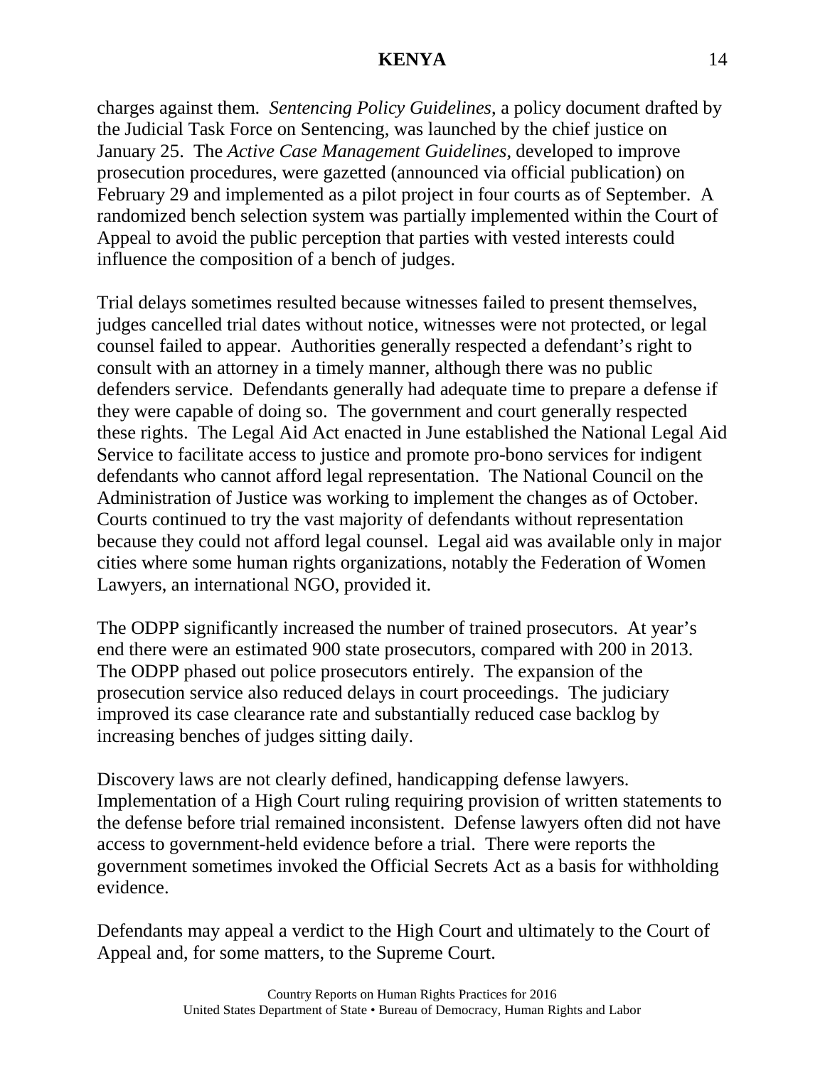charges against them. *Sentencing Policy Guidelines*, a policy document drafted by the Judicial Task Force on Sentencing, was launched by the chief justice on January 25. The *Active Case Management Guidelines*, developed to improve prosecution procedures, were gazetted (announced via official publication) on February 29 and implemented as a pilot project in four courts as of September. A randomized bench selection system was partially implemented within the Court of Appeal to avoid the public perception that parties with vested interests could influence the composition of a bench of judges.

Trial delays sometimes resulted because witnesses failed to present themselves, judges cancelled trial dates without notice, witnesses were not protected, or legal counsel failed to appear. Authorities generally respected a defendant's right to consult with an attorney in a timely manner, although there was no public defenders service. Defendants generally had adequate time to prepare a defense if they were capable of doing so. The government and court generally respected these rights. The Legal Aid Act enacted in June established the National Legal Aid Service to facilitate access to justice and promote pro-bono services for indigent defendants who cannot afford legal representation. The National Council on the Administration of Justice was working to implement the changes as of October. Courts continued to try the vast majority of defendants without representation because they could not afford legal counsel. Legal aid was available only in major cities where some human rights organizations, notably the Federation of Women Lawyers, an international NGO, provided it.

The ODPP significantly increased the number of trained prosecutors. At year's end there were an estimated 900 state prosecutors, compared with 200 in 2013. The ODPP phased out police prosecutors entirely. The expansion of the prosecution service also reduced delays in court proceedings. The judiciary improved its case clearance rate and substantially reduced case backlog by increasing benches of judges sitting daily.

Discovery laws are not clearly defined, handicapping defense lawyers. Implementation of a High Court ruling requiring provision of written statements to the defense before trial remained inconsistent. Defense lawyers often did not have access to government-held evidence before a trial. There were reports the government sometimes invoked the Official Secrets Act as a basis for withholding evidence.

Defendants may appeal a verdict to the High Court and ultimately to the Court of Appeal and, for some matters, to the Supreme Court.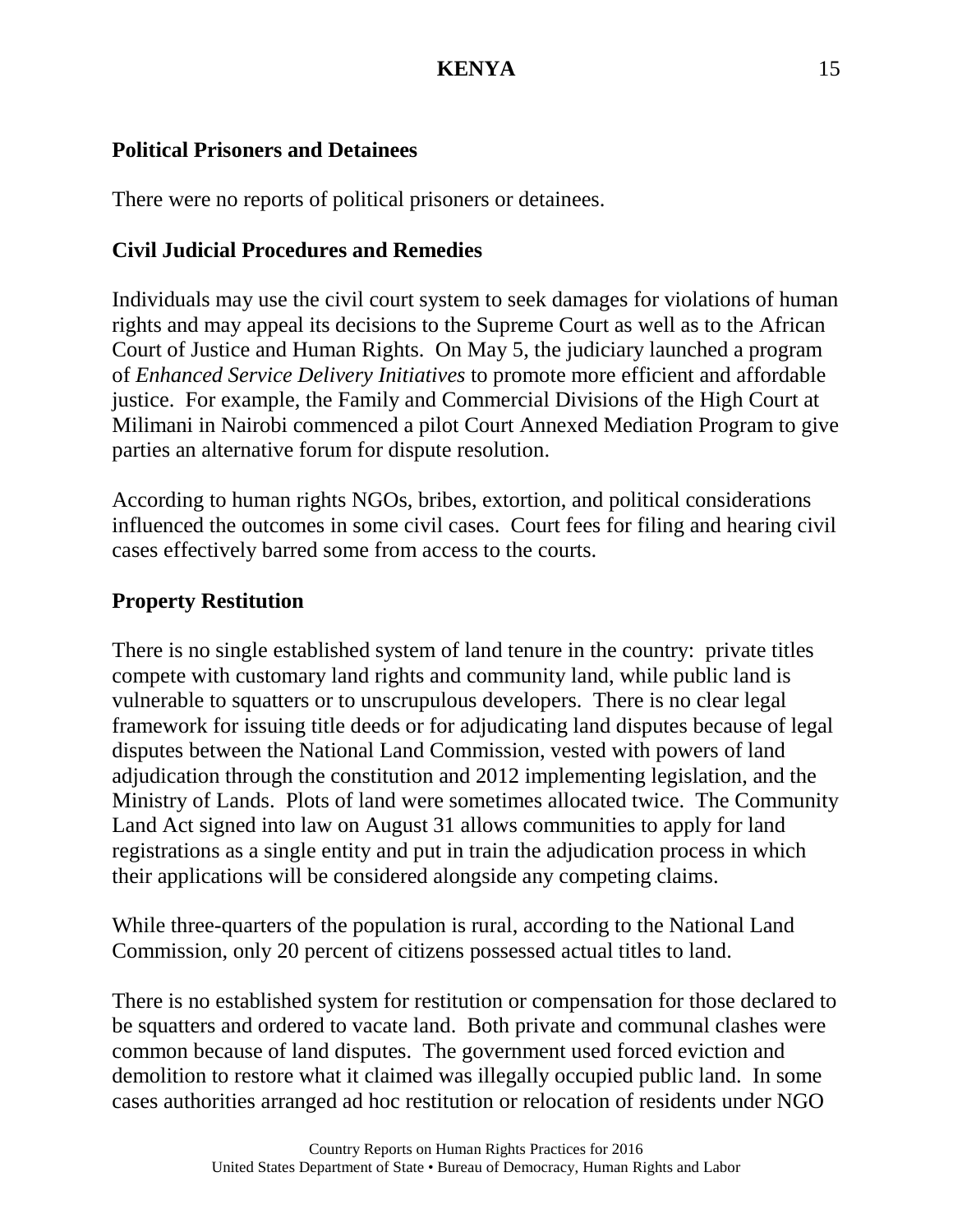### Political Prisoners and Detainees

There were no reports of political prisoners or detainees.

### Civil Judicial Procedures and Remedies

Individuals may use the civil court system to seek damages for violations of human rights and may appeal its decisions to the Supreme Court as well as to the African Court of Justice and Human Rights. On May 5, the judiciary launched a program of *Enhanced Service Delivery Initiatives* to promote more efficient and affordable justice. For example, the Family and Commercial Divisions of the High Court at Milimani in Nairobi commenced a pilot Court Annexed Mediation Program to give parties an alternative forum for dispute resolution.

According to human rights NGOs, bribes, extortion, and political considerations influenced the outcomes in some civil cases. Court fees for filing and hearing civil cases effectively barred some from access to the courts.

### Property Restitution

There is no single established system of land tenure in the country: private titles compete with customary land rights and community land, while public land is vulnerable to squatters or to unscrupulous developers. There is no clear legal framework for issuing title deeds or for adjudicating land disputes because of legal disputes between the National Land Commission, vested with powers of land adjudication through the constitution and 2012 implementing legislation, and the Ministry of Lands. Plots of land were sometimes allocated twice. The Community Land Act signed into law on August 31 allows communities to apply for land registrations as a single entity and put in train the adjudication process in which their applications will be considered alongside any competing claims.

While three-quarters of the population is rural, according to the National Land Commission, only 20 percent of citizens possessed actual titles to land.

There is no established system for restitution or compensation for those declared to be squatters and ordered to vacate land. Both private and communal clashes were common because of land disputes. The government used forced eviction and demolition to restore what it claimed was illegally occupied public land. In some cases authorities arranged ad hoc restitution or relocation of residents under NGO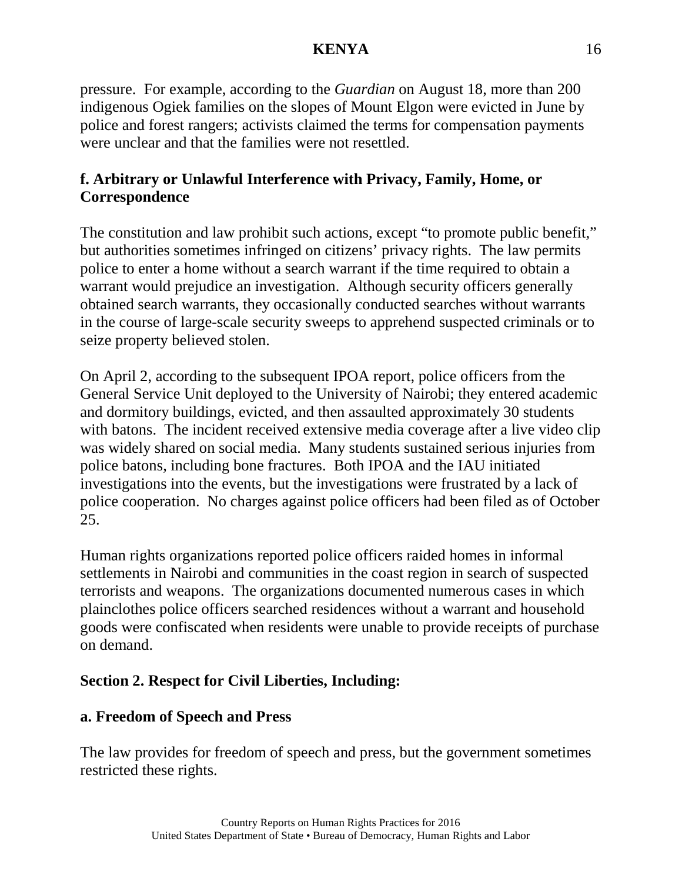pressure. For example, according to the *Guardian* on August 18, more than 200 indigenous Ogiek families on the slopes of Mount Elgon were evicted in June by police and forest rangers; activists claimed the terms for compensation payments were unclear and that the families were not resettled.

**f. Arbitrary or Unlawful Interference with Privacy, Family, Home, or Correspondence**

The constitution and law prohibit such actions, except "to promote public benefit," but authorities sometimes infringed on citizens' privacy rights. The law permits police to enter a home without a search warrant if the time required to obtain a warrant would prejudice an investigation. Although security officers generally obtained search warrants, they occasionally conducted searches without warrants in the course of large-scale security sweeps to apprehend suspected criminals or to seize property believed stolen.

On April 2, according to the subsequent IPOA report, police officers from the General Service Unit deployed to the University of Nairobi; they entered academic and dormitory buildings, evicted, and then assaulted approximately 30 students with batons. The incident received extensive media coverage after a live video clip was widely shared on social media. Many students sustained serious injuries from police batons, including bone fractures. Both IPOA and the IAU initiated investigations into the events, but the investigations were frustrated by a lack of police cooperation. No charges against police officers had been filed as of October 25.

Human rights organizations reported police officers raided homes in informal settlements in Nairobi and communities in the coast region in search of suspected terrorists and weapons. The organizations documented numerous cases in which plainclothes police officers searched residences without a warrant and household goods were confiscated when residents were unable to provide receipts of purchase on demand.

**Section 2. Respect for Civil Liberties, Including:**

**a. Freedom of Speech and Press**

The law provides for freedom of speech and press, but the government sometimes restricted these rights.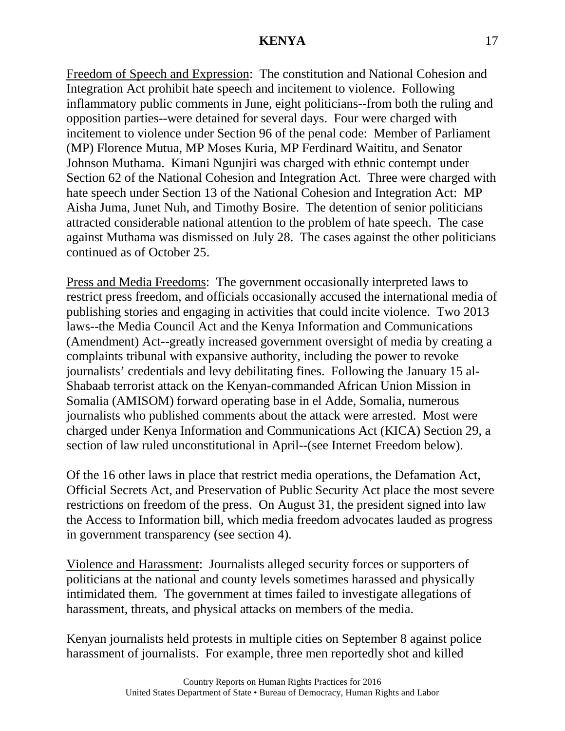Freedom of Speech and Expression: The constitution and National Cohesion and Integration Act prohibit hate speech and incitement to violence. Following inflammatory public comments in June, eight politicians--from both the ruling and opposition parties--were detained for several days. Four were charged with incitement to violence under Section 96 of the penal code: Member of Parliament (MP) Florence Mutua, MP Moses Kuria, MP Ferdinard Waititu, and Senator Johnson Muthama. Kimani Ngunjiri was charged with ethnic contempt under Section 62 of the National Cohesion and Integration Act. Three were charged with hate speech under Section 13 of the National Cohesion and Integration Act: MP Aisha Juma, Junet Nuh, and Timothy Bosire. The detention of senior politicians attracted considerable national attention to the problem of hate speech. The case against Muthama was dismissed on July 28. The cases against the other politicians continued as of October 25.

Press and Media Freedoms: The government occasionally interpreted laws to restrict press freedom, and officials occasionally accused the international media of publishing stories and engaging in activities that could incite violence. Two 2013 laws--the Media Council Act and the Kenya Information and Communications (Amendment) Act--greatly increased government oversight of media by creating a complaints tribunal with expansive authority, including the power to revoke journalists' credentials and levy debilitating fines. Following the January 15 al-Shabaab terrorist attack on the Kenyan-commanded African Union Mission in Somalia (AMISOM) forward operating base in el Adde, Somalia, numerous journalists who published comments about the attack were arrested. Most were charged under Kenya Information and Communications Act (KICA) Section 29, a section of law ruled unconstitutional in April--(see Internet Freedom below).

Of the 16 other laws in place that restrict media operations, the Defamation Act, Official Secrets Act, and Preservation of Public Security Act place the most severe restrictions on freedom of the press. On August 31, the president signed into law the Access to Information bill, which media freedom advocates lauded as progress in government transparency (see section 4).

Violence and Harassment: Journalists alleged security forces or supporters of politicians at the national and county levels sometimes harassed and physically intimidated them. The government at times failed to investigate allegations of harassment, threats, and physical attacks on members of the media.

Kenyan journalists held protests in multiple cities on September 8 against police harassment of journalists. For example, three men reportedly shot and killed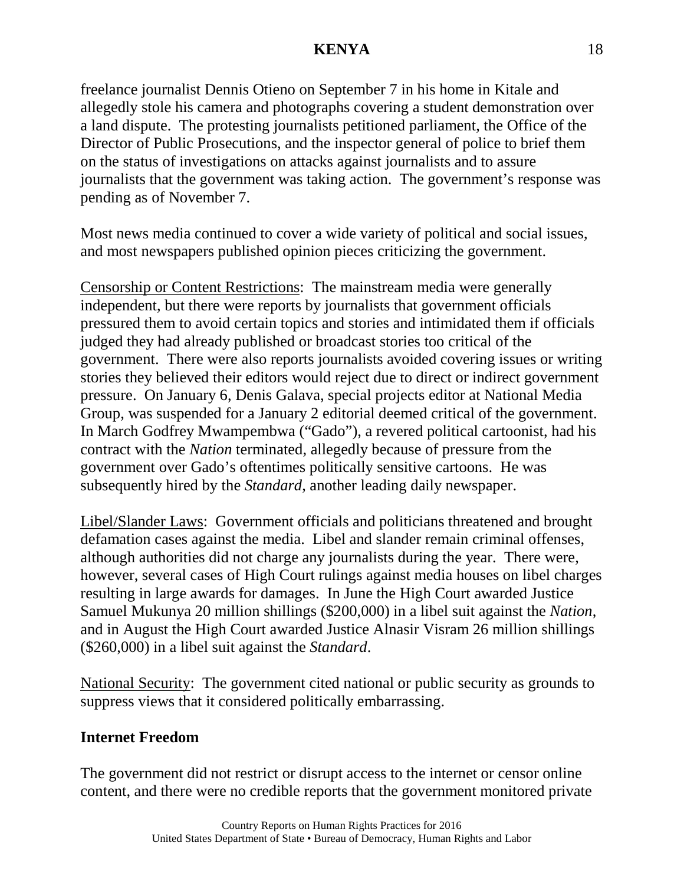freelance journalist Dennis Otieno on September 7 in his home in Kitale and allegedly stole his camera and photographs covering a student demonstration over a land dispute. The protesting journalists petitioned parliament, the Office of the Director of Public Prosecutions, and the inspector general of police to brief them on the status of investigations on attacks against journalists and to assure journalists that the government was taking action. The government's response was pending as of November 7.

Most news media continued to cover a wide variety of political and social issues, and most newspapers published opinion pieces criticizing the government.

Censorship or Content Restrictions: The mainstream media were generally independent, but there were reports by journalists that government officials pressured them to avoid certain topics and stories and intimidated them if officials judged they had already published or broadcast stories too critical of the government. There were also reports journalists avoided covering issues or writing stories they believed their editors would reject due to direct or indirect government pressure. On January 6, Denis Galava, special projects editor at National Media Group, was suspended for a January 2 editorial deemed critical of the government. In March Godfrey Mwampembwa ("Gado"), a revered political cartoonist, had his contract with the *Nation* terminated, allegedly because of pressure from the government over Gado's oftentimes politically sensitive cartoons. He was subsequently hired by the *Standard*, another leading daily newspaper.

Libel/Slander Laws: Government officials and politicians threatened and brought defamation cases against the media. Libel and slander remain criminal offenses, although authorities did not charge any journalists during the year. There were, however, several cases of High Court rulings against media houses on libel charges resulting in large awards for damages. In June the High Court awarded Justice Samuel Mukunya 20 million shillings ($200,000) in a libel suit against the *Nation*, and in August the High Court awarded Justice Alnasir Visram 26 million shillings ($260,000) in a libel suit against the *Standard*.

National Security: The government cited national or public security as grounds to suppress views that it considered politically embarrassing.

**Internet Freedom**

The government did not restrict or disrupt access to the internet or censor online content, and there were no credible reports that the government monitored private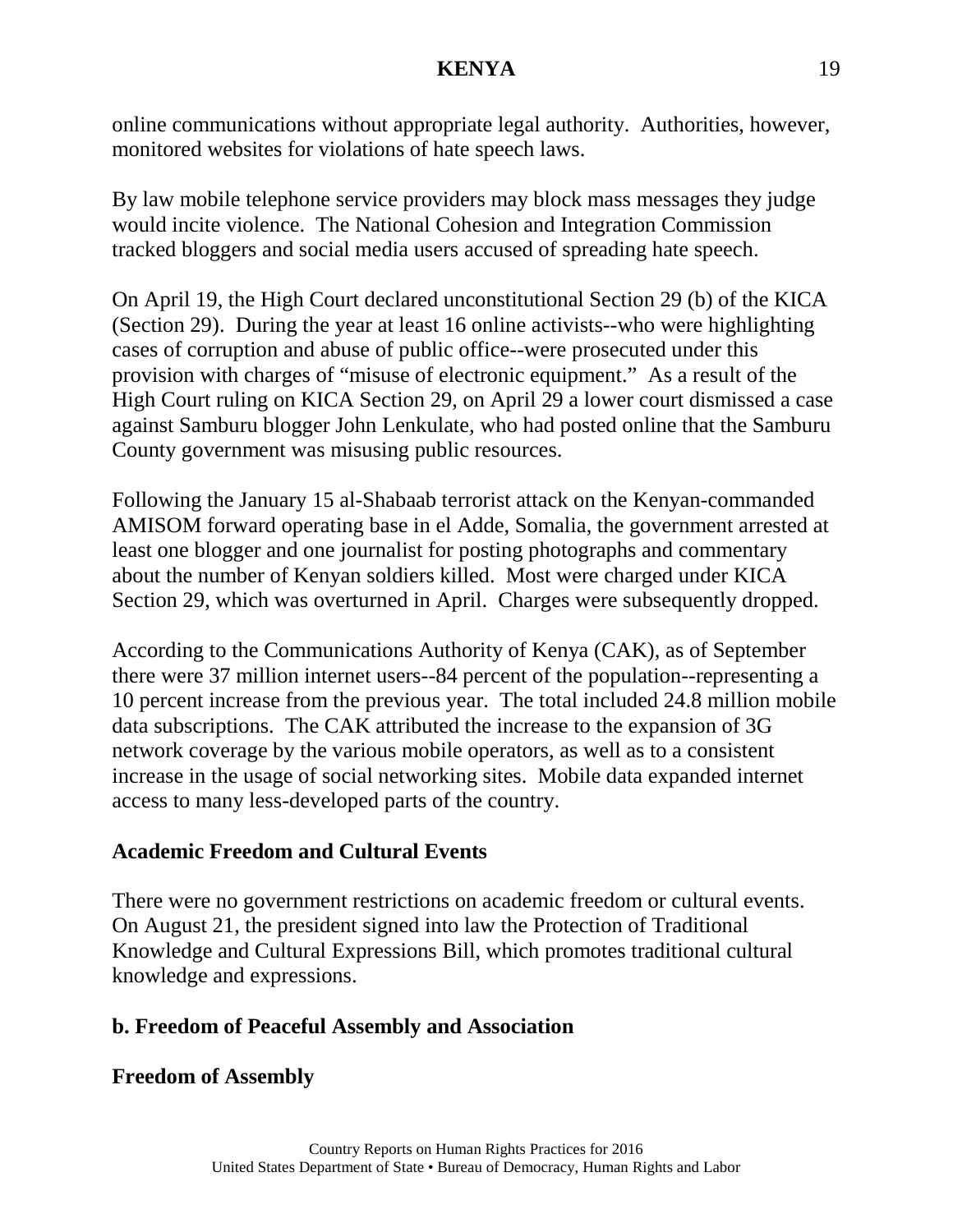online communications without appropriate legal authority. Authorities, however, monitored websites for violations of hate speech laws.

By law mobile telephone service providers may block mass messages they judge would incite violence. The National Cohesion and Integration Commission tracked bloggers and social media users accused of spreading hate speech.

On April 19, the High Court declared unconstitutional Section 29 (b) of the KICA (Section 29). During the year at least 16 online activists--who were highlighting cases of corruption and abuse of public office--were prosecuted under this provision with charges of "misuse of electronic equipment." As a result of the High Court ruling on KICA Section 29, on April 29 a lower court dismissed a case against Samburu blogger John Lenkulate, who had posted online that the Samburu County government was misusing public resources.

Following the January 15 al-Shabaab terrorist attack on the Kenyan-commanded AMISOM forward operating base in el Adde, Somalia, the government arrested at least one blogger and one journalist for posting photographs and commentary about the number of Kenyan soldiers killed. Most were charged under KICA Section 29, which was overturned in April. Charges were subsequently dropped.

According to the Communications Authority of Kenya (CAK), as of September there were 37 million internet users--84 percent of the population--representing a 10 percent increase from the previous year. The total included 24.8 million mobile data subscriptions. The CAK attributed the increase to the expansion of 3G network coverage by the various mobile operators, as well as to a consistent increase in the usage of social networking sites. Mobile data expanded internet access to many less-developed parts of the country.

**Academic Freedom and Cultural Events**

There were no government restrictions on academic freedom or cultural events. On August 21, the president signed into law the Protection of Traditional Knowledge and Cultural Expressions Bill, which promotes traditional cultural knowledge and expressions.

**b. Freedom of Peaceful Assembly and Association**

**Freedom of Assembly**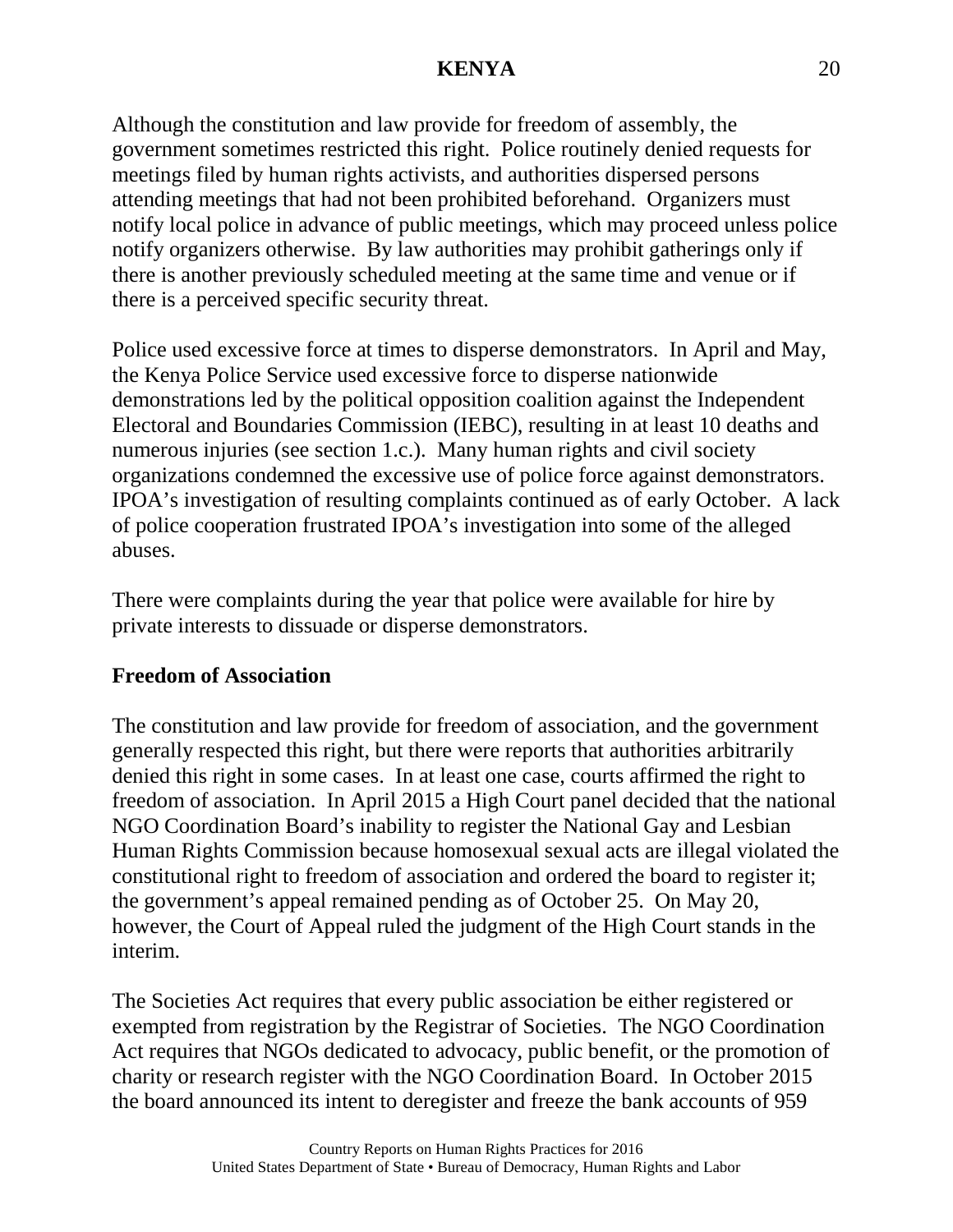Although the constitution and law provide for freedom of assembly, the government sometimes restricted this right. Police routinely denied requests for meetings filed by human rights activists, and authorities dispersed persons attending meetings that had not been prohibited beforehand. Organizers must notify local police in advance of public meetings, which may proceed unless police notify organizers otherwise. By law authorities may prohibit gatherings only if there is another previously scheduled meeting at the same time and venue or if there is a perceived specific security threat.

Police used excessive force at times to disperse demonstrators. In April and May, the Kenya Police Service used excessive force to disperse nationwide demonstrations led by the political opposition coalition against the Independent Electoral and Boundaries Commission (IEBC), resulting in at least 10 deaths and numerous injuries (see section 1.c.). Many human rights and civil society organizations condemned the excessive use of police force against demonstrators. IPOA's investigation of resulting complaints continued as of early October. A lack of police cooperation frustrated IPOA's investigation into some of the alleged abuses.

There were complaints during the year that police were available for hire by private interests to dissuade or disperse demonstrators.

**Freedom of Association**

The constitution and law provide for freedom of association, and the government generally respected this right, but there were reports that authorities arbitrarily denied this right in some cases. In at least one case, courts affirmed the right to freedom of association. In April 2015 a High Court panel decided that the national NGO Coordination Board's inability to register the National Gay and Lesbian Human Rights Commission because homosexual sexual acts are illegal violated the constitutional right to freedom of association and ordered the board to register it; the government's appeal remained pending as of October 25. On May 20, however, the Court of Appeal ruled the judgment of the High Court stands in the interim.

The Societies Act requires that every public association be either registered or exempted from registration by the Registrar of Societies. The NGO Coordination Act requires that NGOs dedicated to advocacy, public benefit, or the promotion of charity or research register with the NGO Coordination Board. In October 2015 the board announced its intent to deregister and freeze the bank accounts of 959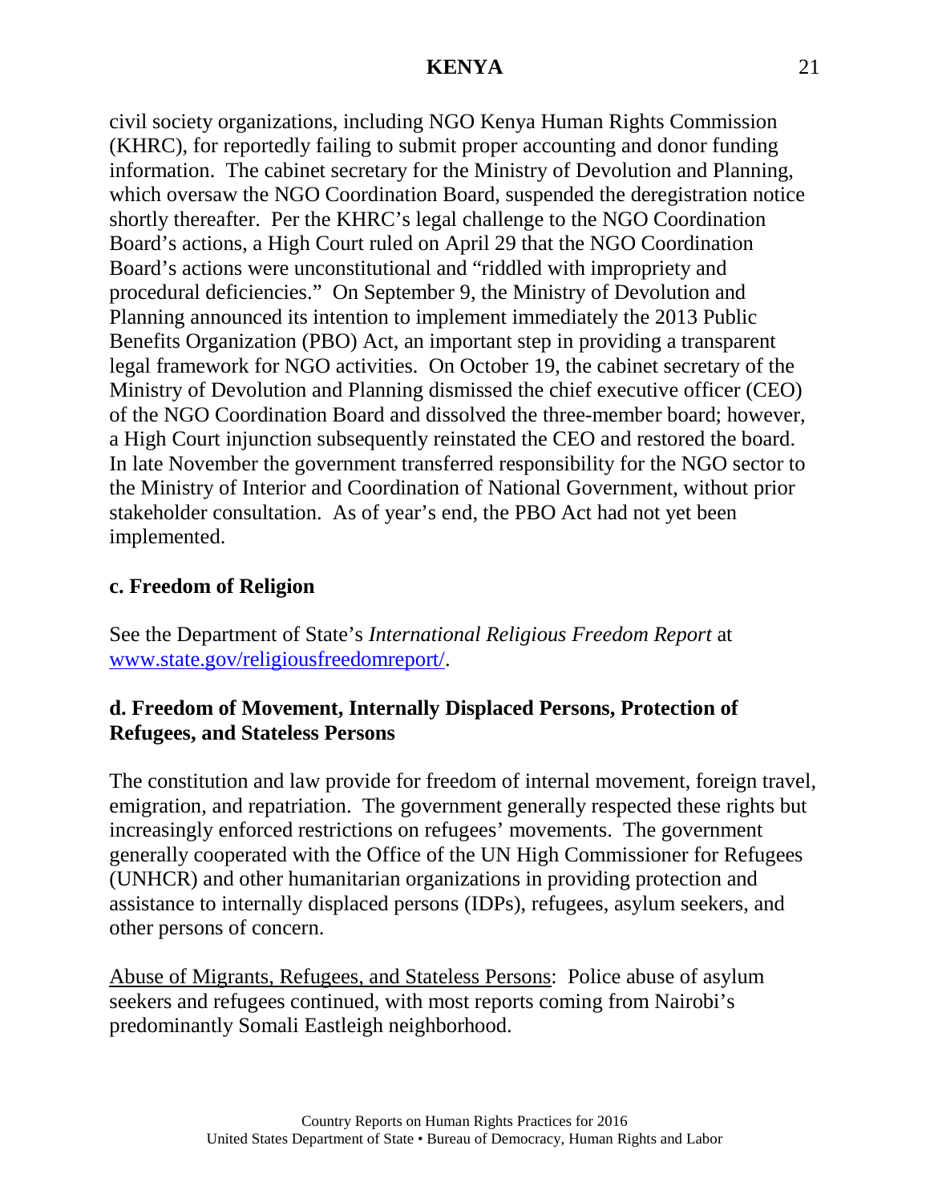civil society organizations, including NGO Kenya Human Rights Commission (KHRC), for reportedly failing to submit proper accounting and donor funding information. The cabinet secretary for the Ministry of Devolution and Planning, which oversaw the NGO Coordination Board, suspended the deregistration notice shortly thereafter. Per the KHRC's legal challenge to the NGO Coordination Board's actions, a High Court ruled on April 29 that the NGO Coordination Board's actions were unconstitutional and "riddled with impropriety and procedural deficiencies." On September 9, the Ministry of Devolution and Planning announced its intention to implement immediately the 2013 Public Benefits Organization (PBO) Act, an important step in providing a transparent legal framework for NGO activities. On October 19, the cabinet secretary of the Ministry of Devolution and Planning dismissed the chief executive officer (CEO) of the NGO Coordination Board and dissolved the three-member board; however, a High Court injunction subsequently reinstated the CEO and restored the board. In late November the government transferred responsibility for the NGO sector to the Ministry of Interior and Coordination of National Government, without prior stakeholder consultation. As of year's end, the PBO Act had not yet been implemented.

## c. Freedom of Religion

See the Department of State's *International Religious Freedom Report* at [www.state.gov/religiousfreedomreport/](www.state.gov/religiousfreedomreport/).

## d. Freedom of Movement, Internally Displaced Persons, Protection of Refugees, and Stateless Persons

The constitution and law provide for freedom of internal movement, foreign travel, emigration, and repatriation. The government generally respected these rights but increasingly enforced restrictions on refugees' movements. The government generally cooperated with the Office of the UN High Commissioner for Refugees (UNHCR) and other humanitarian organizations in providing protection and assistance to internally displaced persons (IDPs), refugees, asylum seekers, and other persons of concern.

Abuse of Migrants, Refugees, and Stateless Persons: Police abuse of asylum seekers and refugees continued, with most reports coming from Nairobi's predominantly Somali Eastleigh neighborhood.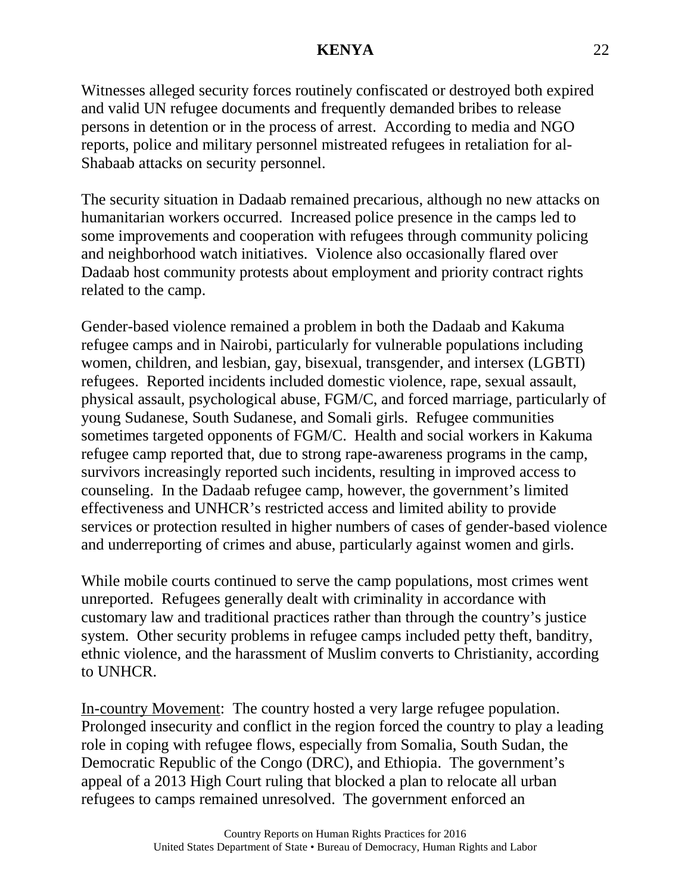Witnesses alleged security forces routinely confiscated or destroyed both expired and valid UN refugee documents and frequently demanded bribes to release persons in detention or in the process of arrest. According to media and NGO reports, police and military personnel mistreated refugees in retaliation for al-Shabaab attacks on security personnel.

The security situation in Dadaab remained precarious, although no new attacks on humanitarian workers occurred. Increased police presence in the camps led to some improvements and cooperation with refugees through community policing and neighborhood watch initiatives. Violence also occasionally flared over Dadaab host community protests about employment and priority contract rights related to the camp.

Gender-based violence remained a problem in both the Dadaab and Kakuma refugee camps and in Nairobi, particularly for vulnerable populations including women, children, and lesbian, gay, bisexual, transgender, and intersex (LGBTI) refugees. Reported incidents included domestic violence, rape, sexual assault, physical assault, psychological abuse, FGM/C, and forced marriage, particularly of young Sudanese, South Sudanese, and Somali girls. Refugee communities sometimes targeted opponents of FGM/C. Health and social workers in Kakuma refugee camp reported that, due to strong rape-awareness programs in the camp, survivors increasingly reported such incidents, resulting in improved access to counseling. In the Dadaab refugee camp, however, the government's limited effectiveness and UNHCR's restricted access and limited ability to provide services or protection resulted in higher numbers of cases of gender-based violence and underreporting of crimes and abuse, particularly against women and girls.

While mobile courts continued to serve the camp populations, most crimes went unreported. Refugees generally dealt with criminality in accordance with customary law and traditional practices rather than through the country's justice system. Other security problems in refugee camps included petty theft, banditry, ethnic violence, and the harassment of Muslim converts to Christianity, according to UNHCR.

In-country Movement: The country hosted a very large refugee population. Prolonged insecurity and conflict in the region forced the country to play a leading role in coping with refugee flows, especially from Somalia, South Sudan, the Democratic Republic of the Congo (DRC), and Ethiopia. The government's appeal of a 2013 High Court ruling that blocked a plan to relocate all urban refugees to camps remained unresolved. The government enforced an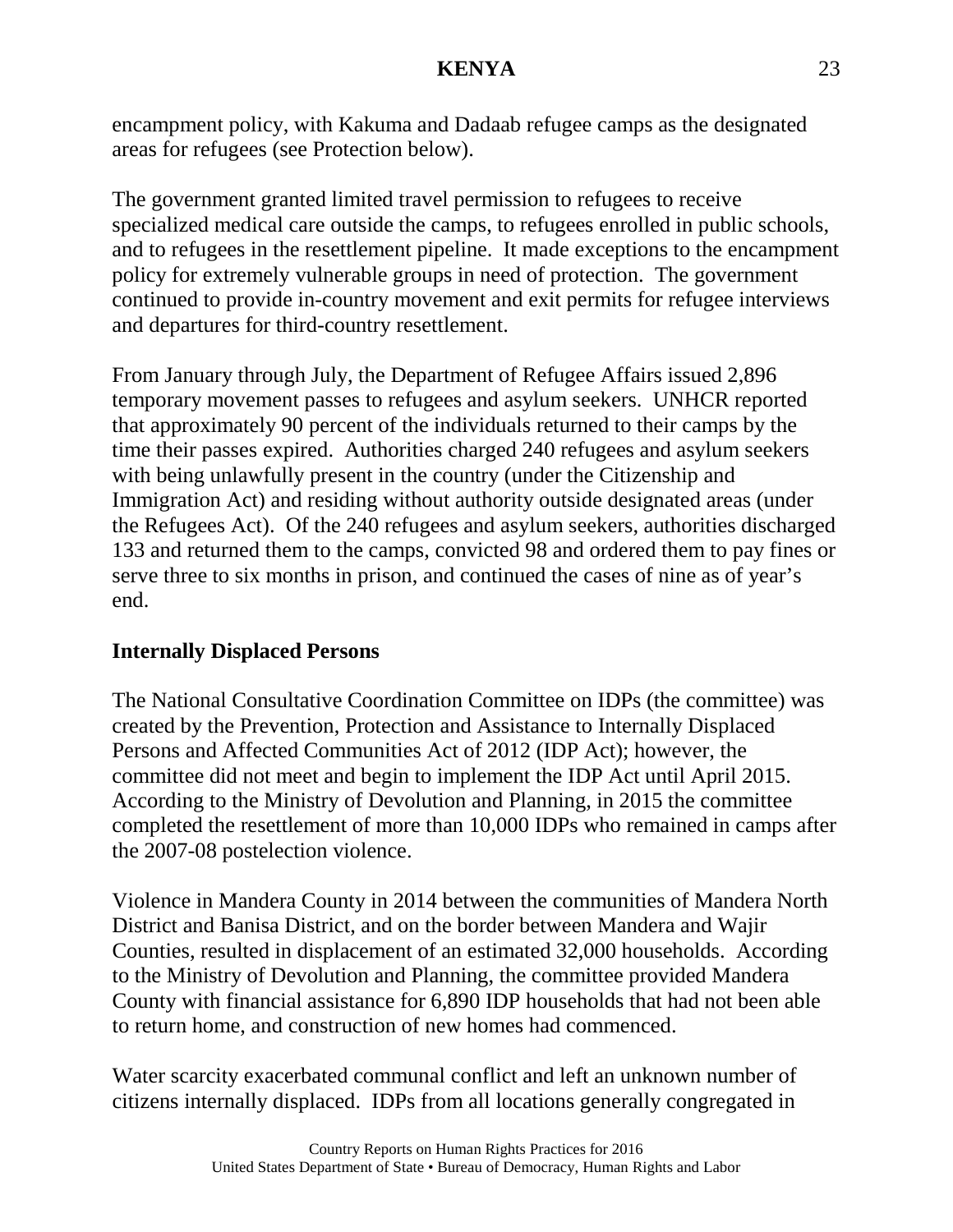encampment policy, with Kakuma and Dadaab refugee camps as the designated areas for refugees (see Protection below).

The government granted limited travel permission to refugees to receive specialized medical care outside the camps, to refugees enrolled in public schools, and to refugees in the resettlement pipeline. It made exceptions to the encampment policy for extremely vulnerable groups in need of protection. The government continued to provide in-country movement and exit permits for refugee interviews and departures for third-country resettlement.

From January through July, the Department of Refugee Affairs issued 2,896 temporary movement passes to refugees and asylum seekers. UNHCR reported that approximately 90 percent of the individuals returned to their camps by the time their passes expired. Authorities charged 240 refugees and asylum seekers with being unlawfully present in the country (under the Citizenship and Immigration Act) and residing without authority outside designated areas (under the Refugees Act). Of the 240 refugees and asylum seekers, authorities discharged 133 and returned them to the camps, convicted 98 and ordered them to pay fines or serve three to six months in prison, and continued the cases of nine as of year's end.

**Internally Displaced Persons**

The National Consultative Coordination Committee on IDPs (the committee) was created by the Prevention, Protection and Assistance to Internally Displaced Persons and Affected Communities Act of 2012 (IDP Act); however, the committee did not meet and begin to implement the IDP Act until April 2015. According to the Ministry of Devolution and Planning, in 2015 the committee completed the resettlement of more than 10,000 IDPs who remained in camps after the 2007-08 postelection violence.

Violence in Mandera County in 2014 between the communities of Mandera North District and Banisa District, and on the border between Mandera and Wajir Counties, resulted in displacement of an estimated 32,000 households. According to the Ministry of Devolution and Planning, the committee provided Mandera County with financial assistance for 6,890 IDP households that had not been able to return home, and construction of new homes had commenced.

Water scarcity exacerbated communal conflict and left an unknown number of citizens internally displaced. IDPs from all locations generally congregated in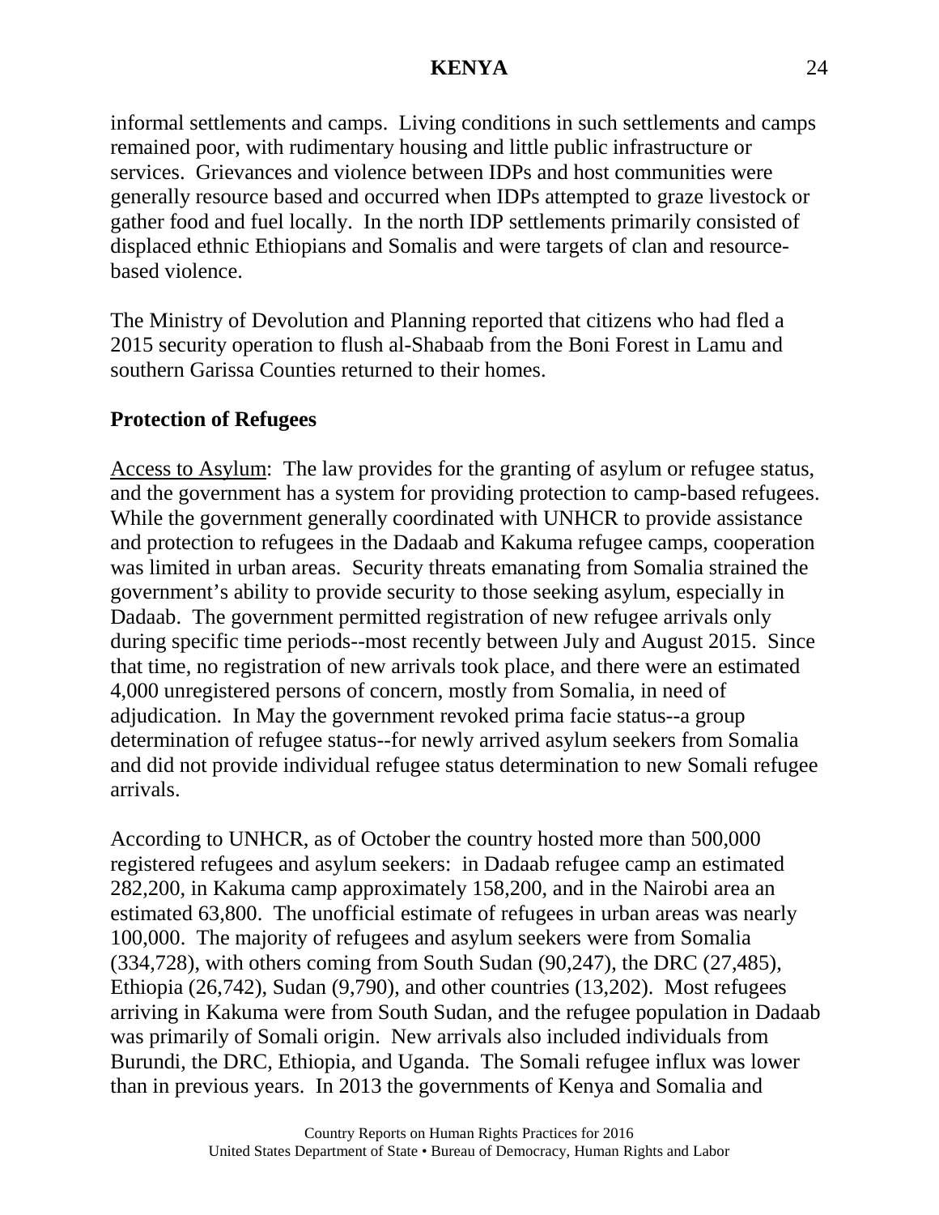informal settlements and camps. Living conditions in such settlements and camps remained poor, with rudimentary housing and little public infrastructure or services. Grievances and violence between IDPs and host communities were generally resource based and occurred when IDPs attempted to graze livestock or gather food and fuel locally. In the north IDP settlements primarily consisted of displaced ethnic Ethiopians and Somalis and were targets of clan and resource-based violence.

The Ministry of Devolution and Planning reported that citizens who had fled a 2015 security operation to flush al-Shabaab from the Boni Forest in Lamu and southern Garissa Counties returned to their homes.

**Protection of Refugees**

Access to Asylum: The law provides for the granting of asylum or refugee status, and the government has a system for providing protection to camp-based refugees. While the government generally coordinated with UNHCR to provide assistance and protection to refugees in the Dadaab and Kakuma refugee camps, cooperation was limited in urban areas. Security threats emanating from Somalia strained the government's ability to provide security to those seeking asylum, especially in Dadaab. The government permitted registration of new refugee arrivals only during specific time periods--most recently between July and August 2015. Since that time, no registration of new arrivals took place, and there were an estimated 4,000 unregistered persons of concern, mostly from Somalia, in need of adjudication. In May the government revoked prima facie status--a group determination of refugee status--for newly arrived asylum seekers from Somalia and did not provide individual refugee status determination to new Somali refugee arrivals.

According to UNHCR, as of October the country hosted more than 500,000 registered refugees and asylum seekers: in Dadaab refugee camp an estimated 282,200, in Kakuma camp approximately 158,200, and in the Nairobi area an estimated 63,800. The unofficial estimate of refugees in urban areas was nearly 100,000. The majority of refugees and asylum seekers were from Somalia (334,728), with others coming from South Sudan (90,247), the DRC (27,485), Ethiopia (26,742), Sudan (9,790), and other countries (13,202). Most refugees arriving in Kakuma were from South Sudan, and the refugee population in Dadaab was primarily of Somali origin. New arrivals also included individuals from Burundi, the DRC, Ethiopia, and Uganda. The Somali refugee influx was lower than in previous years. In 2013 the governments of Kenya and Somalia and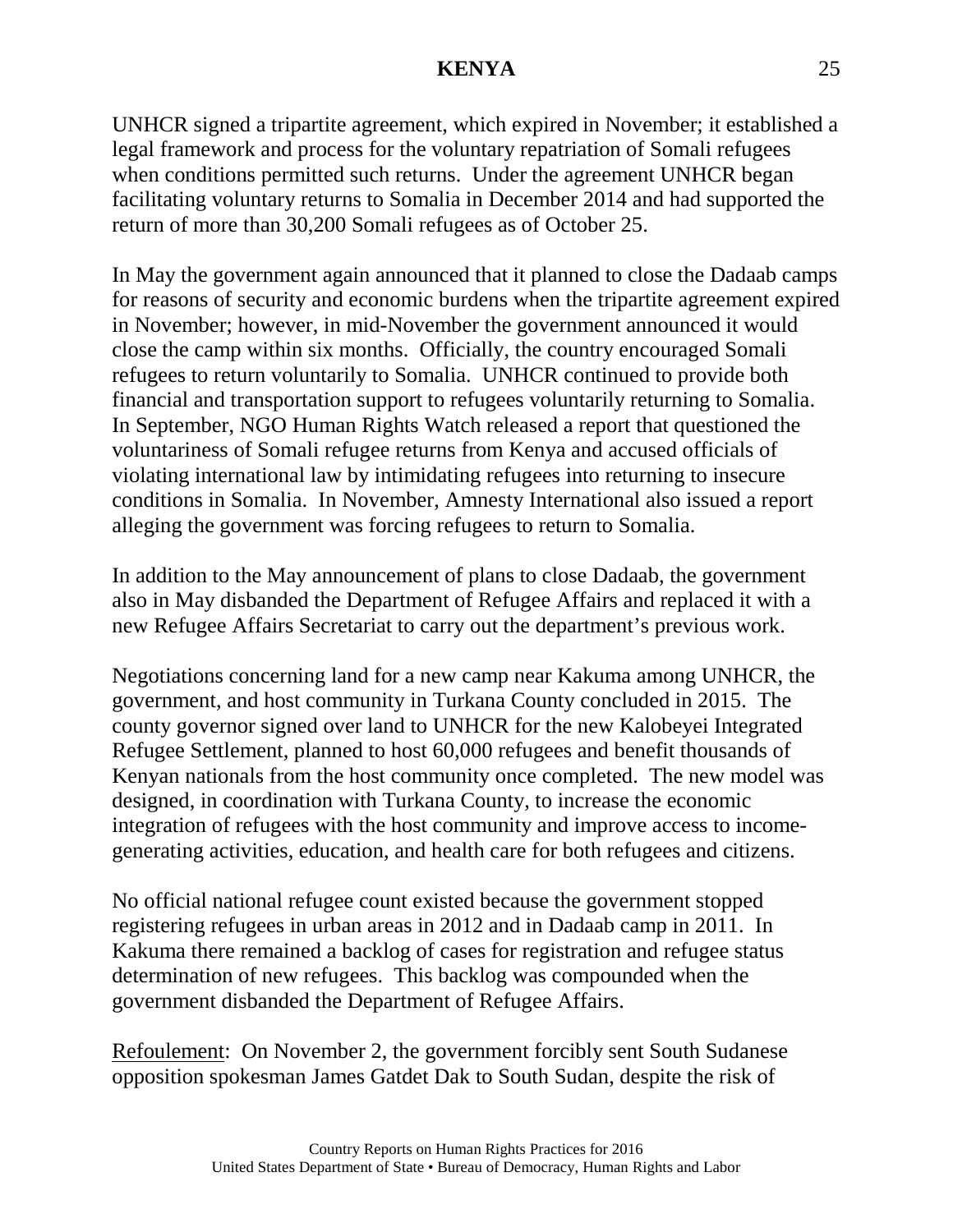UNHCR signed a tripartite agreement, which expired in November; it established a legal framework and process for the voluntary repatriation of Somali refugees when conditions permitted such returns. Under the agreement UNHCR began facilitating voluntary returns to Somalia in December 2014 and had supported the return of more than 30,200 Somali refugees as of October 25.

In May the government again announced that it planned to close the Dadaab camps for reasons of security and economic burdens when the tripartite agreement expired in November; however, in mid-November the government announced it would close the camp within six months. Officially, the country encouraged Somali refugees to return voluntarily to Somalia. UNHCR continued to provide both financial and transportation support to refugees voluntarily returning to Somalia. In September, NGO Human Rights Watch released a report that questioned the voluntariness of Somali refugee returns from Kenya and accused officials of violating international law by intimidating refugees into returning to insecure conditions in Somalia. In November, Amnesty International also issued a report alleging the government was forcing refugees to return to Somalia.

In addition to the May announcement of plans to close Dadaab, the government also in May disbanded the Department of Refugee Affairs and replaced it with a new Refugee Affairs Secretariat to carry out the department's previous work.

Negotiations concerning land for a new camp near Kakuma among UNHCR, the government, and host community in Turkana County concluded in 2015. The county governor signed over land to UNHCR for the new Kalobeyei Integrated Refugee Settlement, planned to host 60,000 refugees and benefit thousands of Kenyan nationals from the host community once completed. The new model was designed, in coordination with Turkana County, to increase the economic integration of refugees with the host community and improve access to income-generating activities, education, and health care for both refugees and citizens.

No official national refugee count existed because the government stopped registering refugees in urban areas in 2012 and in Dadaab camp in 2011. In Kakuma there remained a backlog of cases for registration and refugee status determination of new refugees. This backlog was compounded when the government disbanded the Department of Refugee Affairs.

Refoulement: On November 2, the government forcibly sent South Sudanese opposition spokesman James Gatdet Dak to South Sudan, despite the risk of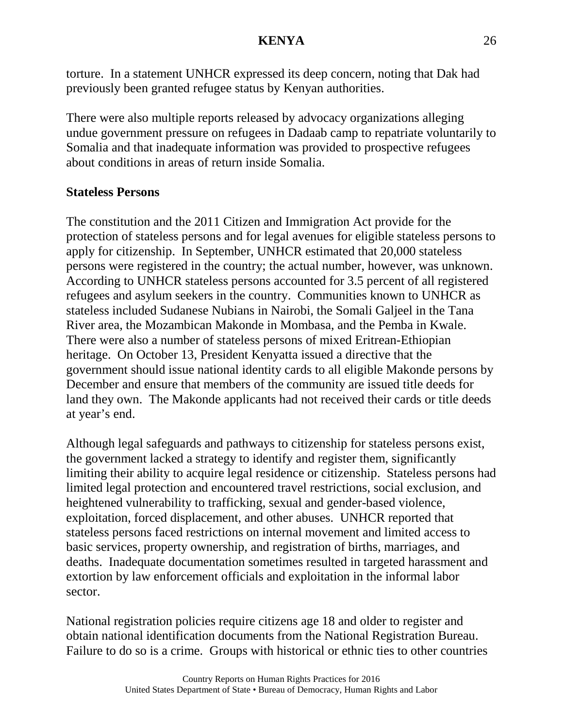torture. In a statement UNHCR expressed its deep concern, noting that Dak had previously been granted refugee status by Kenyan authorities.

There were also multiple reports released by advocacy organizations alleging undue government pressure on refugees in Dadaab camp to repatriate voluntarily to Somalia and that inadequate information was provided to prospective refugees about conditions in areas of return inside Somalia.

**Stateless Persons**

The constitution and the 2011 Citizen and Immigration Act provide for the protection of stateless persons and for legal avenues for eligible stateless persons to apply for citizenship. In September, UNHCR estimated that 20,000 stateless persons were registered in the country; the actual number, however, was unknown. According to UNHCR stateless persons accounted for 3.5 percent of all registered refugees and asylum seekers in the country. Communities known to UNHCR as stateless included Sudanese Nubians in Nairobi, the Somali Galjeel in the Tana River area, the Mozambican Makonde in Mombasa, and the Pemba in Kwale. There were also a number of stateless persons of mixed Eritrean-Ethiopian heritage. On October 13, President Kenyatta issued a directive that the government should issue national identity cards to all eligible Makonde persons by December and ensure that members of the community are issued title deeds for land they own. The Makonde applicants had not received their cards or title deeds at year's end.

Although legal safeguards and pathways to citizenship for stateless persons exist, the government lacked a strategy to identify and register them, significantly limiting their ability to acquire legal residence or citizenship. Stateless persons had limited legal protection and encountered travel restrictions, social exclusion, and heightened vulnerability to trafficking, sexual and gender-based violence, exploitation, forced displacement, and other abuses. UNHCR reported that stateless persons faced restrictions on internal movement and limited access to basic services, property ownership, and registration of births, marriages, and deaths. Inadequate documentation sometimes resulted in targeted harassment and extortion by law enforcement officials and exploitation in the informal labor sector.

National registration policies require citizens age 18 and older to register and obtain national identification documents from the National Registration Bureau. Failure to do so is a crime. Groups with historical or ethnic ties to other countries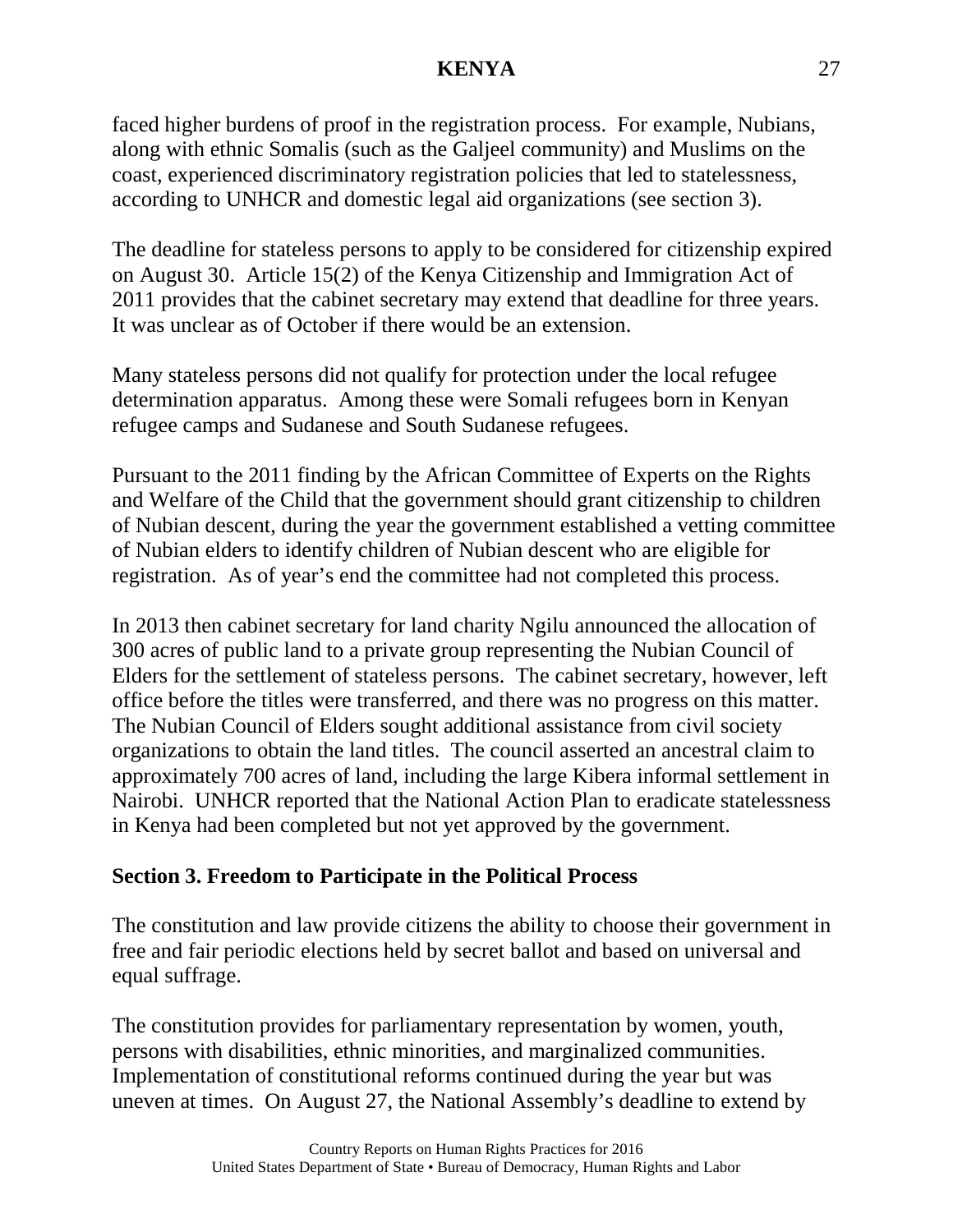faced higher burdens of proof in the registration process. For example, Nubians, along with ethnic Somalis (such as the Galjeel community) and Muslims on the coast, experienced discriminatory registration policies that led to statelessness, according to UNHCR and domestic legal aid organizations (see section 3).

The deadline for stateless persons to apply to be considered for citizenship expired on August 30. Article 15(2) of the Kenya Citizenship and Immigration Act of 2011 provides that the cabinet secretary may extend that deadline for three years. It was unclear as of October if there would be an extension.

Many stateless persons did not qualify for protection under the local refugee determination apparatus. Among these were Somali refugees born in Kenyan refugee camps and Sudanese and South Sudanese refugees.

Pursuant to the 2011 finding by the African Committee of Experts on the Rights and Welfare of the Child that the government should grant citizenship to children of Nubian descent, during the year the government established a vetting committee of Nubian elders to identify children of Nubian descent who are eligible for registration. As of year's end the committee had not completed this process.

In 2013 then cabinet secretary for land charity Ngilu announced the allocation of 300 acres of public land to a private group representing the Nubian Council of Elders for the settlement of stateless persons. The cabinet secretary, however, left office before the titles were transferred, and there was no progress on this matter. The Nubian Council of Elders sought additional assistance from civil society organizations to obtain the land titles. The council asserted an ancestral claim to approximately 700 acres of land, including the large Kibera informal settlement in Nairobi. UNHCR reported that the National Action Plan to eradicate statelessness in Kenya had been completed but not yet approved by the government.

## Section 3. Freedom to Participate in the Political Process

The constitution and law provide citizens the ability to choose their government in free and fair periodic elections held by secret ballot and based on universal and equal suffrage.

The constitution provides for parliamentary representation by women, youth, persons with disabilities, ethnic minorities, and marginalized communities. Implementation of constitutional reforms continued during the year but was uneven at times. On August 27, the National Assembly's deadline to extend by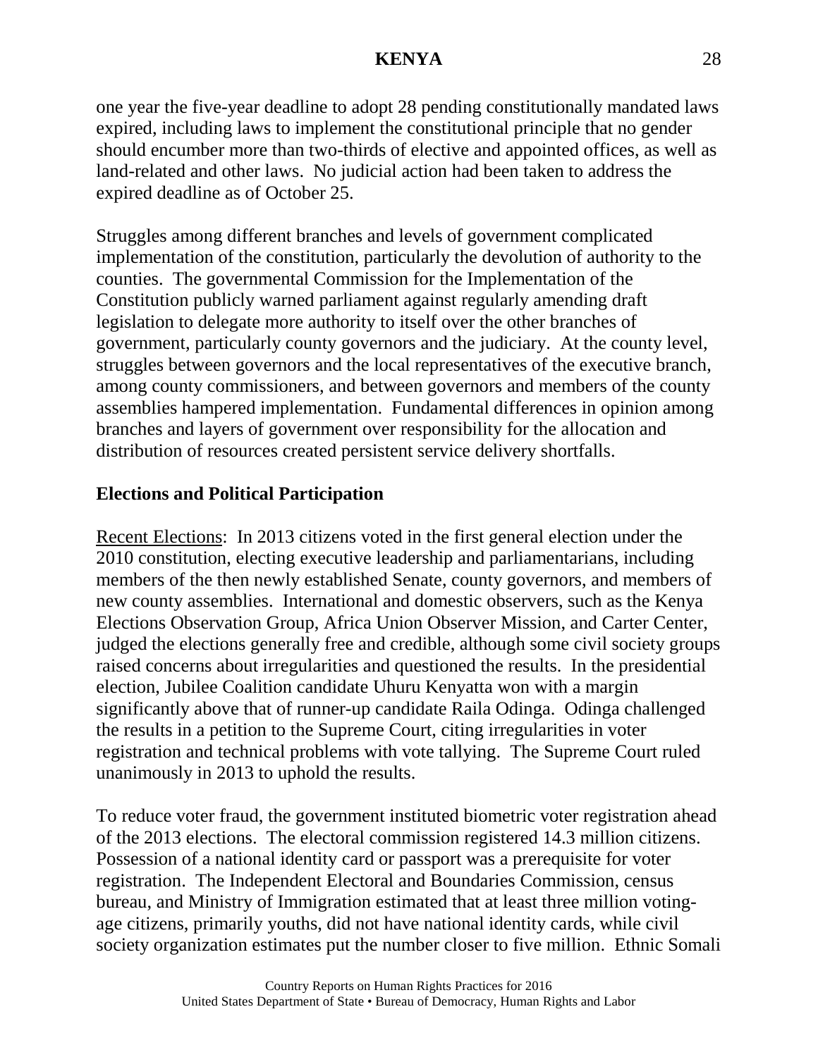one year the five-year deadline to adopt 28 pending constitutionally mandated laws expired, including laws to implement the constitutional principle that no gender should encumber more than two-thirds of elective and appointed offices, as well as land-related and other laws. No judicial action had been taken to address the expired deadline as of October 25.

Struggles among different branches and levels of government complicated implementation of the constitution, particularly the devolution of authority to the counties. The governmental Commission for the Implementation of the Constitution publicly warned parliament against regularly amending draft legislation to delegate more authority to itself over the other branches of government, particularly county governors and the judiciary. At the county level, struggles between governors and the local representatives of the executive branch, among county commissioners, and between governors and members of the county assemblies hampered implementation. Fundamental differences in opinion among branches and layers of government over responsibility for the allocation and distribution of resources created persistent service delivery shortfalls.

## Elections and Political Participation

Recent Elections: In 2013 citizens voted in the first general election under the 2010 constitution, electing executive leadership and parliamentarians, including members of the then newly established Senate, county governors, and members of new county assemblies. International and domestic observers, such as the Kenya Elections Observation Group, Africa Union Observer Mission, and Carter Center, judged the elections generally free and credible, although some civil society groups raised concerns about irregularities and questioned the results. In the presidential election, Jubilee Coalition candidate Uhuru Kenyatta won with a margin significantly above that of runner-up candidate Raila Odinga. Odinga challenged the results in a petition to the Supreme Court, citing irregularities in voter registration and technical problems with vote tallying. The Supreme Court ruled unanimously in 2013 to uphold the results.

To reduce voter fraud, the government instituted biometric voter registration ahead of the 2013 elections. The electoral commission registered 14.3 million citizens. Possession of a national identity card or passport was a prerequisite for voter registration. The Independent Electoral and Boundaries Commission, census bureau, and Ministry of Immigration estimated that at least three million voting-age citizens, primarily youths, did not have national identity cards, while civil society organization estimates put the number closer to five million. Ethnic Somali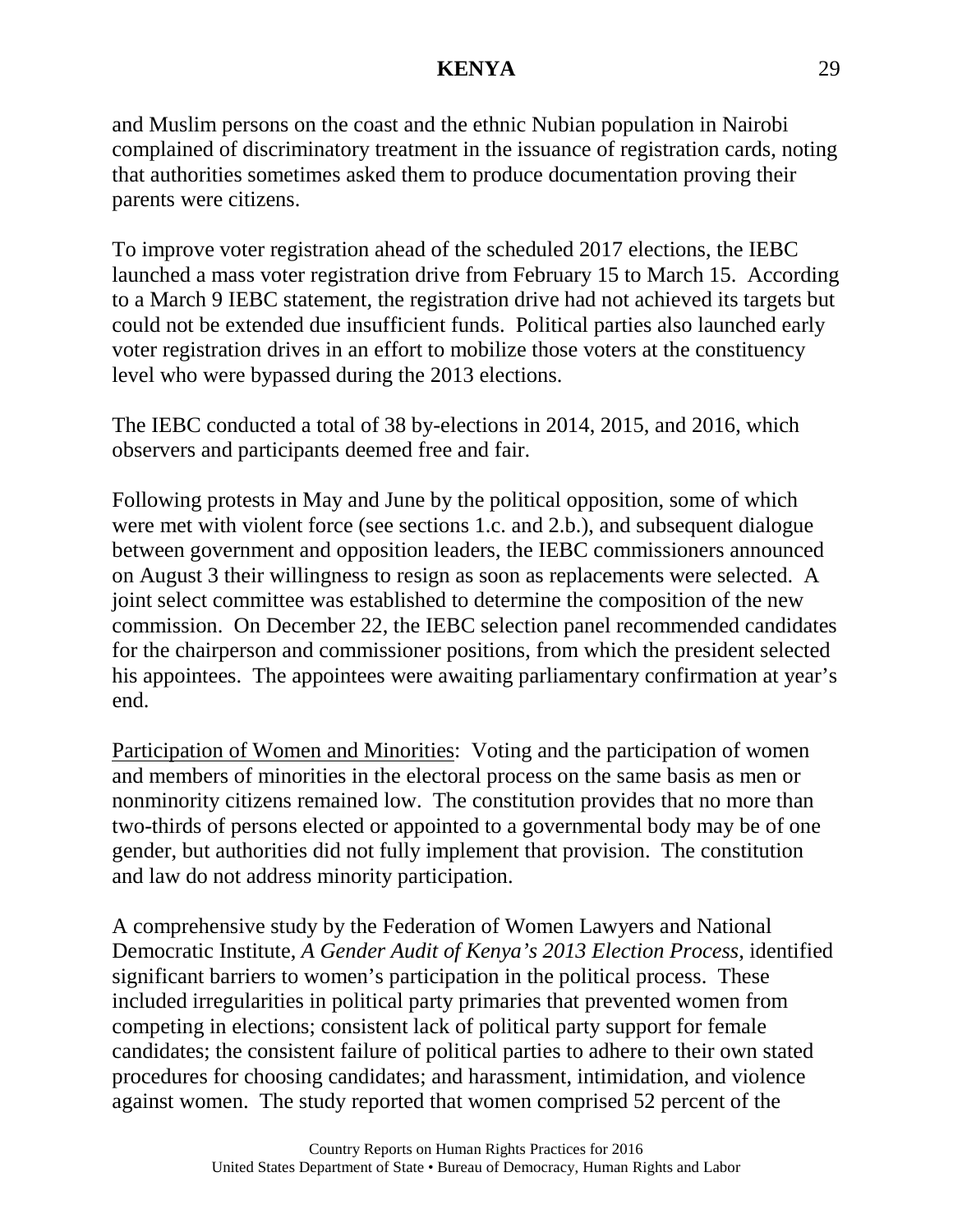and Muslim persons on the coast and the ethnic Nubian population in Nairobi complained of discriminatory treatment in the issuance of registration cards, noting that authorities sometimes asked them to produce documentation proving their parents were citizens.

To improve voter registration ahead of the scheduled 2017 elections, the IEBC launched a mass voter registration drive from February 15 to March 15. According to a March 9 IEBC statement, the registration drive had not achieved its targets but could not be extended due insufficient funds. Political parties also launched early voter registration drives in an effort to mobilize those voters at the constituency level who were bypassed during the 2013 elections.

The IEBC conducted a total of 38 by-elections in 2014, 2015, and 2016, which observers and participants deemed free and fair.

Following protests in May and June by the political opposition, some of which were met with violent force (see sections 1.c. and 2.b.), and subsequent dialogue between government and opposition leaders, the IEBC commissioners announced on August 3 their willingness to resign as soon as replacements were selected. A joint select committee was established to determine the composition of the new commission. On December 22, the IEBC selection panel recommended candidates for the chairperson and commissioner positions, from which the president selected his appointees. The appointees were awaiting parliamentary confirmation at year's end.

<u>Participation of Women and Minorities</u>: Voting and the participation of women and members of minorities in the electoral process on the same basis as men or nonminority citizens remained low. The constitution provides that no more than two-thirds of persons elected or appointed to a governmental body may be of one gender, but authorities did not fully implement that provision. The constitution and law do not address minority participation.

A comprehensive study by the Federation of Women Lawyers and National Democratic Institute, *A Gender Audit of Kenya's 2013 Election Process*, identified significant barriers to women's participation in the political process. These included irregularities in political party primaries that prevented women from competing in elections; consistent lack of political party support for female candidates; the consistent failure of political parties to adhere to their own stated procedures for choosing candidates; and harassment, intimidation, and violence against women. The study reported that women comprised 52 percent of the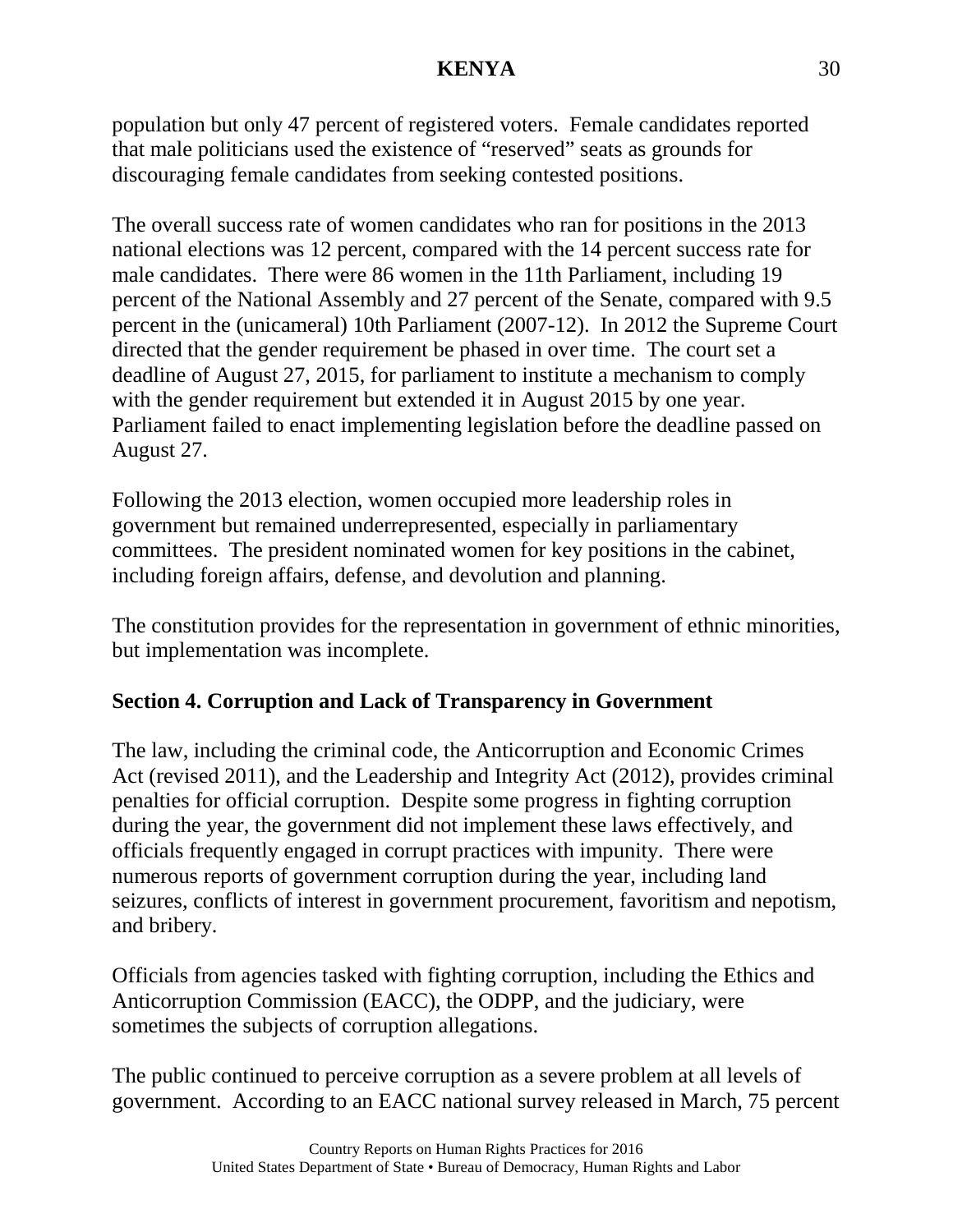population but only 47 percent of registered voters. Female candidates reported that male politicians used the existence of "reserved" seats as grounds for discouraging female candidates from seeking contested positions.

The overall success rate of women candidates who ran for positions in the 2013 national elections was 12 percent, compared with the 14 percent success rate for male candidates. There were 86 women in the 11th Parliament, including 19 percent of the National Assembly and 27 percent of the Senate, compared with 9.5 percent in the (unicameral) 10th Parliament (2007-12). In 2012 the Supreme Court directed that the gender requirement be phased in over time. The court set a deadline of August 27, 2015, for parliament to institute a mechanism to comply with the gender requirement but extended it in August 2015 by one year. Parliament failed to enact implementing legislation before the deadline passed on August 27.

Following the 2013 election, women occupied more leadership roles in government but remained underrepresented, especially in parliamentary committees. The president nominated women for key positions in the cabinet, including foreign affairs, defense, and devolution and planning.

The constitution provides for the representation in government of ethnic minorities, but implementation was incomplete.

## Section 4. Corruption and Lack of Transparency in Government

The law, including the criminal code, the Anticorruption and Economic Crimes Act (revised 2011), and the Leadership and Integrity Act (2012), provides criminal penalties for official corruption. Despite some progress in fighting corruption during the year, the government did not implement these laws effectively, and officials frequently engaged in corrupt practices with impunity. There were numerous reports of government corruption during the year, including land seizures, conflicts of interest in government procurement, favoritism and nepotism, and bribery.

Officials from agencies tasked with fighting corruption, including the Ethics and Anticorruption Commission (EACC), the ODPP, and the judiciary, were sometimes the subjects of corruption allegations.

The public continued to perceive corruption as a severe problem at all levels of government. According to an EACC national survey released in March, 75 percent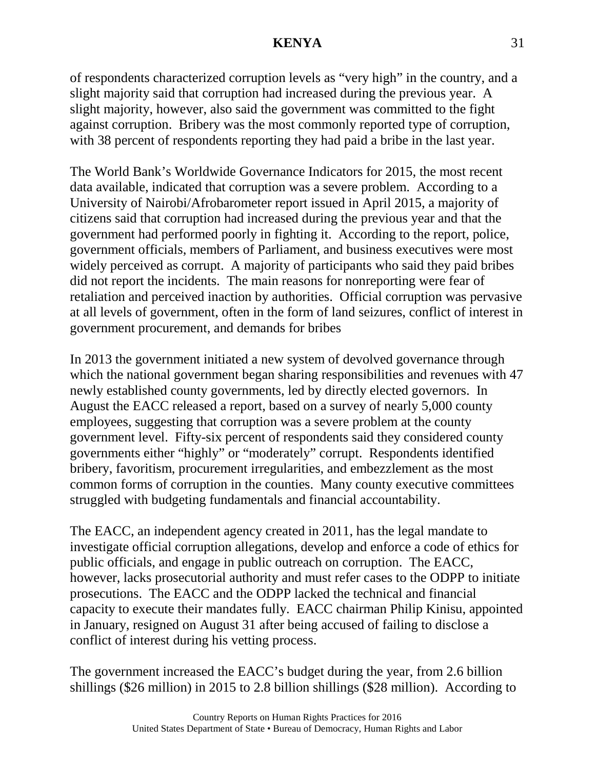of respondents characterized corruption levels as "very high" in the country, and a slight majority said that corruption had increased during the previous year. A slight majority, however, also said the government was committed to the fight against corruption. Bribery was the most commonly reported type of corruption, with 38 percent of respondents reporting they had paid a bribe in the last year.

The World Bank's Worldwide Governance Indicators for 2015, the most recent data available, indicated that corruption was a severe problem. According to a University of Nairobi/Afrobarometer report issued in April 2015, a majority of citizens said that corruption had increased during the previous year and that the government had performed poorly in fighting it. According to the report, police, government officials, members of Parliament, and business executives were most widely perceived as corrupt. A majority of participants who said they paid bribes did not report the incidents. The main reasons for nonreporting were fear of retaliation and perceived inaction by authorities. Official corruption was pervasive at all levels of government, often in the form of land seizures, conflict of interest in government procurement, and demands for bribes

In 2013 the government initiated a new system of devolved governance through which the national government began sharing responsibilities and revenues with 47 newly established county governments, led by directly elected governors. In August the EACC released a report, based on a survey of nearly 5,000 county employees, suggesting that corruption was a severe problem at the county government level. Fifty-six percent of respondents said they considered county governments either "highly" or "moderately" corrupt. Respondents identified bribery, favoritism, procurement irregularities, and embezzlement as the most common forms of corruption in the counties. Many county executive committees struggled with budgeting fundamentals and financial accountability.

The EACC, an independent agency created in 2011, has the legal mandate to investigate official corruption allegations, develop and enforce a code of ethics for public officials, and engage in public outreach on corruption. The EACC, however, lacks prosecutorial authority and must refer cases to the ODPP to initiate prosecutions. The EACC and the ODPP lacked the technical and financial capacity to execute their mandates fully. EACC chairman Philip Kinisu, appointed in January, resigned on August 31 after being accused of failing to disclose a conflict of interest during his vetting process.

The government increased the EACC's budget during the year, from 2.6 billion shillings ($26 million) in 2015 to 2.8 billion shillings ($28 million). According to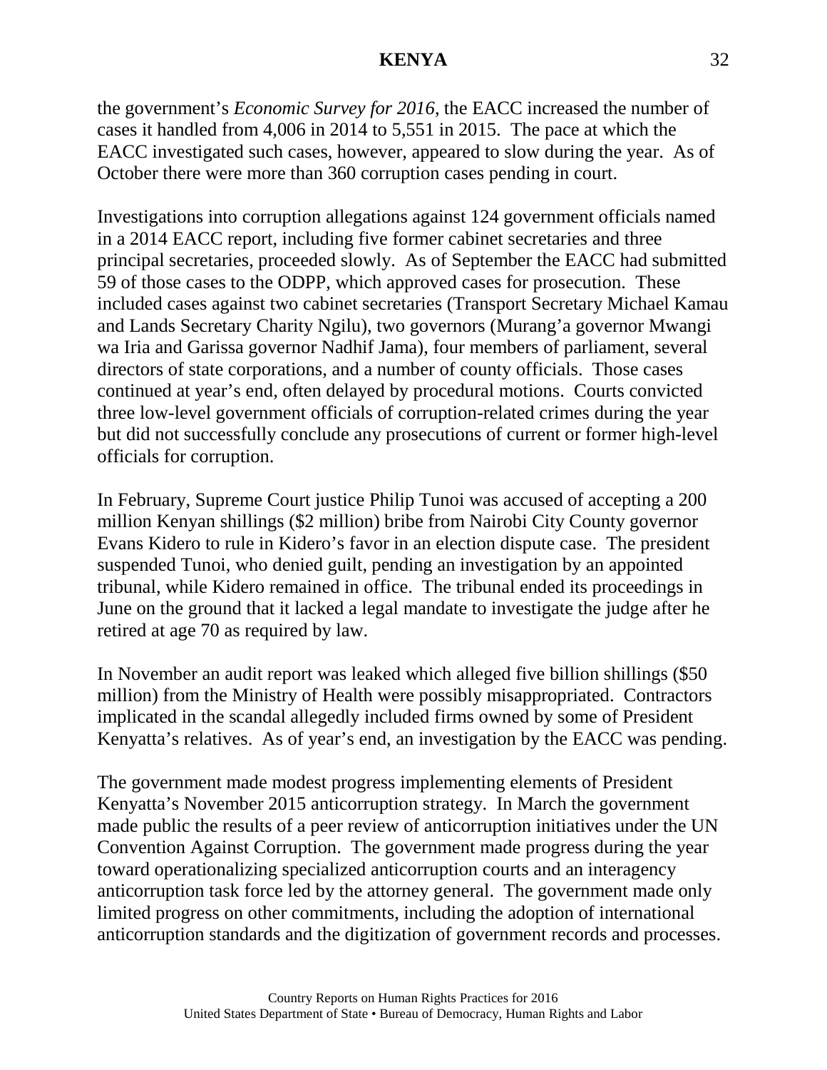the government's *Economic Survey for 2016*, the EACC increased the number of cases it handled from 4,006 in 2014 to 5,551 in 2015. The pace at which the EACC investigated such cases, however, appeared to slow during the year. As of October there were more than 360 corruption cases pending in court.

Investigations into corruption allegations against 124 government officials named in a 2014 EACC report, including five former cabinet secretaries and three principal secretaries, proceeded slowly. As of September the EACC had submitted 59 of those cases to the ODPP, which approved cases for prosecution. These included cases against two cabinet secretaries (Transport Secretary Michael Kamau and Lands Secretary Charity Ngilu), two governors (Murang'a governor Mwangi wa Iria and Garissa governor Nadhif Jama), four members of parliament, several directors of state corporations, and a number of county officials. Those cases continued at year's end, often delayed by procedural motions. Courts convicted three low-level government officials of corruption-related crimes during the year but did not successfully conclude any prosecutions of current or former high-level officials for corruption.

In February, Supreme Court justice Philip Tunoi was accused of accepting a 200 million Kenyan shillings ($2 million) bribe from Nairobi City County governor Evans Kidero to rule in Kidero's favor in an election dispute case. The president suspended Tunoi, who denied guilt, pending an investigation by an appointed tribunal, while Kidero remained in office. The tribunal ended its proceedings in June on the ground that it lacked a legal mandate to investigate the judge after he retired at age 70 as required by law.

In November an audit report was leaked which alleged five billion shillings ($50 million) from the Ministry of Health were possibly misappropriated. Contractors implicated in the scandal allegedly included firms owned by some of President Kenyatta's relatives. As of year's end, an investigation by the EACC was pending.

The government made modest progress implementing elements of President Kenyatta's November 2015 anticorruption strategy. In March the government made public the results of a peer review of anticorruption initiatives under the UN Convention Against Corruption. The government made progress during the year toward operationalizing specialized anticorruption courts and an interagency anticorruption task force led by the attorney general. The government made only limited progress on other commitments, including the adoption of international anticorruption standards and the digitization of government records and processes.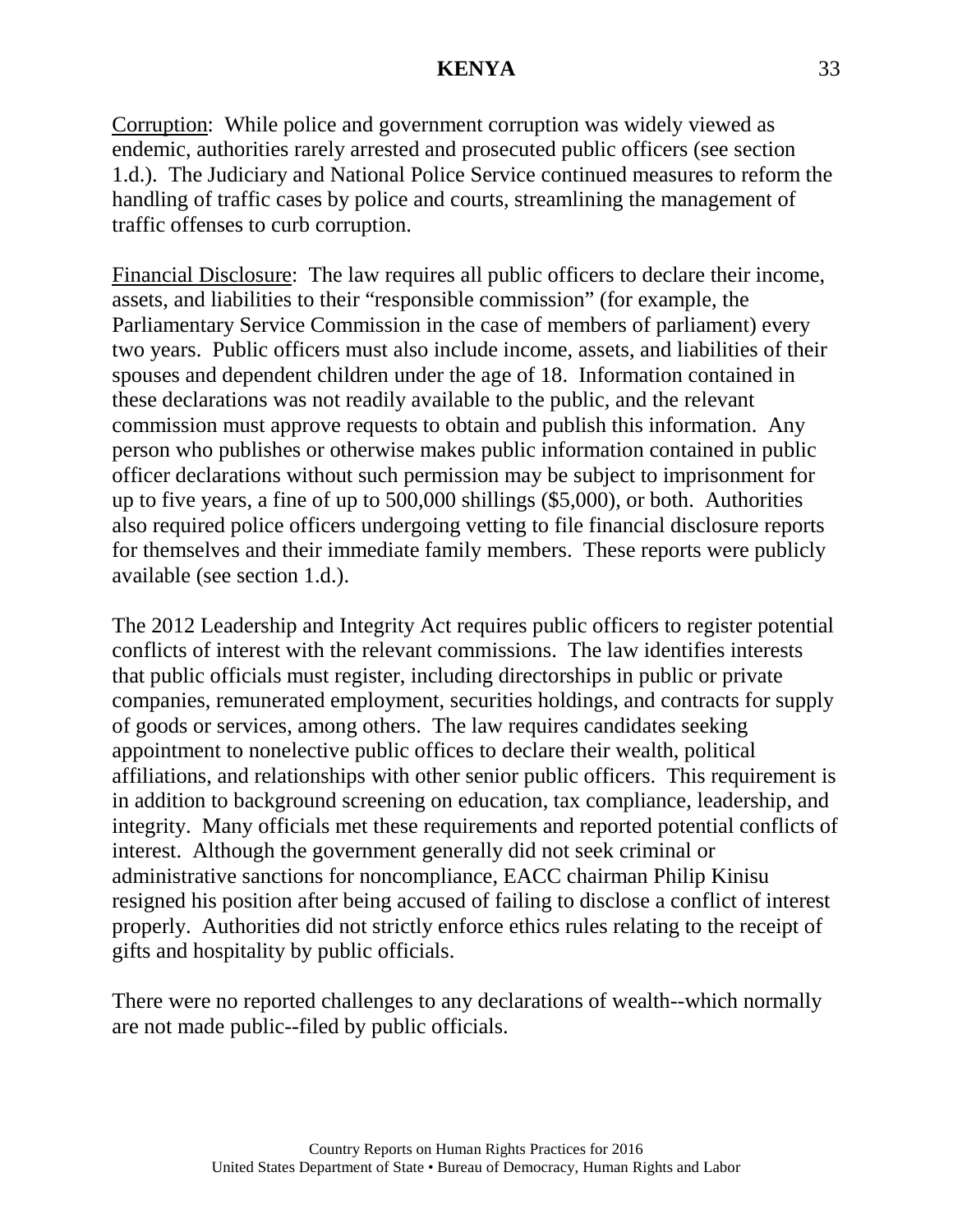Corruption: While police and government corruption was widely viewed as endemic, authorities rarely arrested and prosecuted public officers (see section 1.d.). The Judiciary and National Police Service continued measures to reform the handling of traffic cases by police and courts, streamlining the management of traffic offenses to curb corruption.

Financial Disclosure: The law requires all public officers to declare their income, assets, and liabilities to their "responsible commission" (for example, the Parliamentary Service Commission in the case of members of parliament) every two years. Public officers must also include income, assets, and liabilities of their spouses and dependent children under the age of 18. Information contained in these declarations was not readily available to the public, and the relevant commission must approve requests to obtain and publish this information. Any person who publishes or otherwise makes public information contained in public officer declarations without such permission may be subject to imprisonment for up to five years, a fine of up to 500,000 shillings ($5,000), or both. Authorities also required police officers undergoing vetting to file financial disclosure reports for themselves and their immediate family members. These reports were publicly available (see section 1.d.).

The 2012 Leadership and Integrity Act requires public officers to register potential conflicts of interest with the relevant commissions. The law identifies interests that public officials must register, including directorships in public or private companies, remunerated employment, securities holdings, and contracts for supply of goods or services, among others. The law requires candidates seeking appointment to nonelective public offices to declare their wealth, political affiliations, and relationships with other senior public officers. This requirement is in addition to background screening on education, tax compliance, leadership, and integrity. Many officials met these requirements and reported potential conflicts of interest. Although the government generally did not seek criminal or administrative sanctions for noncompliance, EACC chairman Philip Kinisu resigned his position after being accused of failing to disclose a conflict of interest properly. Authorities did not strictly enforce ethics rules relating to the receipt of gifts and hospitality by public officials.

There were no reported challenges to any declarations of wealth--which normally are not made public--filed by public officials.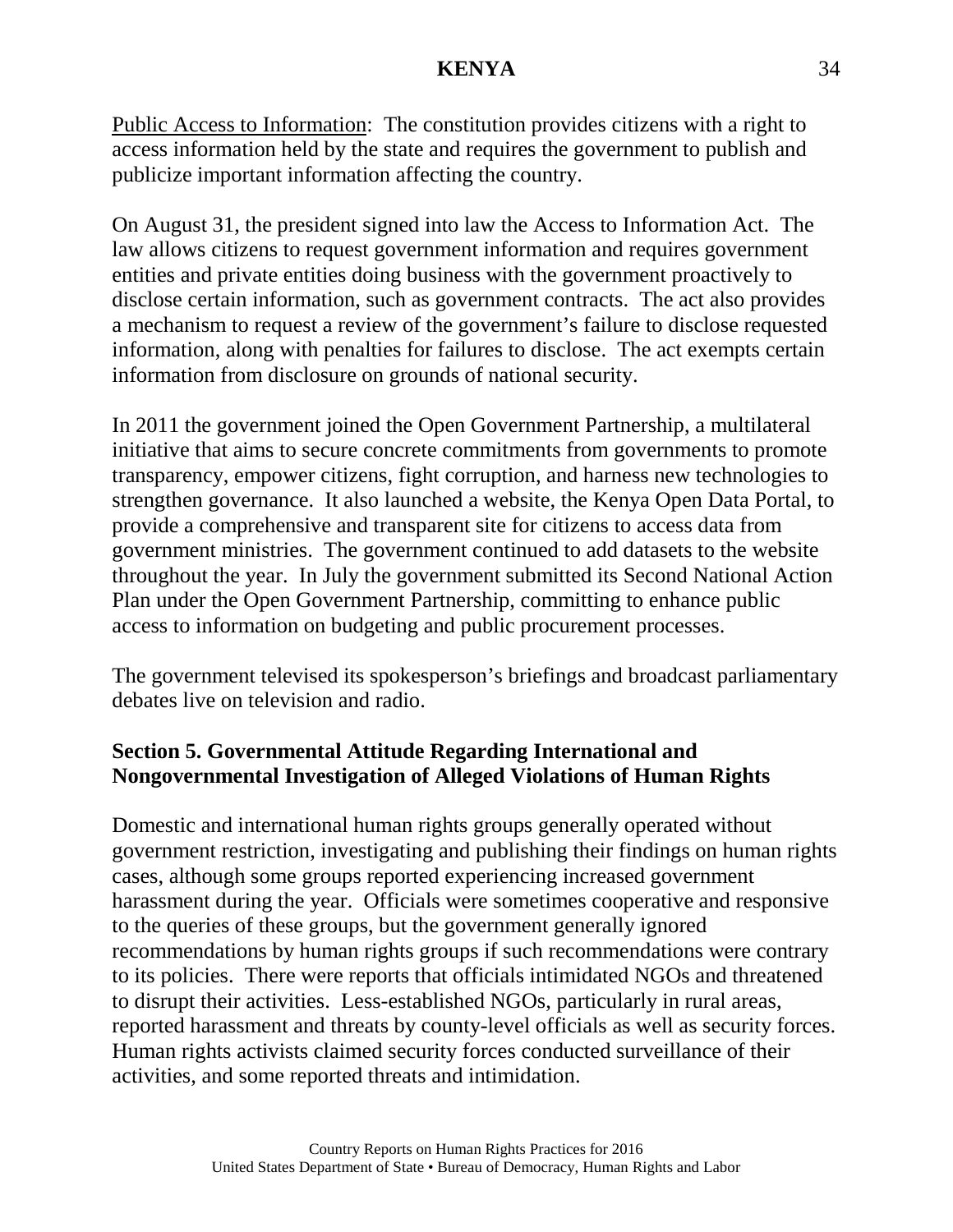Public Access to Information: The constitution provides citizens with a right to access information held by the state and requires the government to publish and publicize important information affecting the country.

On August 31, the president signed into law the Access to Information Act. The law allows citizens to request government information and requires government entities and private entities doing business with the government proactively to disclose certain information, such as government contracts. The act also provides a mechanism to request a review of the government's failure to disclose requested information, along with penalties for failures to disclose. The act exempts certain information from disclosure on grounds of national security.

In 2011 the government joined the Open Government Partnership, a multilateral initiative that aims to secure concrete commitments from governments to promote transparency, empower citizens, fight corruption, and harness new technologies to strengthen governance. It also launched a website, the Kenya Open Data Portal, to provide a comprehensive and transparent site for citizens to access data from government ministries. The government continued to add datasets to the website throughout the year. In July the government submitted its Second National Action Plan under the Open Government Partnership, committing to enhance public access to information on budgeting and public procurement processes.

The government televised its spokesperson's briefings and broadcast parliamentary debates live on television and radio.

## Section 5. Governmental Attitude Regarding International and Nongovernmental Investigation of Alleged Violations of Human Rights

Domestic and international human rights groups generally operated without government restriction, investigating and publishing their findings on human rights cases, although some groups reported experiencing increased government harassment during the year. Officials were sometimes cooperative and responsive to the queries of these groups, but the government generally ignored recommendations by human rights groups if such recommendations were contrary to its policies. There were reports that officials intimidated NGOs and threatened to disrupt their activities. Less-established NGOs, particularly in rural areas, reported harassment and threats by county-level officials as well as security forces. Human rights activists claimed security forces conducted surveillance of their activities, and some reported threats and intimidation.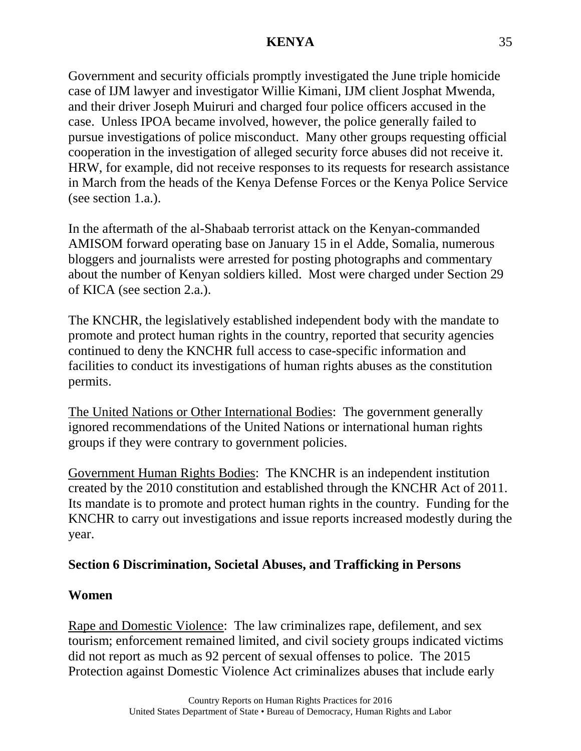Government and security officials promptly investigated the June triple homicide case of IJM lawyer and investigator Willie Kimani, IJM client Josphat Mwenda, and their driver Joseph Muiruri and charged four police officers accused in the case. Unless IPOA became involved, however, the police generally failed to pursue investigations of police misconduct. Many other groups requesting official cooperation in the investigation of alleged security force abuses did not receive it. HRW, for example, did not receive responses to its requests for research assistance in March from the heads of the Kenya Defense Forces or the Kenya Police Service (see section 1.a.).

In the aftermath of the al-Shabaab terrorist attack on the Kenyan-commanded AMISOM forward operating base on January 15 in el Adde, Somalia, numerous bloggers and journalists were arrested for posting photographs and commentary about the number of Kenyan soldiers killed. Most were charged under Section 29 of KICA (see section 2.a.).

The KNCHR, the legislatively established independent body with the mandate to promote and protect human rights in the country, reported that security agencies continued to deny the KNCHR full access to case-specific information and facilities to conduct its investigations of human rights abuses as the constitution permits.

The United Nations or Other International Bodies: The government generally ignored recommendations of the United Nations or international human rights groups if they were contrary to government policies.

Government Human Rights Bodies: The KNCHR is an independent institution created by the 2010 constitution and established through the KNCHR Act of 2011. Its mandate is to promote and protect human rights in the country. Funding for the KNCHR to carry out investigations and issue reports increased modestly during the year.

## Section 6 Discrimination, Societal Abuses, and Trafficking in Persons

### Women

Rape and Domestic Violence: The law criminalizes rape, defilement, and sex tourism; enforcement remained limited, and civil society groups indicated victims did not report as much as 92 percent of sexual offenses to police. The 2015 Protection against Domestic Violence Act criminalizes abuses that include early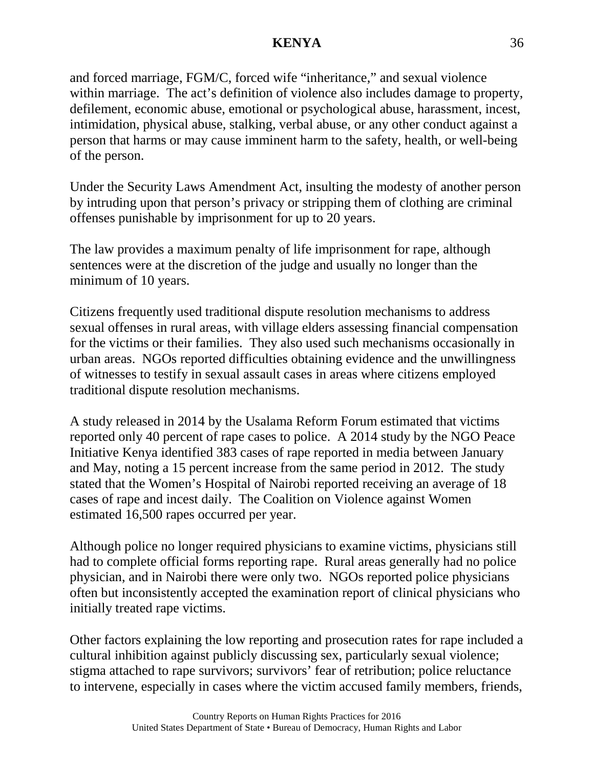and forced marriage, FGM/C, forced wife "inheritance," and sexual violence within marriage. The act's definition of violence also includes damage to property, defilement, economic abuse, emotional or psychological abuse, harassment, incest, intimidation, physical abuse, stalking, verbal abuse, or any other conduct against a person that harms or may cause imminent harm to the safety, health, or well-being of the person.

Under the Security Laws Amendment Act, insulting the modesty of another person by intruding upon that person's privacy or stripping them of clothing are criminal offenses punishable by imprisonment for up to 20 years.

The law provides a maximum penalty of life imprisonment for rape, although sentences were at the discretion of the judge and usually no longer than the minimum of 10 years.

Citizens frequently used traditional dispute resolution mechanisms to address sexual offenses in rural areas, with village elders assessing financial compensation for the victims or their families. They also used such mechanisms occasionally in urban areas. NGOs reported difficulties obtaining evidence and the unwillingness of witnesses to testify in sexual assault cases in areas where citizens employed traditional dispute resolution mechanisms.

A study released in 2014 by the Usalama Reform Forum estimated that victims reported only 40 percent of rape cases to police. A 2014 study by the NGO Peace Initiative Kenya identified 383 cases of rape reported in media between January and May, noting a 15 percent increase from the same period in 2012. The study stated that the Women's Hospital of Nairobi reported receiving an average of 18 cases of rape and incest daily. The Coalition on Violence against Women estimated 16,500 rapes occurred per year.

Although police no longer required physicians to examine victims, physicians still had to complete official forms reporting rape. Rural areas generally had no police physician, and in Nairobi there were only two. NGOs reported police physicians often but inconsistently accepted the examination report of clinical physicians who initially treated rape victims.

Other factors explaining the low reporting and prosecution rates for rape included a cultural inhibition against publicly discussing sex, particularly sexual violence; stigma attached to rape survivors; survivors' fear of retribution; police reluctance to intervene, especially in cases where the victim accused family members, friends,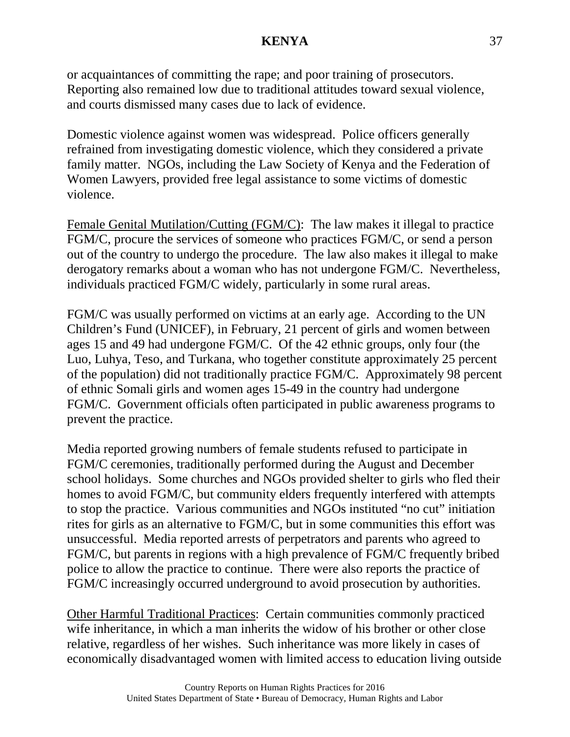or acquaintances of committing the rape; and poor training of prosecutors. Reporting also remained low due to traditional attitudes toward sexual violence, and courts dismissed many cases due to lack of evidence.

Domestic violence against women was widespread. Police officers generally refrained from investigating domestic violence, which they considered a private family matter. NGOs, including the Law Society of Kenya and the Federation of Women Lawyers, provided free legal assistance to some victims of domestic violence.

Female Genital Mutilation/Cutting (FGM/C): The law makes it illegal to practice FGM/C, procure the services of someone who practices FGM/C, or send a person out of the country to undergo the procedure. The law also makes it illegal to make derogatory remarks about a woman who has not undergone FGM/C. Nevertheless, individuals practiced FGM/C widely, particularly in some rural areas.

FGM/C was usually performed on victims at an early age. According to the UN Children's Fund (UNICEF), in February, 21 percent of girls and women between ages 15 and 49 had undergone FGM/C. Of the 42 ethnic groups, only four (the Luo, Luhya, Teso, and Turkana, who together constitute approximately 25 percent of the population) did not traditionally practice FGM/C. Approximately 98 percent of ethnic Somali girls and women ages 15-49 in the country had undergone FGM/C. Government officials often participated in public awareness programs to prevent the practice.

Media reported growing numbers of female students refused to participate in FGM/C ceremonies, traditionally performed during the August and December school holidays. Some churches and NGOs provided shelter to girls who fled their homes to avoid FGM/C, but community elders frequently interfered with attempts to stop the practice. Various communities and NGOs instituted "no cut" initiation rites for girls as an alternative to FGM/C, but in some communities this effort was unsuccessful. Media reported arrests of perpetrators and parents who agreed to FGM/C, but parents in regions with a high prevalence of FGM/C frequently bribed police to allow the practice to continue. There were also reports the practice of FGM/C increasingly occurred underground to avoid prosecution by authorities.

Other Harmful Traditional Practices: Certain communities commonly practiced wife inheritance, in which a man inherits the widow of his brother or other close relative, regardless of her wishes. Such inheritance was more likely in cases of economically disadvantaged women with limited access to education living outside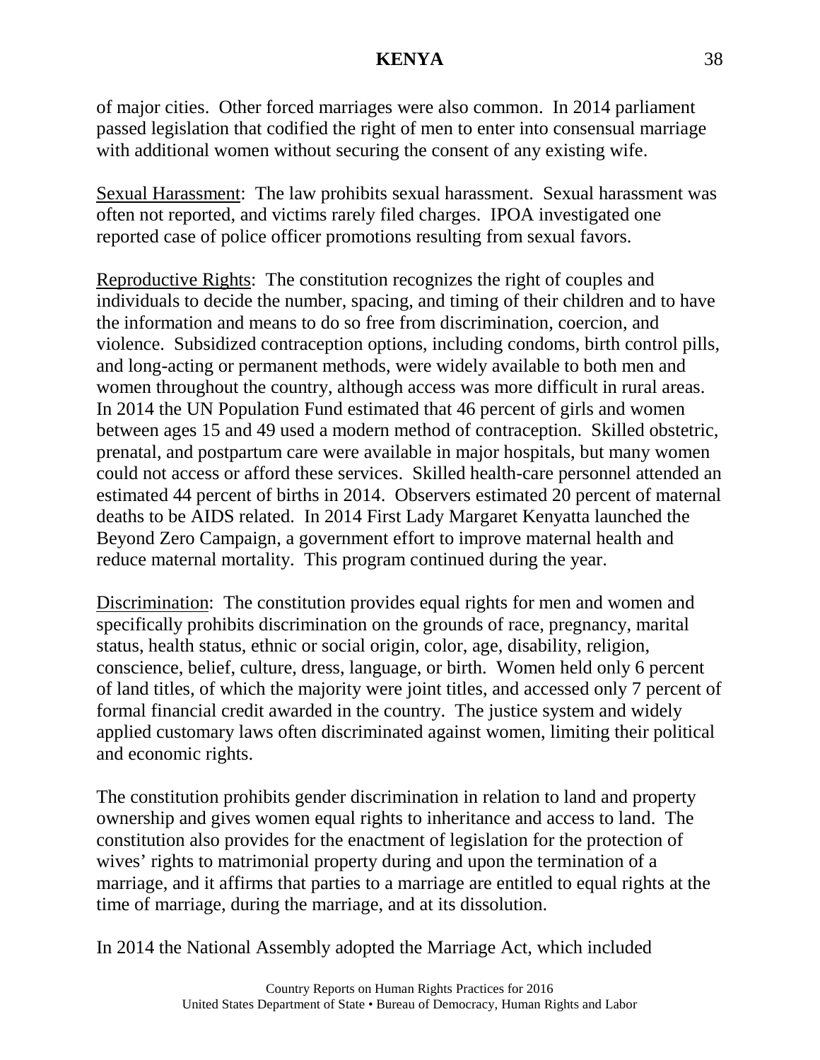of major cities. Other forced marriages were also common. In 2014 parliament passed legislation that codified the right of men to enter into consensual marriage with additional women without securing the consent of any existing wife.

Sexual Harassment: The law prohibits sexual harassment. Sexual harassment was often not reported, and victims rarely filed charges. IPOA investigated one reported case of police officer promotions resulting from sexual favors.

Reproductive Rights: The constitution recognizes the right of couples and individuals to decide the number, spacing, and timing of their children and to have the information and means to do so free from discrimination, coercion, and violence. Subsidized contraception options, including condoms, birth control pills, and long-acting or permanent methods, were widely available to both men and women throughout the country, although access was more difficult in rural areas. In 2014 the UN Population Fund estimated that 46 percent of girls and women between ages 15 and 49 used a modern method of contraception. Skilled obstetric, prenatal, and postpartum care were available in major hospitals, but many women could not access or afford these services. Skilled health-care personnel attended an estimated 44 percent of births in 2014. Observers estimated 20 percent of maternal deaths to be AIDS related. In 2014 First Lady Margaret Kenyatta launched the Beyond Zero Campaign, a government effort to improve maternal health and reduce maternal mortality. This program continued during the year.

Discrimination: The constitution provides equal rights for men and women and specifically prohibits discrimination on the grounds of race, pregnancy, marital status, health status, ethnic or social origin, color, age, disability, religion, conscience, belief, culture, dress, language, or birth. Women held only 6 percent of land titles, of which the majority were joint titles, and accessed only 7 percent of formal financial credit awarded in the country. The justice system and widely applied customary laws often discriminated against women, limiting their political and economic rights.

The constitution prohibits gender discrimination in relation to land and property ownership and gives women equal rights to inheritance and access to land. The constitution also provides for the enactment of legislation for the protection of wives' rights to matrimonial property during and upon the termination of a marriage, and it affirms that parties to a marriage are entitled to equal rights at the time of marriage, during the marriage, and at its dissolution.

In 2014 the National Assembly adopted the Marriage Act, which included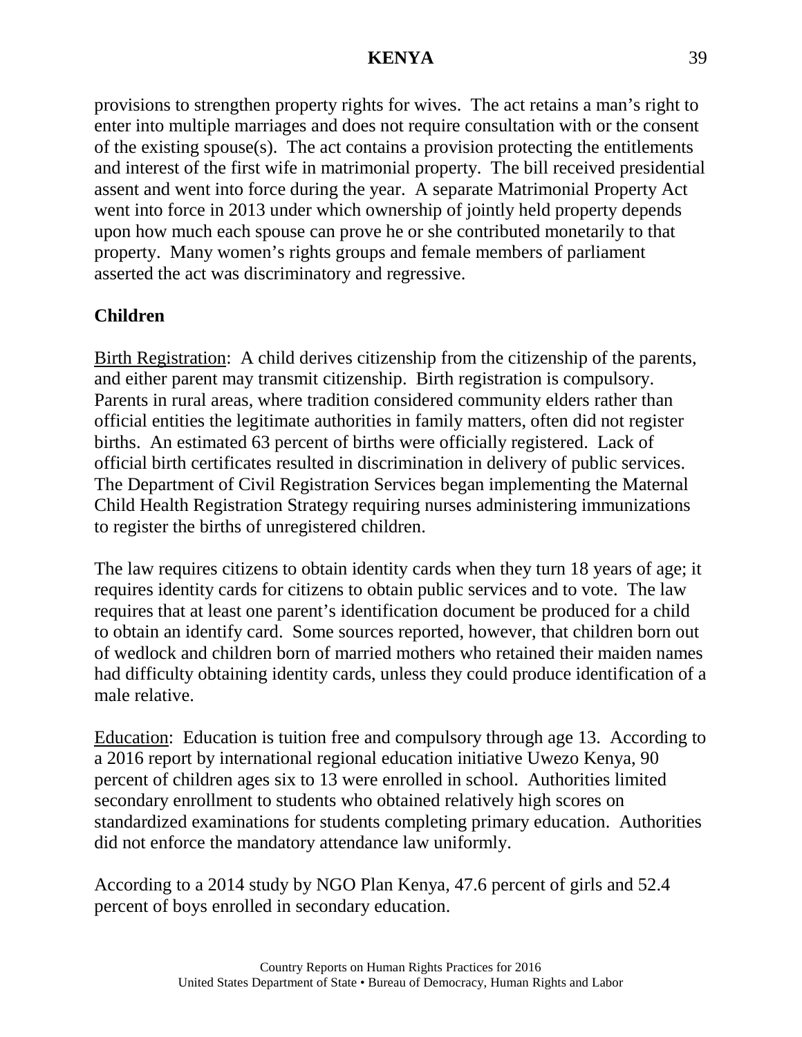provisions to strengthen property rights for wives. The act retains a man's right to enter into multiple marriages and does not require consultation with or the consent of the existing spouse(s). The act contains a provision protecting the entitlements and interest of the first wife in matrimonial property. The bill received presidential assent and went into force during the year. A separate Matrimonial Property Act went into force in 2013 under which ownership of jointly held property depends upon how much each spouse can prove he or she contributed monetarily to that property. Many women's rights groups and female members of parliament asserted the act was discriminatory and regressive.

## Children

Birth Registration: A child derives citizenship from the citizenship of the parents, and either parent may transmit citizenship. Birth registration is compulsory. Parents in rural areas, where tradition considered community elders rather than official entities the legitimate authorities in family matters, often did not register births. An estimated 63 percent of births were officially registered. Lack of official birth certificates resulted in discrimination in delivery of public services. The Department of Civil Registration Services began implementing the Maternal Child Health Registration Strategy requiring nurses administering immunizations to register the births of unregistered children.

The law requires citizens to obtain identity cards when they turn 18 years of age; it requires identity cards for citizens to obtain public services and to vote. The law requires that at least one parent's identification document be produced for a child to obtain an identify card. Some sources reported, however, that children born out of wedlock and children born of married mothers who retained their maiden names had difficulty obtaining identity cards, unless they could produce identification of a male relative.

Education: Education is tuition free and compulsory through age 13. According to a 2016 report by international regional education initiative Uwezo Kenya, 90 percent of children ages six to 13 were enrolled in school. Authorities limited secondary enrollment to students who obtained relatively high scores on standardized examinations for students completing primary education. Authorities did not enforce the mandatory attendance law uniformly.

According to a 2014 study by NGO Plan Kenya, 47.6 percent of girls and 52.4 percent of boys enrolled in secondary education.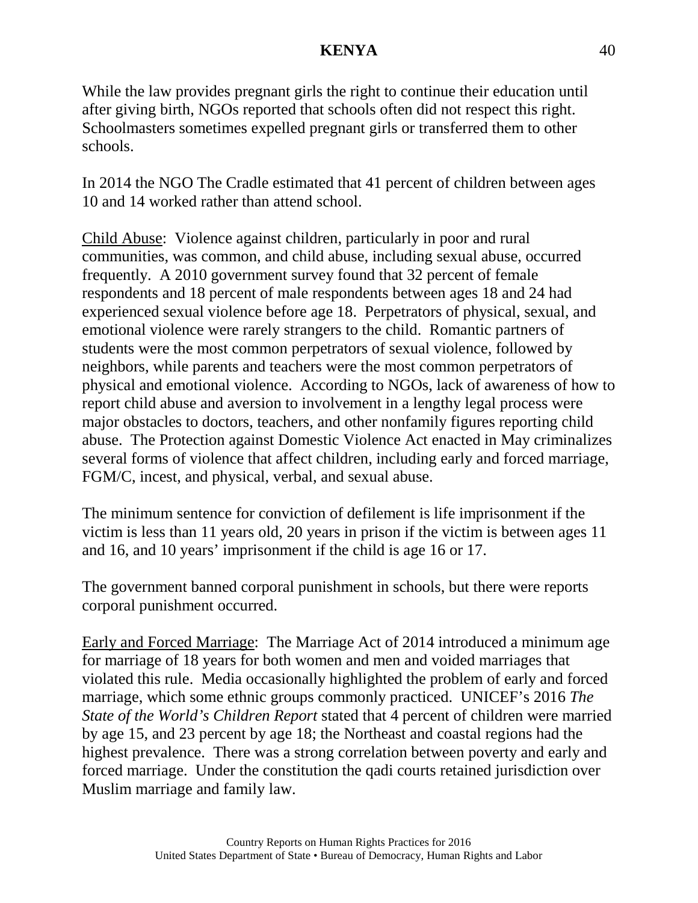While the law provides pregnant girls the right to continue their education until after giving birth, NGOs reported that schools often did not respect this right. Schoolmasters sometimes expelled pregnant girls or transferred them to other schools.

In 2014 the NGO The Cradle estimated that 41 percent of children between ages 10 and 14 worked rather than attend school.

Child Abuse: Violence against children, particularly in poor and rural communities, was common, and child abuse, including sexual abuse, occurred frequently. A 2010 government survey found that 32 percent of female respondents and 18 percent of male respondents between ages 18 and 24 had experienced sexual violence before age 18. Perpetrators of physical, sexual, and emotional violence were rarely strangers to the child. Romantic partners of students were the most common perpetrators of sexual violence, followed by neighbors, while parents and teachers were the most common perpetrators of physical and emotional violence. According to NGOs, lack of awareness of how to report child abuse and aversion to involvement in a lengthy legal process were major obstacles to doctors, teachers, and other nonfamily figures reporting child abuse. The Protection against Domestic Violence Act enacted in May criminalizes several forms of violence that affect children, including early and forced marriage, FGM/C, incest, and physical, verbal, and sexual abuse.

The minimum sentence for conviction of defilement is life imprisonment if the victim is less than 11 years old, 20 years in prison if the victim is between ages 11 and 16, and 10 years' imprisonment if the child is age 16 or 17.

The government banned corporal punishment in schools, but there were reports corporal punishment occurred.

Early and Forced Marriage: The Marriage Act of 2014 introduced a minimum age for marriage of 18 years for both women and men and voided marriages that violated this rule. Media occasionally highlighted the problem of early and forced marriage, which some ethnic groups commonly practiced. UNICEF's 2016 *The State of the World's Children Report* stated that 4 percent of children were married by age 15, and 23 percent by age 18; the Northeast and coastal regions had the highest prevalence. There was a strong correlation between poverty and early and forced marriage. Under the constitution the qadi courts retained jurisdiction over Muslim marriage and family law.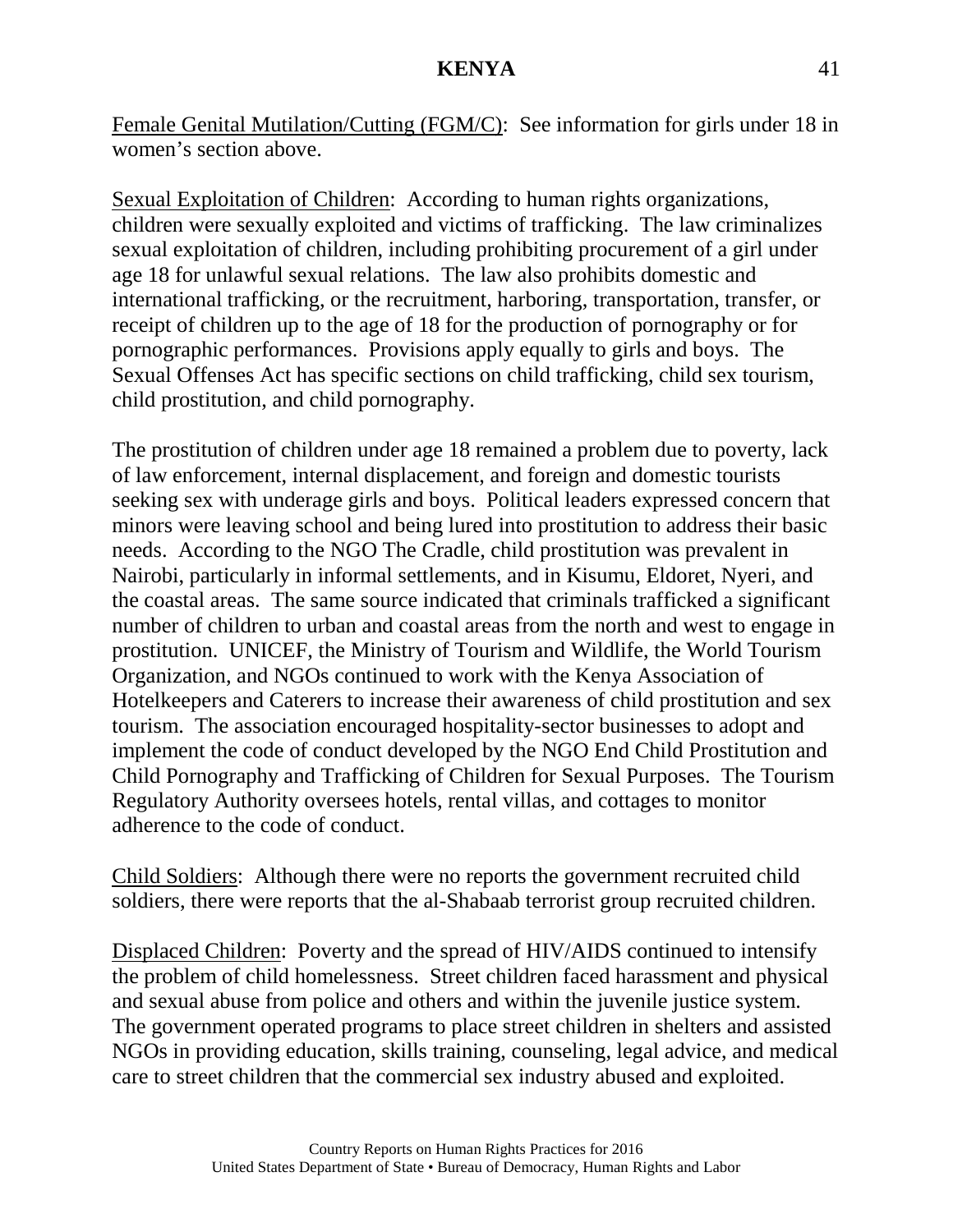Female Genital Mutilation/Cutting (FGM/C): See information for girls under 18 in women's section above.

Sexual Exploitation of Children: According to human rights organizations, children were sexually exploited and victims of trafficking. The law criminalizes sexual exploitation of children, including prohibiting procurement of a girl under age 18 for unlawful sexual relations. The law also prohibits domestic and international trafficking, or the recruitment, harboring, transportation, transfer, or receipt of children up to the age of 18 for the production of pornography or for pornographic performances. Provisions apply equally to girls and boys. The Sexual Offenses Act has specific sections on child trafficking, child sex tourism, child prostitution, and child pornography.

The prostitution of children under age 18 remained a problem due to poverty, lack of law enforcement, internal displacement, and foreign and domestic tourists seeking sex with underage girls and boys. Political leaders expressed concern that minors were leaving school and being lured into prostitution to address their basic needs. According to the NGO The Cradle, child prostitution was prevalent in Nairobi, particularly in informal settlements, and in Kisumu, Eldoret, Nyeri, and the coastal areas. The same source indicated that criminals trafficked a significant number of children to urban and coastal areas from the north and west to engage in prostitution. UNICEF, the Ministry of Tourism and Wildlife, the World Tourism Organization, and NGOs continued to work with the Kenya Association of Hotelkeepers and Caterers to increase their awareness of child prostitution and sex tourism. The association encouraged hospitality-sector businesses to adopt and implement the code of conduct developed by the NGO End Child Prostitution and Child Pornography and Trafficking of Children for Sexual Purposes. The Tourism Regulatory Authority oversees hotels, rental villas, and cottages to monitor adherence to the code of conduct.

Child Soldiers: Although there were no reports the government recruited child soldiers, there were reports that the al-Shabaab terrorist group recruited children.

Displaced Children: Poverty and the spread of HIV/AIDS continued to intensify the problem of child homelessness. Street children faced harassment and physical and sexual abuse from police and others and within the juvenile justice system. The government operated programs to place street children in shelters and assisted NGOs in providing education, skills training, counseling, legal advice, and medical care to street children that the commercial sex industry abused and exploited.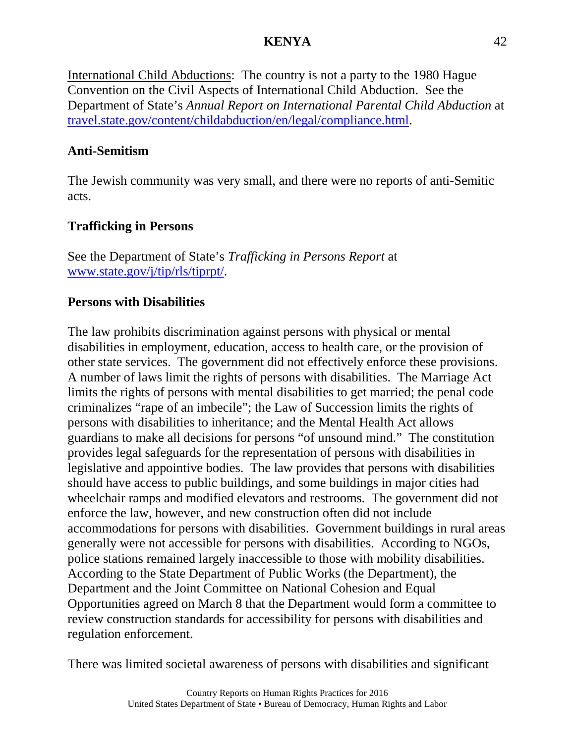International Child Abductions: The country is not a party to the 1980 Hague Convention on the Civil Aspects of International Child Abduction. See the Department of State's *Annual Report on International Parental Child Abduction* at travel.state.gov/content/childabduction/en/legal/compliance.html.

### Anti-Semitism

The Jewish community was very small, and there were no reports of anti-Semitic acts.

### Trafficking in Persons

See the Department of State's *Trafficking in Persons Report* at www.state.gov/j/tip/rls/tiprpt/.

### Persons with Disabilities

The law prohibits discrimination against persons with physical or mental disabilities in employment, education, access to health care, or the provision of other state services. The government did not effectively enforce these provisions. A number of laws limit the rights of persons with disabilities. The Marriage Act limits the rights of persons with mental disabilities to get married; the penal code criminalizes "rape of an imbecile"; the Law of Succession limits the rights of persons with disabilities to inheritance; and the Mental Health Act allows guardians to make all decisions for persons "of unsound mind." The constitution provides legal safeguards for the representation of persons with disabilities in legislative and appointive bodies. The law provides that persons with disabilities should have access to public buildings, and some buildings in major cities had wheelchair ramps and modified elevators and restrooms. The government did not enforce the law, however, and new construction often did not include accommodations for persons with disabilities. Government buildings in rural areas generally were not accessible for persons with disabilities. According to NGOs, police stations remained largely inaccessible to those with mobility disabilities. According to the State Department of Public Works (the Department), the Department and the Joint Committee on National Cohesion and Equal Opportunities agreed on March 8 that the Department would form a committee to review construction standards for accessibility for persons with disabilities and regulation enforcement.

There was limited societal awareness of persons with disabilities and significant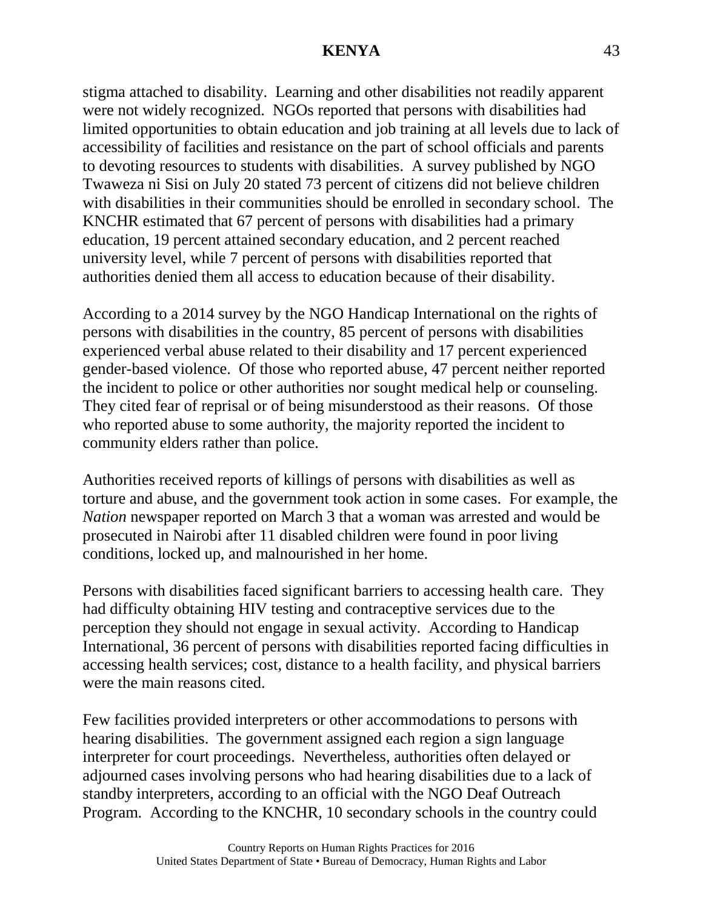stigma attached to disability. Learning and other disabilities not readily apparent were not widely recognized. NGOs reported that persons with disabilities had limited opportunities to obtain education and job training at all levels due to lack of accessibility of facilities and resistance on the part of school officials and parents to devoting resources to students with disabilities. A survey published by NGO Twaweza ni Sisi on July 20 stated 73 percent of citizens did not believe children with disabilities in their communities should be enrolled in secondary school. The KNCHR estimated that 67 percent of persons with disabilities had a primary education, 19 percent attained secondary education, and 2 percent reached university level, while 7 percent of persons with disabilities reported that authorities denied them all access to education because of their disability.

According to a 2014 survey by the NGO Handicap International on the rights of persons with disabilities in the country, 85 percent of persons with disabilities experienced verbal abuse related to their disability and 17 percent experienced gender-based violence. Of those who reported abuse, 47 percent neither reported the incident to police or other authorities nor sought medical help or counseling. They cited fear of reprisal or of being misunderstood as their reasons. Of those who reported abuse to some authority, the majority reported the incident to community elders rather than police.

Authorities received reports of killings of persons with disabilities as well as torture and abuse, and the government took action in some cases. For example, the *Nation* newspaper reported on March 3 that a woman was arrested and would be prosecuted in Nairobi after 11 disabled children were found in poor living conditions, locked up, and malnourished in her home.

Persons with disabilities faced significant barriers to accessing health care. They had difficulty obtaining HIV testing and contraceptive services due to the perception they should not engage in sexual activity. According to Handicap International, 36 percent of persons with disabilities reported facing difficulties in accessing health services; cost, distance to a health facility, and physical barriers were the main reasons cited.

Few facilities provided interpreters or other accommodations to persons with hearing disabilities. The government assigned each region a sign language interpreter for court proceedings. Nevertheless, authorities often delayed or adjourned cases involving persons who had hearing disabilities due to a lack of standby interpreters, according to an official with the NGO Deaf Outreach Program. According to the KNCHR, 10 secondary schools in the country could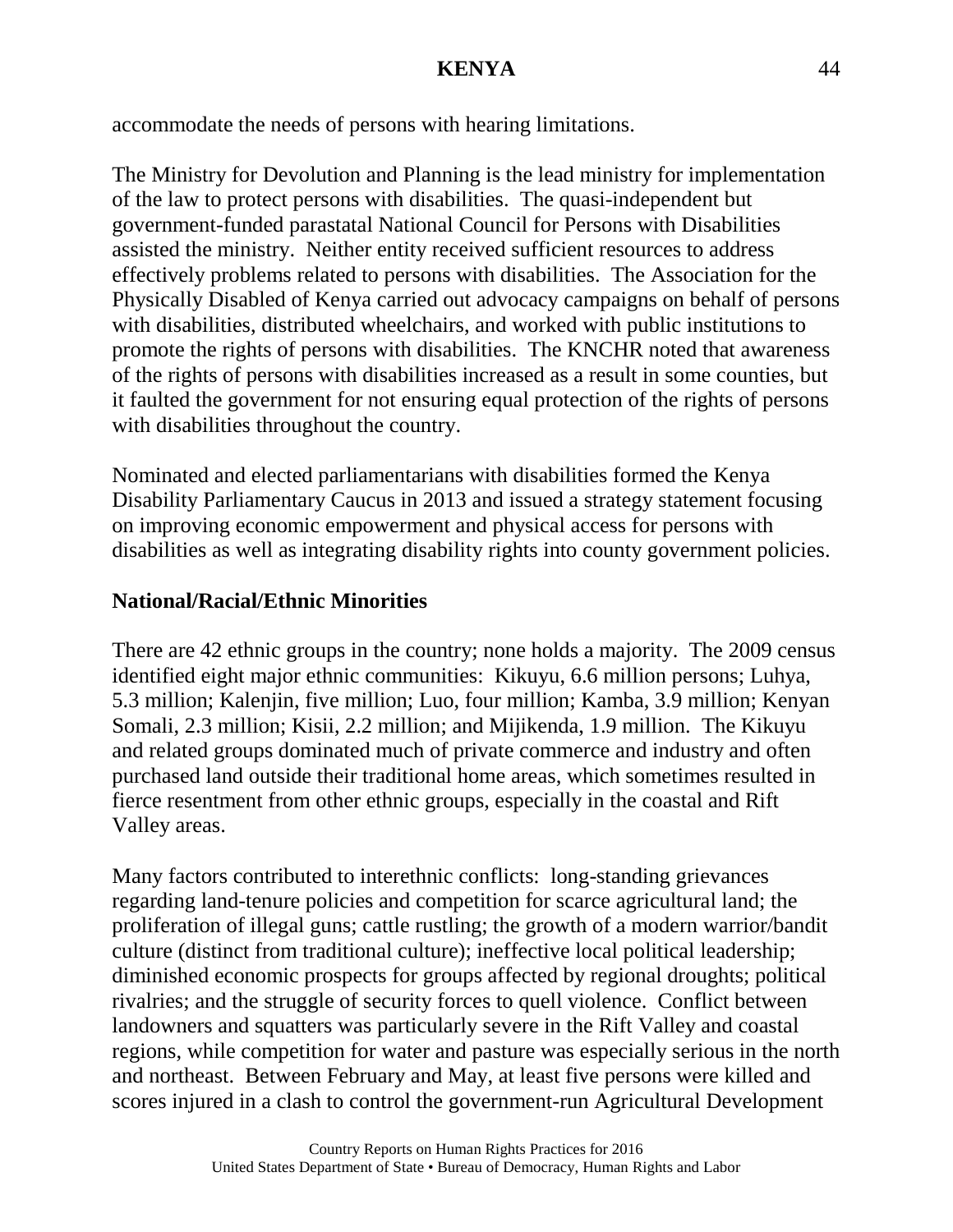accommodate the needs of persons with hearing limitations.

The Ministry for Devolution and Planning is the lead ministry for implementation of the law to protect persons with disabilities. The quasi-independent but government-funded parastatal National Council for Persons with Disabilities assisted the ministry. Neither entity received sufficient resources to address effectively problems related to persons with disabilities. The Association for the Physically Disabled of Kenya carried out advocacy campaigns on behalf of persons with disabilities, distributed wheelchairs, and worked with public institutions to promote the rights of persons with disabilities. The KNCHR noted that awareness of the rights of persons with disabilities increased as a result in some counties, but it faulted the government for not ensuring equal protection of the rights of persons with disabilities throughout the country.

Nominated and elected parliamentarians with disabilities formed the Kenya Disability Parliamentary Caucus in 2013 and issued a strategy statement focusing on improving economic empowerment and physical access for persons with disabilities as well as integrating disability rights into county government policies.

**National/Racial/Ethnic Minorities**

There are 42 ethnic groups in the country; none holds a majority. The 2009 census identified eight major ethnic communities: Kikuyu, 6.6 million persons; Luhya, 5.3 million; Kalenjin, five million; Luo, four million; Kamba, 3.9 million; Kenyan Somali, 2.3 million; Kisii, 2.2 million; and Mijikenda, 1.9 million. The Kikuyu and related groups dominated much of private commerce and industry and often purchased land outside their traditional home areas, which sometimes resulted in fierce resentment from other ethnic groups, especially in the coastal and Rift Valley areas.

Many factors contributed to interethnic conflicts: long-standing grievances regarding land-tenure policies and competition for scarce agricultural land; the proliferation of illegal guns; cattle rustling; the growth of a modern warrior/bandit culture (distinct from traditional culture); ineffective local political leadership; diminished economic prospects for groups affected by regional droughts; political rivalries; and the struggle of security forces to quell violence. Conflict between landowners and squatters was particularly severe in the Rift Valley and coastal regions, while competition for water and pasture was especially serious in the north and northeast. Between February and May, at least five persons were killed and scores injured in a clash to control the government-run Agricultural Development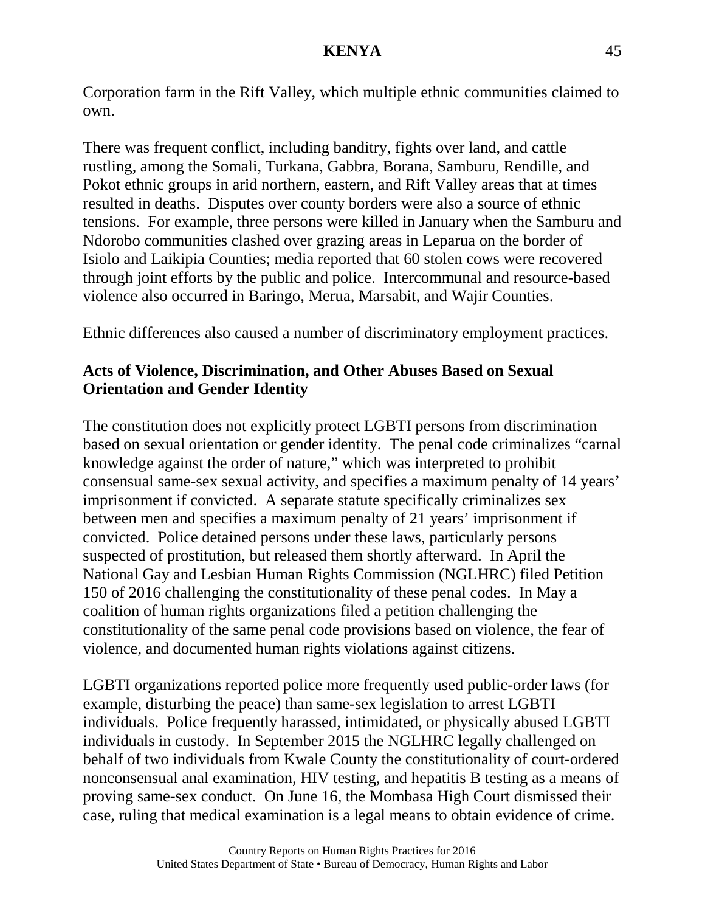Corporation farm in the Rift Valley, which multiple ethnic communities claimed to own.

There was frequent conflict, including banditry, fights over land, and cattle rustling, among the Somali, Turkana, Gabbra, Borana, Samburu, Rendille, and Pokot ethnic groups in arid northern, eastern, and Rift Valley areas that at times resulted in deaths. Disputes over county borders were also a source of ethnic tensions. For example, three persons were killed in January when the Samburu and Ndorobo communities clashed over grazing areas in Leparua on the border of Isiolo and Laikipia Counties; media reported that 60 stolen cows were recovered through joint efforts by the public and police. Intercommunal and resource-based violence also occurred in Baringo, Merua, Marsabit, and Wajir Counties.

Ethnic differences also caused a number of discriminatory employment practices.

**Acts of Violence, Discrimination, and Other Abuses Based on Sexual Orientation and Gender Identity**

The constitution does not explicitly protect LGBTI persons from discrimination based on sexual orientation or gender identity. The penal code criminalizes "carnal knowledge against the order of nature," which was interpreted to prohibit consensual same-sex sexual activity, and specifies a maximum penalty of 14 years' imprisonment if convicted. A separate statute specifically criminalizes sex between men and specifies a maximum penalty of 21 years' imprisonment if convicted. Police detained persons under these laws, particularly persons suspected of prostitution, but released them shortly afterward. In April the National Gay and Lesbian Human Rights Commission (NGLHRC) filed Petition 150 of 2016 challenging the constitutionality of these penal codes. In May a coalition of human rights organizations filed a petition challenging the constitutionality of the same penal code provisions based on violence, the fear of violence, and documented human rights violations against citizens.

LGBTI organizations reported police more frequently used public-order laws (for example, disturbing the peace) than same-sex legislation to arrest LGBTI individuals. Police frequently harassed, intimidated, or physically abused LGBTI individuals in custody. In September 2015 the NGLHRC legally challenged on behalf of two individuals from Kwale County the constitutionality of court-ordered nonconsensual anal examination, HIV testing, and hepatitis B testing as a means of proving same-sex conduct. On June 16, the Mombasa High Court dismissed their case, ruling that medical examination is a legal means to obtain evidence of crime.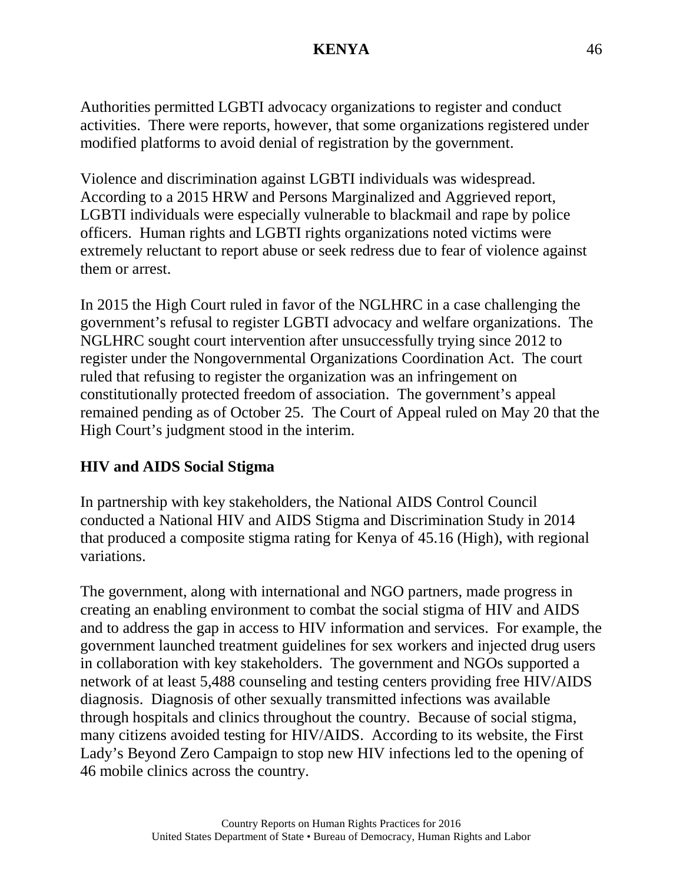Authorities permitted LGBTI advocacy organizations to register and conduct activities. There were reports, however, that some organizations registered under modified platforms to avoid denial of registration by the government.

Violence and discrimination against LGBTI individuals was widespread. According to a 2015 HRW and Persons Marginalized and Aggrieved report, LGBTI individuals were especially vulnerable to blackmail and rape by police officers. Human rights and LGBTI rights organizations noted victims were extremely reluctant to report abuse or seek redress due to fear of violence against them or arrest.

In 2015 the High Court ruled in favor of the NGLHRC in a case challenging the government's refusal to register LGBTI advocacy and welfare organizations. The NGLHRC sought court intervention after unsuccessfully trying since 2012 to register under the Nongovernmental Organizations Coordination Act. The court ruled that refusing to register the organization was an infringement on constitutionally protected freedom of association. The government's appeal remained pending as of October 25. The Court of Appeal ruled on May 20 that the High Court's judgment stood in the interim.

**HIV and AIDS Social Stigma**

In partnership with key stakeholders, the National AIDS Control Council conducted a National HIV and AIDS Stigma and Discrimination Study in 2014 that produced a composite stigma rating for Kenya of 45.16 (High), with regional variations.

The government, along with international and NGO partners, made progress in creating an enabling environment to combat the social stigma of HIV and AIDS and to address the gap in access to HIV information and services. For example, the government launched treatment guidelines for sex workers and injected drug users in collaboration with key stakeholders. The government and NGOs supported a network of at least 5,488 counseling and testing centers providing free HIV/AIDS diagnosis. Diagnosis of other sexually transmitted infections was available through hospitals and clinics throughout the country. Because of social stigma, many citizens avoided testing for HIV/AIDS. According to its website, the First Lady's Beyond Zero Campaign to stop new HIV infections led to the opening of 46 mobile clinics across the country.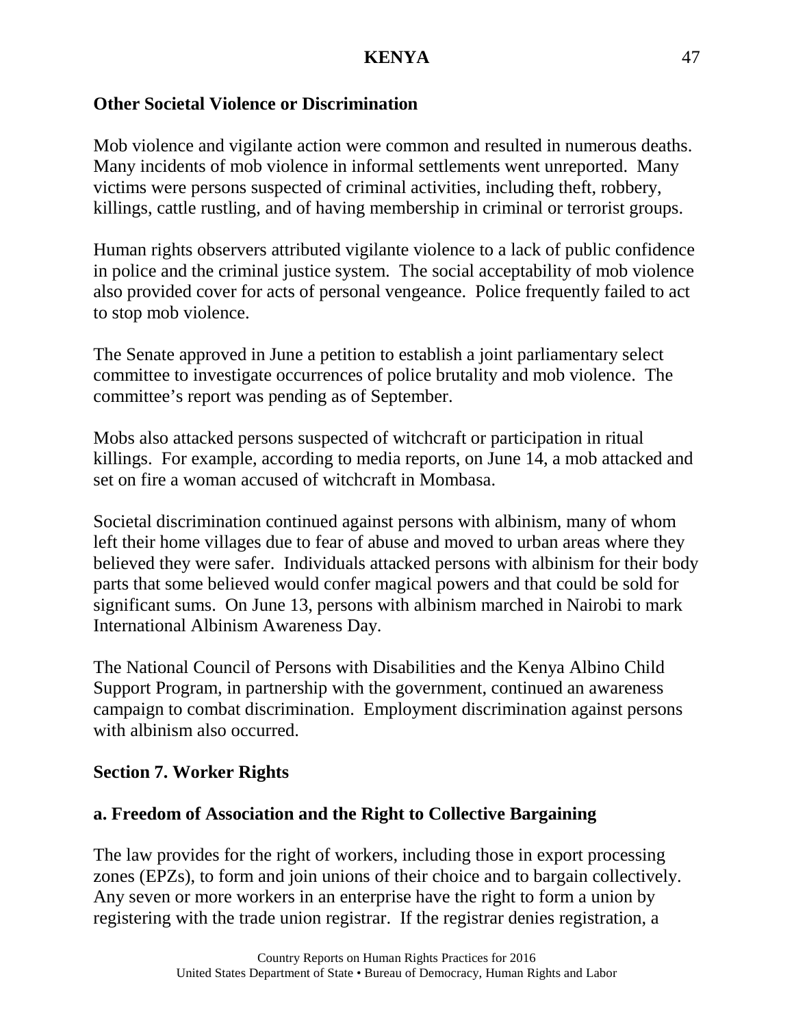### Other Societal Violence or Discrimination

Mob violence and vigilante action were common and resulted in numerous deaths. Many incidents of mob violence in informal settlements went unreported. Many victims were persons suspected of criminal activities, including theft, robbery, killings, cattle rustling, and of having membership in criminal or terrorist groups.

Human rights observers attributed vigilante violence to a lack of public confidence in police and the criminal justice system. The social acceptability of mob violence also provided cover for acts of personal vengeance. Police frequently failed to act to stop mob violence.

The Senate approved in June a petition to establish a joint parliamentary select committee to investigate occurrences of police brutality and mob violence. The committee's report was pending as of September.

Mobs also attacked persons suspected of witchcraft or participation in ritual killings. For example, according to media reports, on June 14, a mob attacked and set on fire a woman accused of witchcraft in Mombasa.

Societal discrimination continued against persons with albinism, many of whom left their home villages due to fear of abuse and moved to urban areas where they believed they were safer. Individuals attacked persons with albinism for their body parts that some believed would confer magical powers and that could be sold for significant sums. On June 13, persons with albinism marched in Nairobi to mark International Albinism Awareness Day.

The National Council of Persons with Disabilities and the Kenya Albino Child Support Program, in partnership with the government, continued an awareness campaign to combat discrimination. Employment discrimination against persons with albinism also occurred.

## Section 7. Worker Rights

### a. Freedom of Association and the Right to Collective Bargaining

The law provides for the right of workers, including those in export processing zones (EPZs), to form and join unions of their choice and to bargain collectively. Any seven or more workers in an enterprise have the right to form a union by registering with the trade union registrar. If the registrar denies registration, a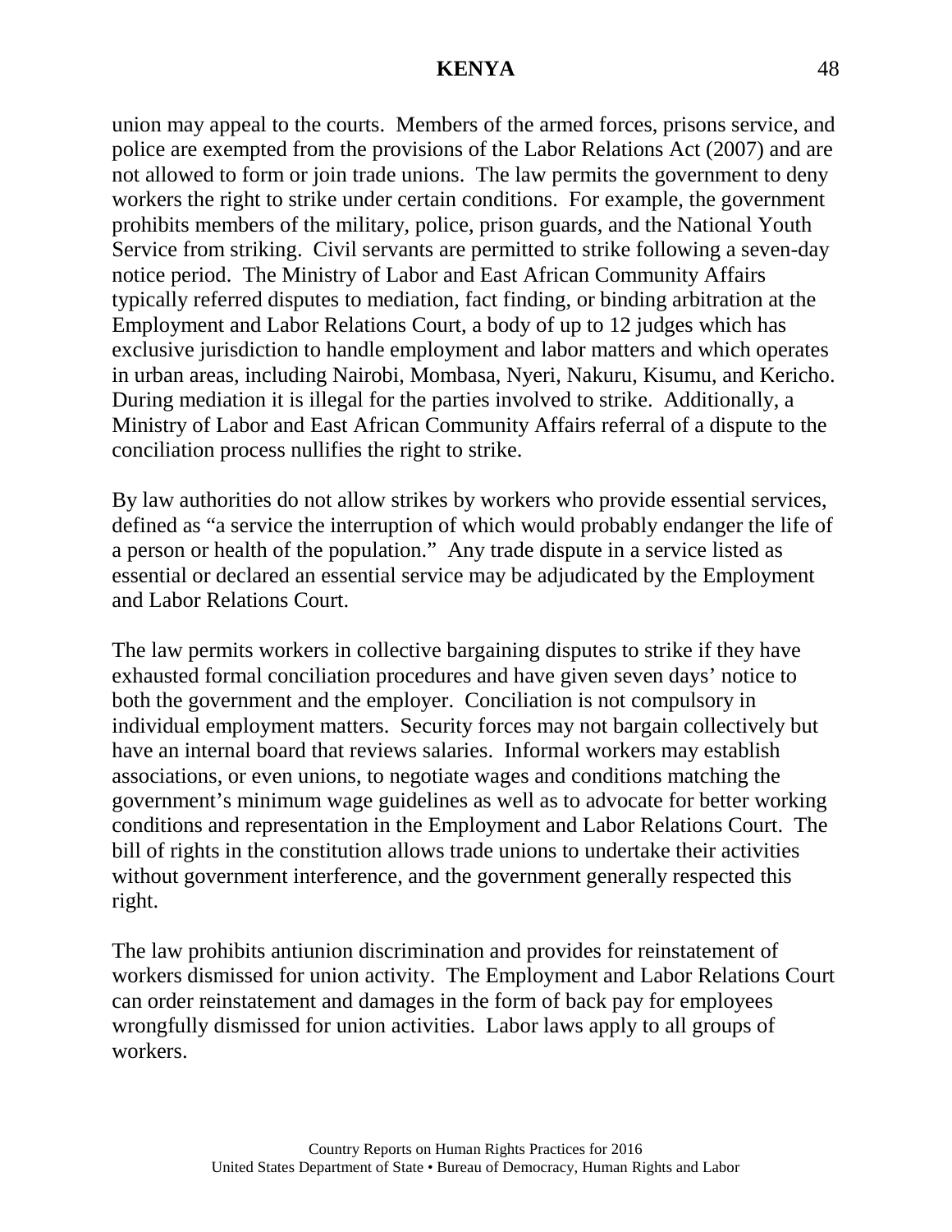union may appeal to the courts. Members of the armed forces, prisons service, and police are exempted from the provisions of the Labor Relations Act (2007) and are not allowed to form or join trade unions. The law permits the government to deny workers the right to strike under certain conditions. For example, the government prohibits members of the military, police, prison guards, and the National Youth Service from striking. Civil servants are permitted to strike following a seven-day notice period. The Ministry of Labor and East African Community Affairs typically referred disputes to mediation, fact finding, or binding arbitration at the Employment and Labor Relations Court, a body of up to 12 judges which has exclusive jurisdiction to handle employment and labor matters and which operates in urban areas, including Nairobi, Mombasa, Nyeri, Nakuru, Kisumu, and Kericho. During mediation it is illegal for the parties involved to strike. Additionally, a Ministry of Labor and East African Community Affairs referral of a dispute to the conciliation process nullifies the right to strike.

By law authorities do not allow strikes by workers who provide essential services, defined as "a service the interruption of which would probably endanger the life of a person or health of the population." Any trade dispute in a service listed as essential or declared an essential service may be adjudicated by the Employment and Labor Relations Court.

The law permits workers in collective bargaining disputes to strike if they have exhausted formal conciliation procedures and have given seven days' notice to both the government and the employer. Conciliation is not compulsory in individual employment matters. Security forces may not bargain collectively but have an internal board that reviews salaries. Informal workers may establish associations, or even unions, to negotiate wages and conditions matching the government's minimum wage guidelines as well as to advocate for better working conditions and representation in the Employment and Labor Relations Court. The bill of rights in the constitution allows trade unions to undertake their activities without government interference, and the government generally respected this right.

The law prohibits antiunion discrimination and provides for reinstatement of workers dismissed for union activity. The Employment and Labor Relations Court can order reinstatement and damages in the form of back pay for employees wrongfully dismissed for union activities. Labor laws apply to all groups of workers.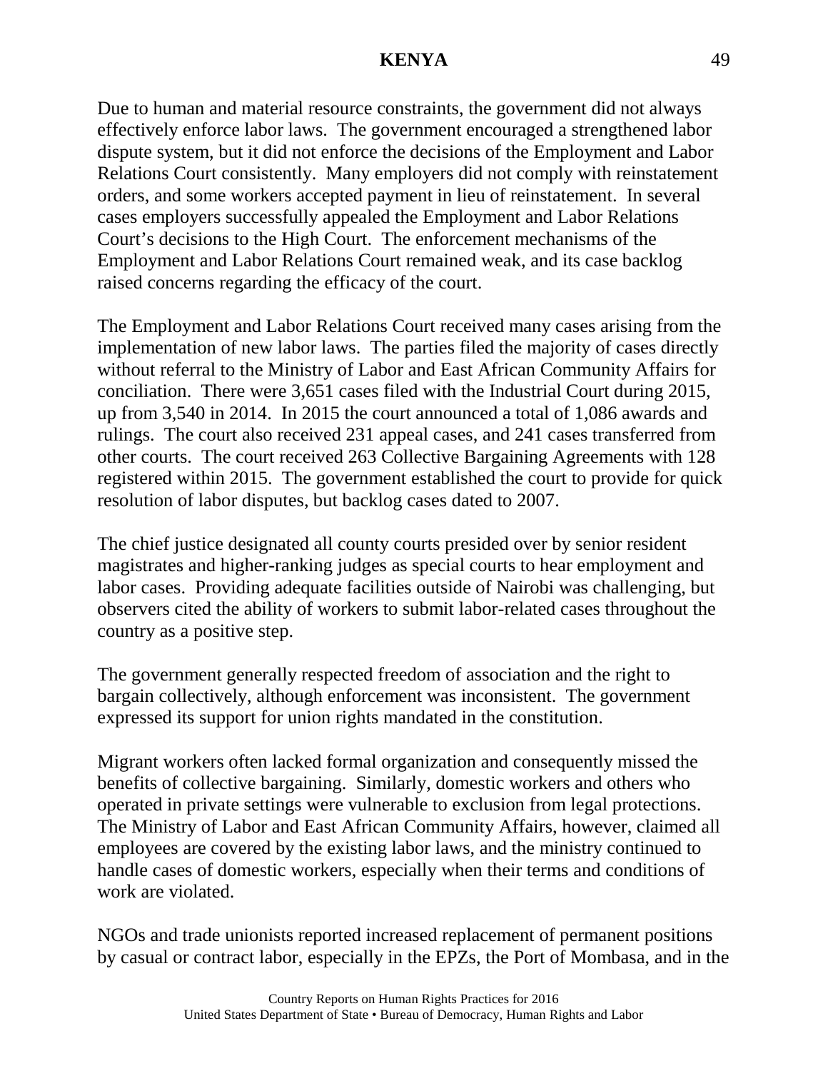Due to human and material resource constraints, the government did not always effectively enforce labor laws. The government encouraged a strengthened labor dispute system, but it did not enforce the decisions of the Employment and Labor Relations Court consistently. Many employers did not comply with reinstatement orders, and some workers accepted payment in lieu of reinstatement. In several cases employers successfully appealed the Employment and Labor Relations Court's decisions to the High Court. The enforcement mechanisms of the Employment and Labor Relations Court remained weak, and its case backlog raised concerns regarding the efficacy of the court.

The Employment and Labor Relations Court received many cases arising from the implementation of new labor laws. The parties filed the majority of cases directly without referral to the Ministry of Labor and East African Community Affairs for conciliation. There were 3,651 cases filed with the Industrial Court during 2015, up from 3,540 in 2014. In 2015 the court announced a total of 1,086 awards and rulings. The court also received 231 appeal cases, and 241 cases transferred from other courts. The court received 263 Collective Bargaining Agreements with 128 registered within 2015. The government established the court to provide for quick resolution of labor disputes, but backlog cases dated to 2007.

The chief justice designated all county courts presided over by senior resident magistrates and higher-ranking judges as special courts to hear employment and labor cases. Providing adequate facilities outside of Nairobi was challenging, but observers cited the ability of workers to submit labor-related cases throughout the country as a positive step.

The government generally respected freedom of association and the right to bargain collectively, although enforcement was inconsistent. The government expressed its support for union rights mandated in the constitution.

Migrant workers often lacked formal organization and consequently missed the benefits of collective bargaining. Similarly, domestic workers and others who operated in private settings were vulnerable to exclusion from legal protections. The Ministry of Labor and East African Community Affairs, however, claimed all employees are covered by the existing labor laws, and the ministry continued to handle cases of domestic workers, especially when their terms and conditions of work are violated.

NGOs and trade unionists reported increased replacement of permanent positions by casual or contract labor, especially in the EPZs, the Port of Mombasa, and in the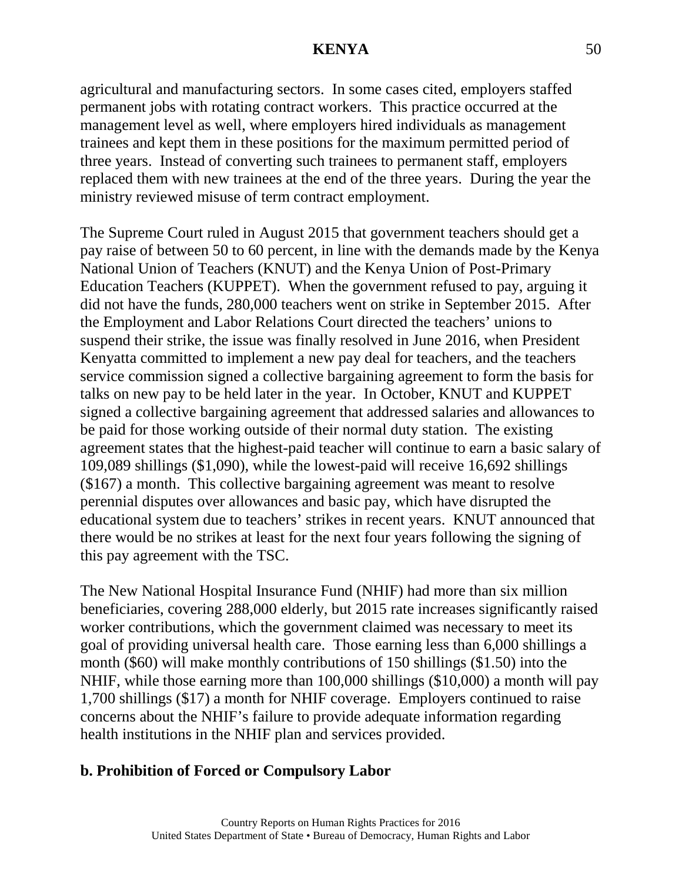agricultural and manufacturing sectors. In some cases cited, employers staffed permanent jobs with rotating contract workers. This practice occurred at the management level as well, where employers hired individuals as management trainees and kept them in these positions for the maximum permitted period of three years. Instead of converting such trainees to permanent staff, employers replaced them with new trainees at the end of the three years. During the year the ministry reviewed misuse of term contract employment.

The Supreme Court ruled in August 2015 that government teachers should get a pay raise of between 50 to 60 percent, in line with the demands made by the Kenya National Union of Teachers (KNUT) and the Kenya Union of Post-Primary Education Teachers (KUPPET). When the government refused to pay, arguing it did not have the funds, 280,000 teachers went on strike in September 2015. After the Employment and Labor Relations Court directed the teachers' unions to suspend their strike, the issue was finally resolved in June 2016, when President Kenyatta committed to implement a new pay deal for teachers, and the teachers service commission signed a collective bargaining agreement to form the basis for talks on new pay to be held later in the year. In October, KNUT and KUPPET signed a collective bargaining agreement that addressed salaries and allowances to be paid for those working outside of their normal duty station. The existing agreement states that the highest-paid teacher will continue to earn a basic salary of 109,089 shillings ($1,090), while the lowest-paid will receive 16,692 shillings ($167) a month. This collective bargaining agreement was meant to resolve perennial disputes over allowances and basic pay, which have disrupted the educational system due to teachers' strikes in recent years. KNUT announced that there would be no strikes at least for the next four years following the signing of this pay agreement with the TSC.

The New National Hospital Insurance Fund (NHIF) had more than six million beneficiaries, covering 288,000 elderly, but 2015 rate increases significantly raised worker contributions, which the government claimed was necessary to meet its goal of providing universal health care. Those earning less than 6,000 shillings a month ($60) will make monthly contributions of 150 shillings ($1.50) into the NHIF, while those earning more than 100,000 shillings ($10,000) a month will pay 1,700 shillings ($17) a month for NHIF coverage. Employers continued to raise concerns about the NHIF's failure to provide adequate information regarding health institutions in the NHIF plan and services provided.

**b. Prohibition of Forced or Compulsory Labor**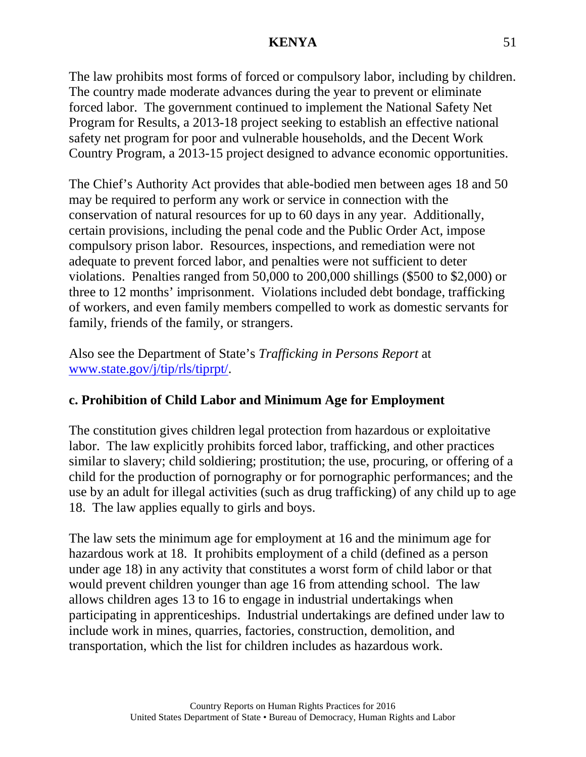The law prohibits most forms of forced or compulsory labor, including by children. The country made moderate advances during the year to prevent or eliminate forced labor. The government continued to implement the National Safety Net Program for Results, a 2013-18 project seeking to establish an effective national safety net program for poor and vulnerable households, and the Decent Work Country Program, a 2013-15 project designed to advance economic opportunities.

The Chief's Authority Act provides that able-bodied men between ages 18 and 50 may be required to perform any work or service in connection with the conservation of natural resources for up to 60 days in any year. Additionally, certain provisions, including the penal code and the Public Order Act, impose compulsory prison labor. Resources, inspections, and remediation were not adequate to prevent forced labor, and penalties were not sufficient to deter violations. Penalties ranged from 50,000 to 200,000 shillings ($500 to $2,000) or three to 12 months' imprisonment. Violations included debt bondage, trafficking of workers, and even family members compelled to work as domestic servants for family, friends of the family, or strangers.

Also see the Department of State's *Trafficking in Persons Report* at [www.state.gov/j/tip/rls/tiprpt/](www.state.gov/j/tip/rls/tiprpt/).

### c. Prohibition of Child Labor and Minimum Age for Employment

The constitution gives children legal protection from hazardous or exploitative labor. The law explicitly prohibits forced labor, trafficking, and other practices similar to slavery; child soldiering; prostitution; the use, procuring, or offering of a child for the production of pornography or for pornographic performances; and the use by an adult for illegal activities (such as drug trafficking) of any child up to age 18. The law applies equally to girls and boys.

The law sets the minimum age for employment at 16 and the minimum age for hazardous work at 18. It prohibits employment of a child (defined as a person under age 18) in any activity that constitutes a worst form of child labor or that would prevent children younger than age 16 from attending school. The law allows children ages 13 to 16 to engage in industrial undertakings when participating in apprenticeships. Industrial undertakings are defined under law to include work in mines, quarries, factories, construction, demolition, and transportation, which the list for children includes as hazardous work.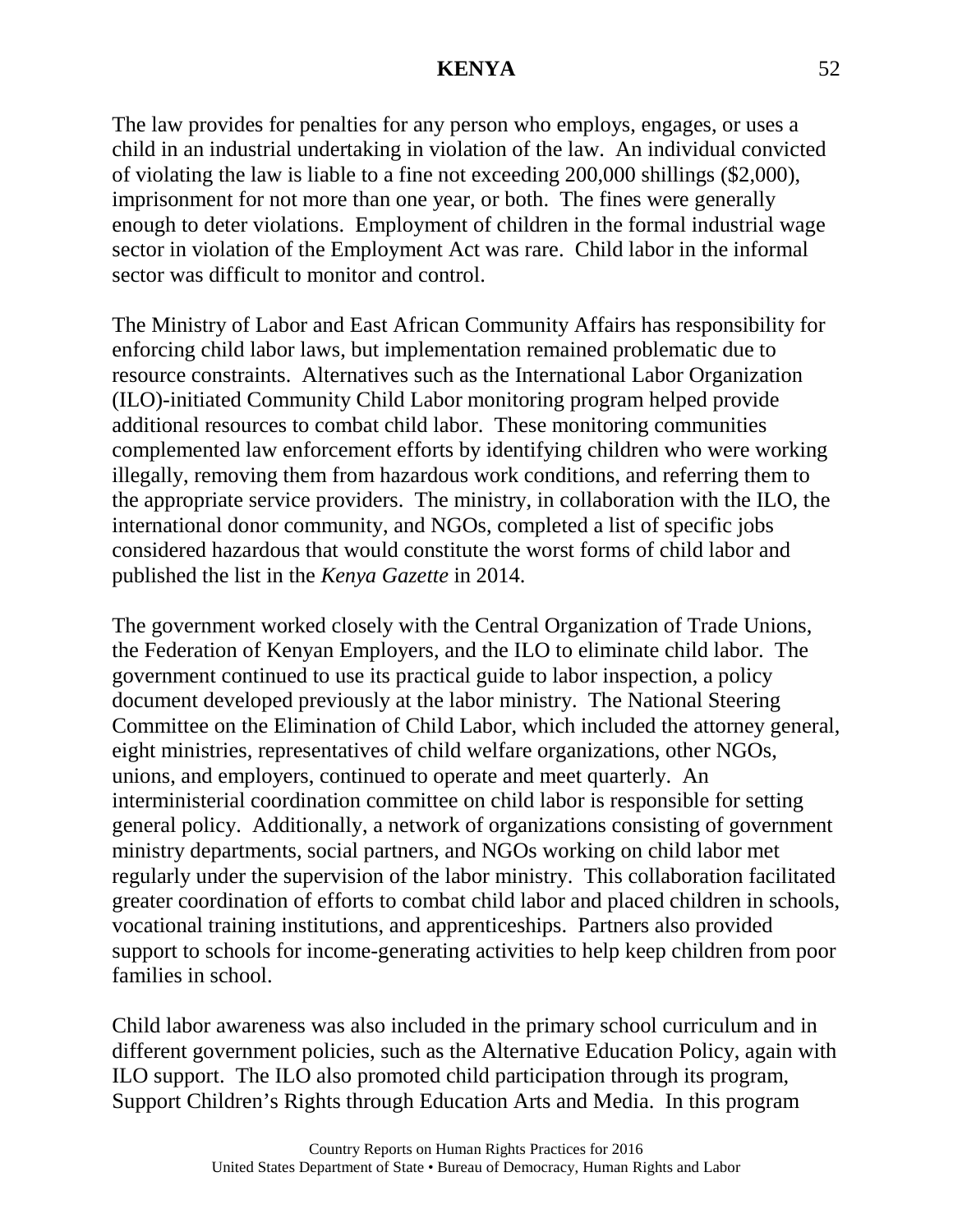The law provides for penalties for any person who employs, engages, or uses a child in an industrial undertaking in violation of the law. An individual convicted of violating the law is liable to a fine not exceeding 200,000 shillings ($2,000), imprisonment for not more than one year, or both. The fines were generally enough to deter violations. Employment of children in the formal industrial wage sector in violation of the Employment Act was rare. Child labor in the informal sector was difficult to monitor and control.

The Ministry of Labor and East African Community Affairs has responsibility for enforcing child labor laws, but implementation remained problematic due to resource constraints. Alternatives such as the International Labor Organization (ILO)-initiated Community Child Labor monitoring program helped provide additional resources to combat child labor. These monitoring communities complemented law enforcement efforts by identifying children who were working illegally, removing them from hazardous work conditions, and referring them to the appropriate service providers. The ministry, in collaboration with the ILO, the international donor community, and NGOs, completed a list of specific jobs considered hazardous that would constitute the worst forms of child labor and published the list in the *Kenya Gazette* in 2014.

The government worked closely with the Central Organization of Trade Unions, the Federation of Kenyan Employers, and the ILO to eliminate child labor. The government continued to use its practical guide to labor inspection, a policy document developed previously at the labor ministry. The National Steering Committee on the Elimination of Child Labor, which included the attorney general, eight ministries, representatives of child welfare organizations, other NGOs, unions, and employers, continued to operate and meet quarterly. An interministerial coordination committee on child labor is responsible for setting general policy. Additionally, a network of organizations consisting of government ministry departments, social partners, and NGOs working on child labor met regularly under the supervision of the labor ministry. This collaboration facilitated greater coordination of efforts to combat child labor and placed children in schools, vocational training institutions, and apprenticeships. Partners also provided support to schools for income-generating activities to help keep children from poor families in school.

Child labor awareness was also included in the primary school curriculum and in different government policies, such as the Alternative Education Policy, again with ILO support. The ILO also promoted child participation through its program, Support Children's Rights through Education Arts and Media. In this program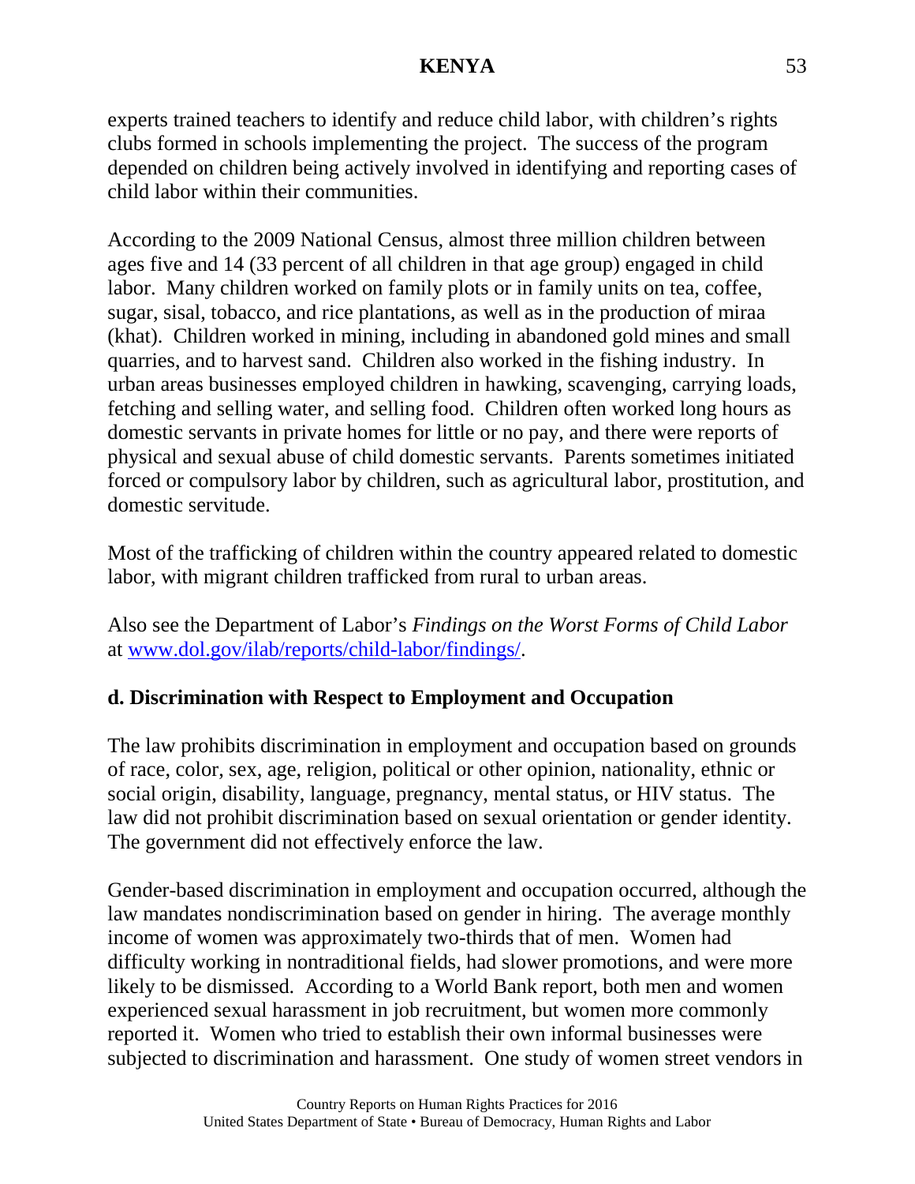experts trained teachers to identify and reduce child labor, with children's rights clubs formed in schools implementing the project. The success of the program depended on children being actively involved in identifying and reporting cases of child labor within their communities.

According to the 2009 National Census, almost three million children between ages five and 14 (33 percent of all children in that age group) engaged in child labor. Many children worked on family plots or in family units on tea, coffee, sugar, sisal, tobacco, and rice plantations, as well as in the production of miraa (khat). Children worked in mining, including in abandoned gold mines and small quarries, and to harvest sand. Children also worked in the fishing industry. In urban areas businesses employed children in hawking, scavenging, carrying loads, fetching and selling water, and selling food. Children often worked long hours as domestic servants in private homes for little or no pay, and there were reports of physical and sexual abuse of child domestic servants. Parents sometimes initiated forced or compulsory labor by children, such as agricultural labor, prostitution, and domestic servitude.

Most of the trafficking of children within the country appeared related to domestic labor, with migrant children trafficked from rural to urban areas.

Also see the Department of Labor's *Findings on the Worst Forms of Child Labor* at [www.dol.gov/ilab/reports/child-labor/findings/](www.dol.gov/ilab/reports/child-labor/findings/).

## d. Discrimination with Respect to Employment and Occupation

The law prohibits discrimination in employment and occupation based on grounds of race, color, sex, age, religion, political or other opinion, nationality, ethnic or social origin, disability, language, pregnancy, mental status, or HIV status. The law did not prohibit discrimination based on sexual orientation or gender identity. The government did not effectively enforce the law.

Gender-based discrimination in employment and occupation occurred, although the law mandates nondiscrimination based on gender in hiring. The average monthly income of women was approximately two-thirds that of men. Women had difficulty working in nontraditional fields, had slower promotions, and were more likely to be dismissed. According to a World Bank report, both men and women experienced sexual harassment in job recruitment, but women more commonly reported it. Women who tried to establish their own informal businesses were subjected to discrimination and harassment. One study of women street vendors in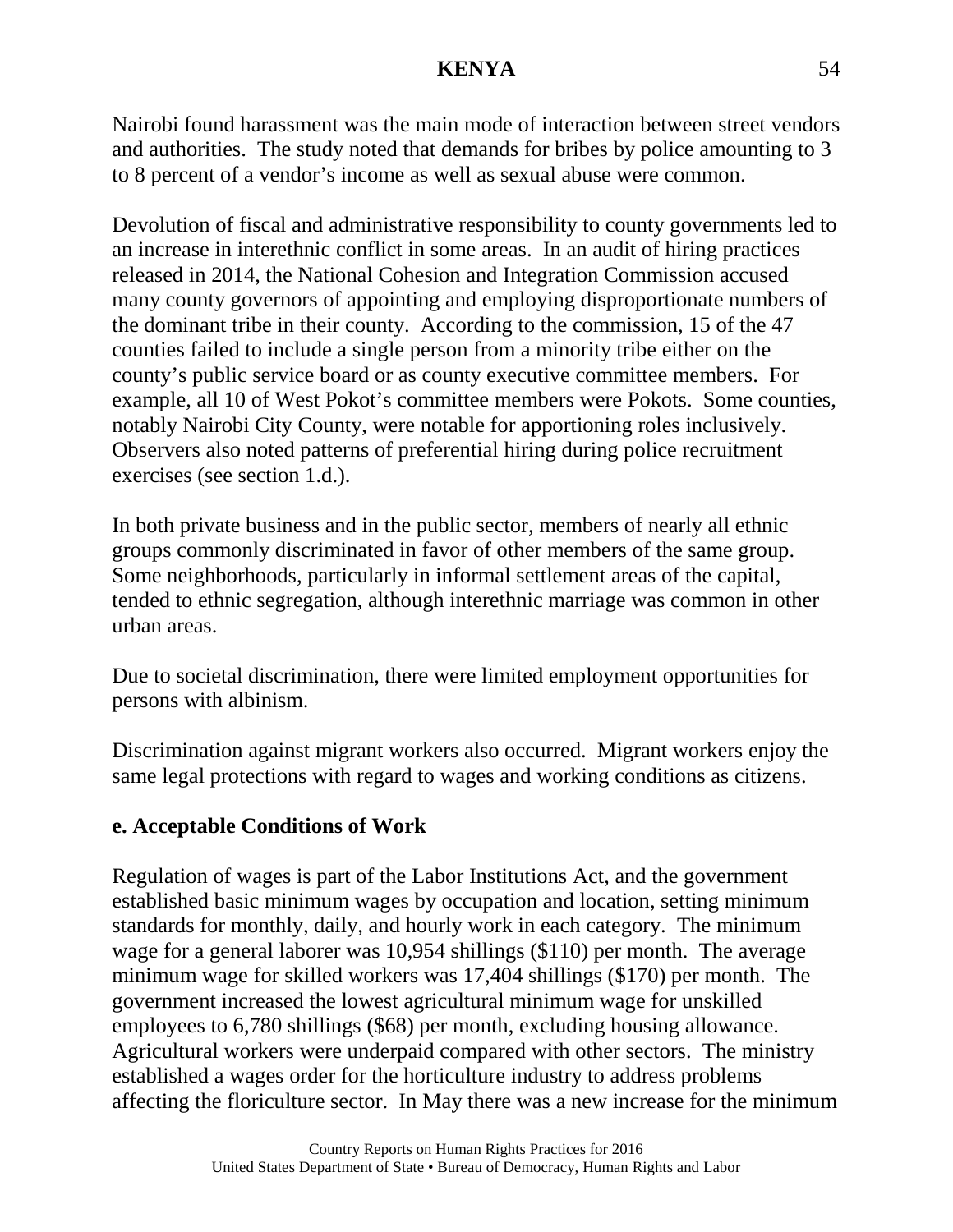Nairobi found harassment was the main mode of interaction between street vendors and authorities. The study noted that demands for bribes by police amounting to 3 to 8 percent of a vendor's income as well as sexual abuse were common.

Devolution of fiscal and administrative responsibility to county governments led to an increase in interethnic conflict in some areas. In an audit of hiring practices released in 2014, the National Cohesion and Integration Commission accused many county governors of appointing and employing disproportionate numbers of the dominant tribe in their county. According to the commission, 15 of the 47 counties failed to include a single person from a minority tribe either on the county's public service board or as county executive committee members. For example, all 10 of West Pokot's committee members were Pokots. Some counties, notably Nairobi City County, were notable for apportioning roles inclusively. Observers also noted patterns of preferential hiring during police recruitment exercises (see section 1.d.).

In both private business and in the public sector, members of nearly all ethnic groups commonly discriminated in favor of other members of the same group. Some neighborhoods, particularly in informal settlement areas of the capital, tended to ethnic segregation, although interethnic marriage was common in other urban areas.

Due to societal discrimination, there were limited employment opportunities for persons with albinism.

Discrimination against migrant workers also occurred. Migrant workers enjoy the same legal protections with regard to wages and working conditions as citizens.

## e. Acceptable Conditions of Work

Regulation of wages is part of the Labor Institutions Act, and the government established basic minimum wages by occupation and location, setting minimum standards for monthly, daily, and hourly work in each category. The minimum wage for a general laborer was 10,954 shillings ($110) per month. The average minimum wage for skilled workers was 17,404 shillings ($170) per month. The government increased the lowest agricultural minimum wage for unskilled employees to 6,780 shillings ($68) per month, excluding housing allowance. Agricultural workers were underpaid compared with other sectors. The ministry established a wages order for the horticulture industry to address problems affecting the floriculture sector. In May there was a new increase for the minimum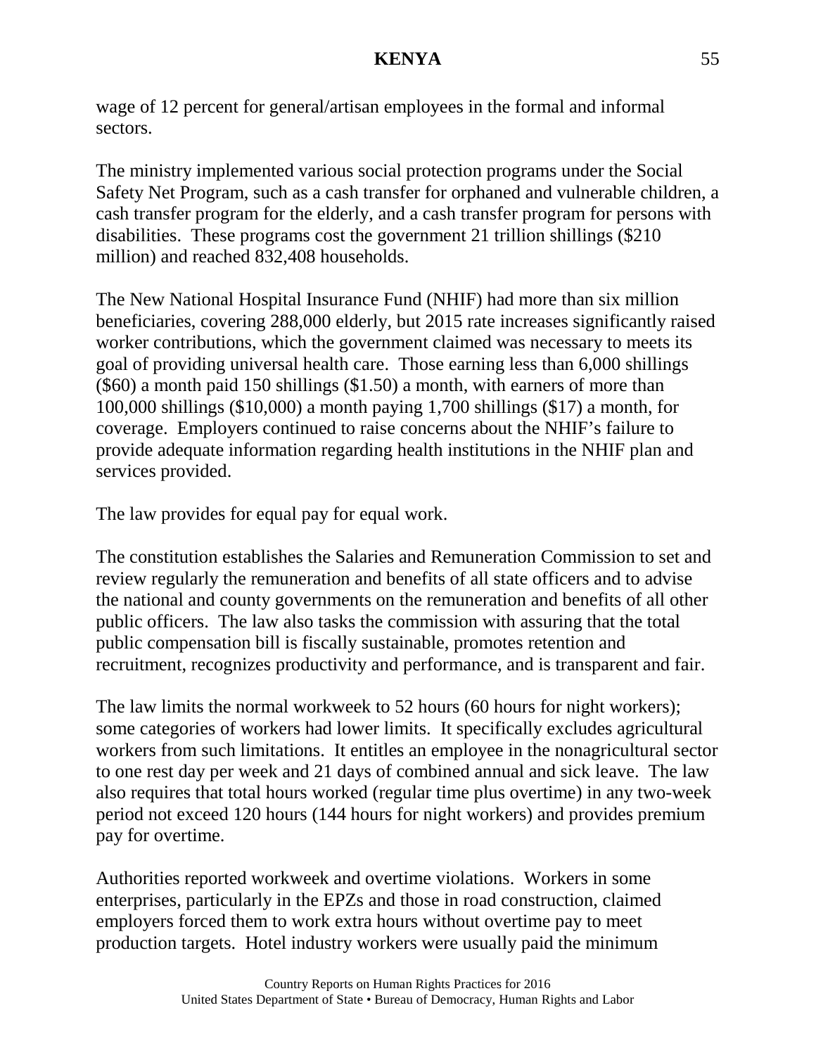wage of 12 percent for general/artisan employees in the formal and informal sectors.

The ministry implemented various social protection programs under the Social Safety Net Program, such as a cash transfer for orphaned and vulnerable children, a cash transfer program for the elderly, and a cash transfer program for persons with disabilities. These programs cost the government 21 trillion shillings ($210 million) and reached 832,408 households.

The New National Hospital Insurance Fund (NHIF) had more than six million beneficiaries, covering 288,000 elderly, but 2015 rate increases significantly raised worker contributions, which the government claimed was necessary to meets its goal of providing universal health care. Those earning less than 6,000 shillings ($60) a month paid 150 shillings ($1.50) a month, with earners of more than 100,000 shillings ($10,000) a month paying 1,700 shillings ($17) a month, for coverage. Employers continued to raise concerns about the NHIF's failure to provide adequate information regarding health institutions in the NHIF plan and services provided.

The law provides for equal pay for equal work.

The constitution establishes the Salaries and Remuneration Commission to set and review regularly the remuneration and benefits of all state officers and to advise the national and county governments on the remuneration and benefits of all other public officers. The law also tasks the commission with assuring that the total public compensation bill is fiscally sustainable, promotes retention and recruitment, recognizes productivity and performance, and is transparent and fair.

The law limits the normal workweek to 52 hours (60 hours for night workers); some categories of workers had lower limits. It specifically excludes agricultural workers from such limitations. It entitles an employee in the nonagricultural sector to one rest day per week and 21 days of combined annual and sick leave. The law also requires that total hours worked (regular time plus overtime) in any two-week period not exceed 120 hours (144 hours for night workers) and provides premium pay for overtime.

Authorities reported workweek and overtime violations. Workers in some enterprises, particularly in the EPZs and those in road construction, claimed employers forced them to work extra hours without overtime pay to meet production targets. Hotel industry workers were usually paid the minimum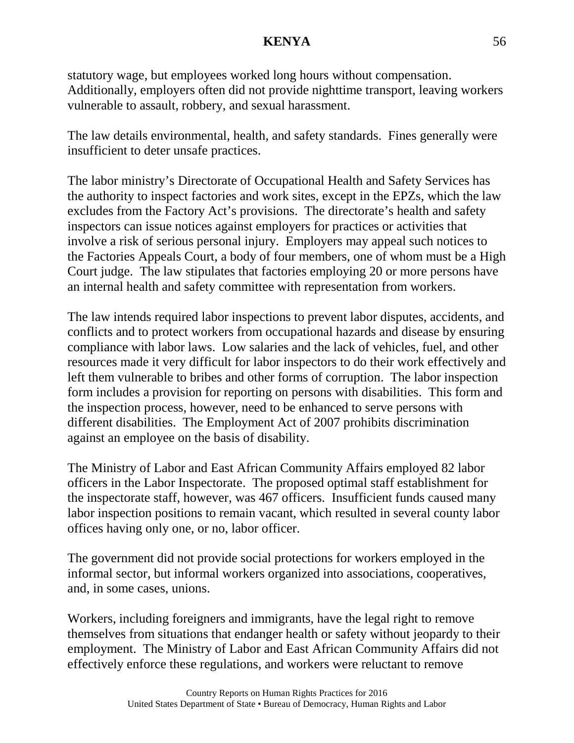statutory wage, but employees worked long hours without compensation. Additionally, employers often did not provide nighttime transport, leaving workers vulnerable to assault, robbery, and sexual harassment.

The law details environmental, health, and safety standards. Fines generally were insufficient to deter unsafe practices.

The labor ministry's Directorate of Occupational Health and Safety Services has the authority to inspect factories and work sites, except in the EPZs, which the law excludes from the Factory Act's provisions. The directorate's health and safety inspectors can issue notices against employers for practices or activities that involve a risk of serious personal injury. Employers may appeal such notices to the Factories Appeals Court, a body of four members, one of whom must be a High Court judge. The law stipulates that factories employing 20 or more persons have an internal health and safety committee with representation from workers.

The law intends required labor inspections to prevent labor disputes, accidents, and conflicts and to protect workers from occupational hazards and disease by ensuring compliance with labor laws. Low salaries and the lack of vehicles, fuel, and other resources made it very difficult for labor inspectors to do their work effectively and left them vulnerable to bribes and other forms of corruption. The labor inspection form includes a provision for reporting on persons with disabilities. This form and the inspection process, however, need to be enhanced to serve persons with different disabilities. The Employment Act of 2007 prohibits discrimination against an employee on the basis of disability.

The Ministry of Labor and East African Community Affairs employed 82 labor officers in the Labor Inspectorate. The proposed optimal staff establishment for the inspectorate staff, however, was 467 officers. Insufficient funds caused many labor inspection positions to remain vacant, which resulted in several county labor offices having only one, or no, labor officer.

The government did not provide social protections for workers employed in the informal sector, but informal workers organized into associations, cooperatives, and, in some cases, unions.

Workers, including foreigners and immigrants, have the legal right to remove themselves from situations that endanger health or safety without jeopardy to their employment. The Ministry of Labor and East African Community Affairs did not effectively enforce these regulations, and workers were reluctant to remove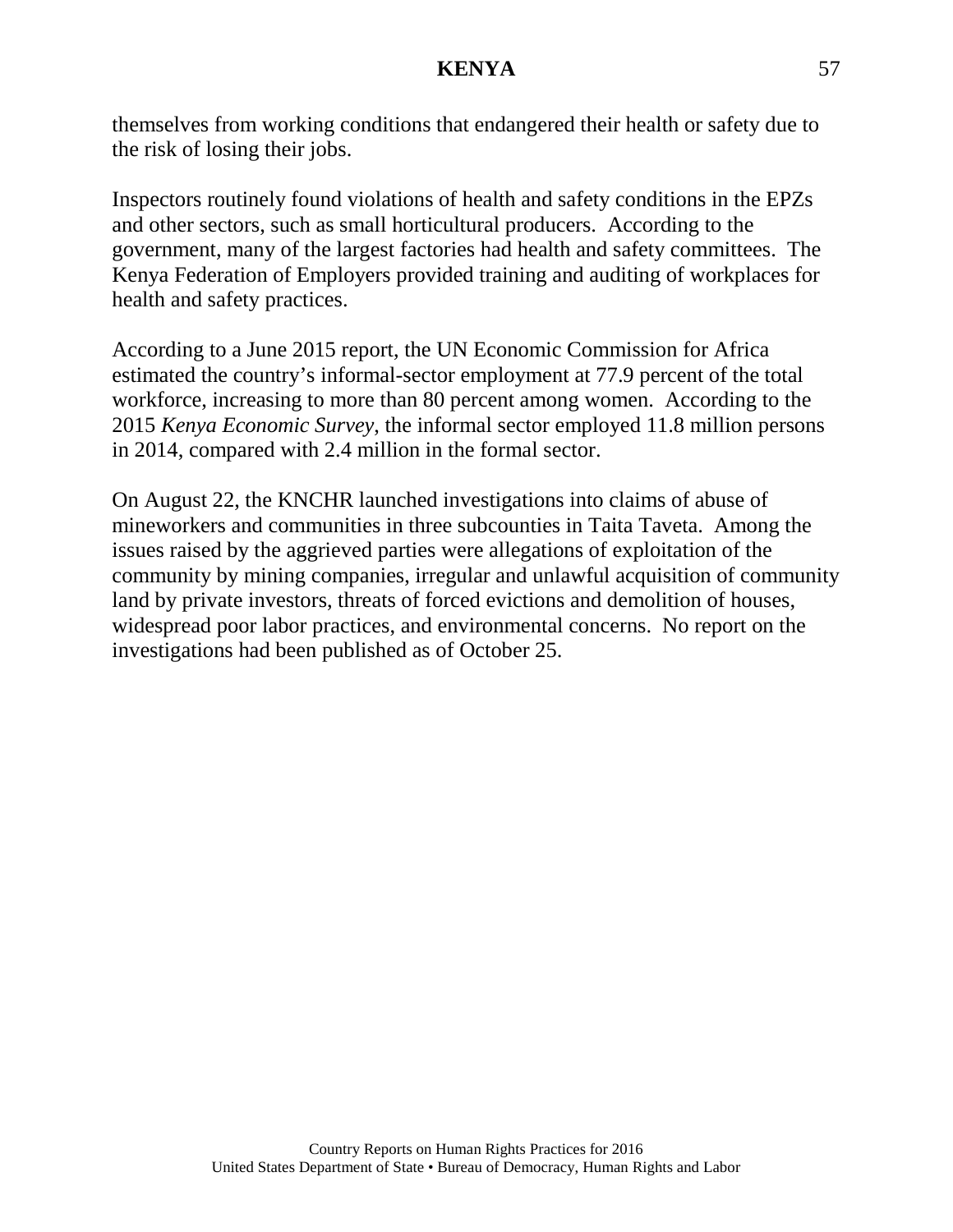themselves from working conditions that endangered their health or safety due to the risk of losing their jobs.

Inspectors routinely found violations of health and safety conditions in the EPZs and other sectors, such as small horticultural producers. According to the government, many of the largest factories had health and safety committees. The Kenya Federation of Employers provided training and auditing of workplaces for health and safety practices.

According to a June 2015 report, the UN Economic Commission for Africa estimated the country's informal-sector employment at 77.9 percent of the total workforce, increasing to more than 80 percent among women. According to the 2015 *Kenya Economic Survey*, the informal sector employed 11.8 million persons in 2014, compared with 2.4 million in the formal sector.

On August 22, the KNCHR launched investigations into claims of abuse of mineworkers and communities in three subcounties in Taita Taveta. Among the issues raised by the aggrieved parties were allegations of exploitation of the community by mining companies, irregular and unlawful acquisition of community land by private investors, threats of forced evictions and demolition of houses, widespread poor labor practices, and environmental concerns. No report on the investigations had been published as of October 25.